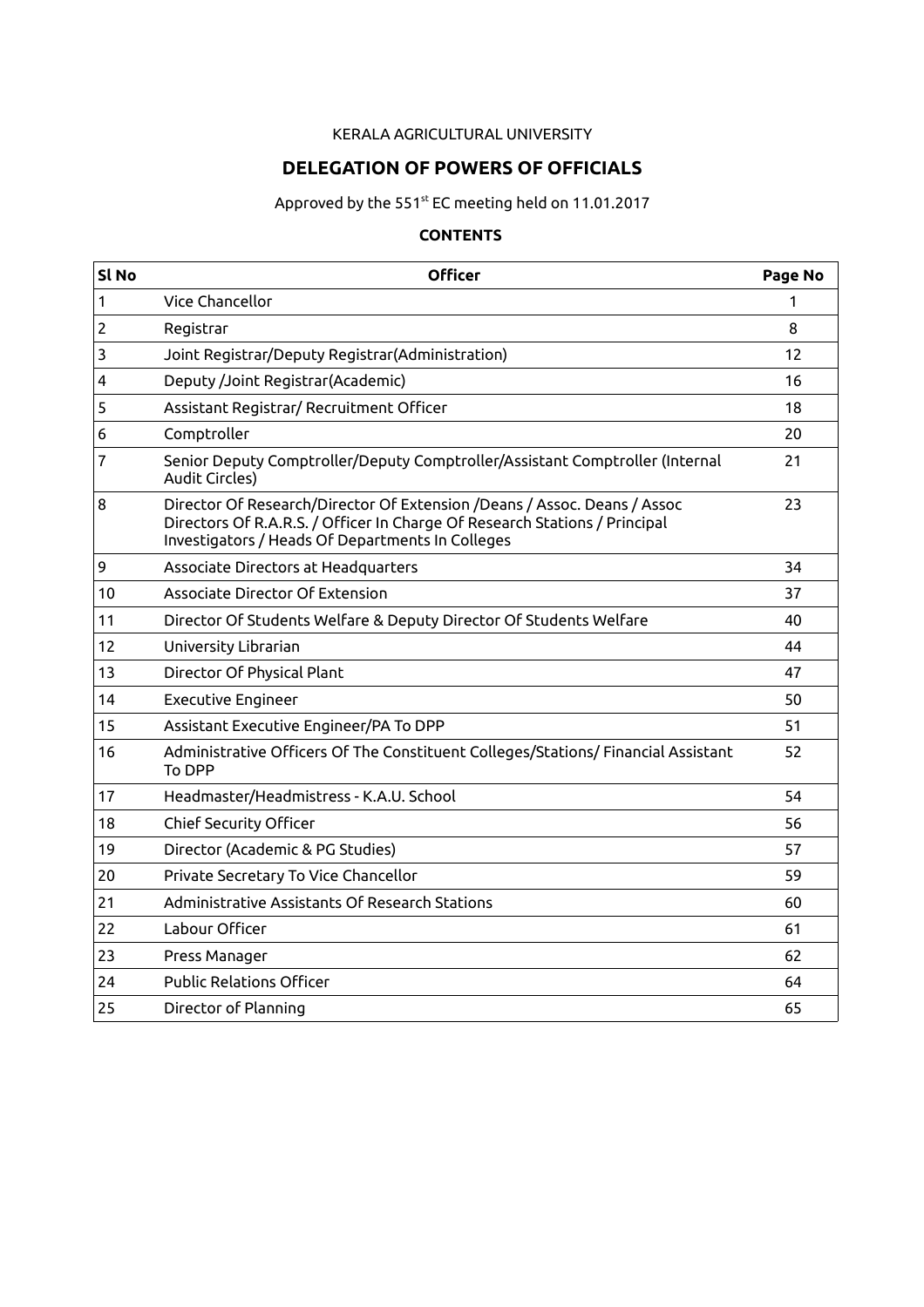KERALA AGRICULTURAL UNIVERSITY

# DELEGATION OF POWERS OF OFFICIALS

Approved by the 551st EC meeting held on 11.01.2017

## CONTENTS

| Sl No | Officer | Page No |
|---|---|---|
| 1 | Vice Chancellor | 1 |
| 2 | Registrar | 8 |
| 3 | Joint Registrar/Deputy Registrar(Administration) | 12 |
| 4 | Deputy /Joint Registrar(Academic) | 16 |
| 5 | Assistant Registrar/ Recruitment Officer | 18 |
| 6 | Comptroller | 20 |
| 7 | Senior Deputy Comptroller/Deputy Comptroller/Assistant Comptroller (Internal Audit Circles) | 21 |
| 8 | Director Of Research/Director Of Extension /Deans / Assoc. Deans / Assoc Directors Of R.A.R.S. / Officer In Charge Of Research Stations / Principal Investigators / Heads Of Departments In Colleges | 23 |
| 9 | Associate Directors at Headquarters | 34 |
| 10 | Associate Director Of Extension | 37 |
| 11 | Director Of Students Welfare & Deputy Director Of Students Welfare | 40 |
| 12 | University Librarian | 44 |
| 13 | Director Of Physical Plant | 47 |
| 14 | Executive Engineer | 50 |
| 15 | Assistant Executive Engineer/PA To DPP | 51 |
| 16 | Administrative Officers Of The Constituent Colleges/Stations/ Financial Assistant To DPP | 52 |
| 17 | Headmaster/Headmistress - K.A.U. School | 54 |
| 18 | Chief Security Officer | 56 |
| 19 | Director (Academic & PG Studies) | 57 |
| 20 | Private Secretary To Vice Chancellor | 59 |
| 21 | Administrative Assistants Of Research Stations | 60 |
| 22 | Labour Officer | 61 |
| 23 | Press Manager | 62 |
| 24 | Public Relations Officer | 64 |
| 25 | Director of Planning | 65 |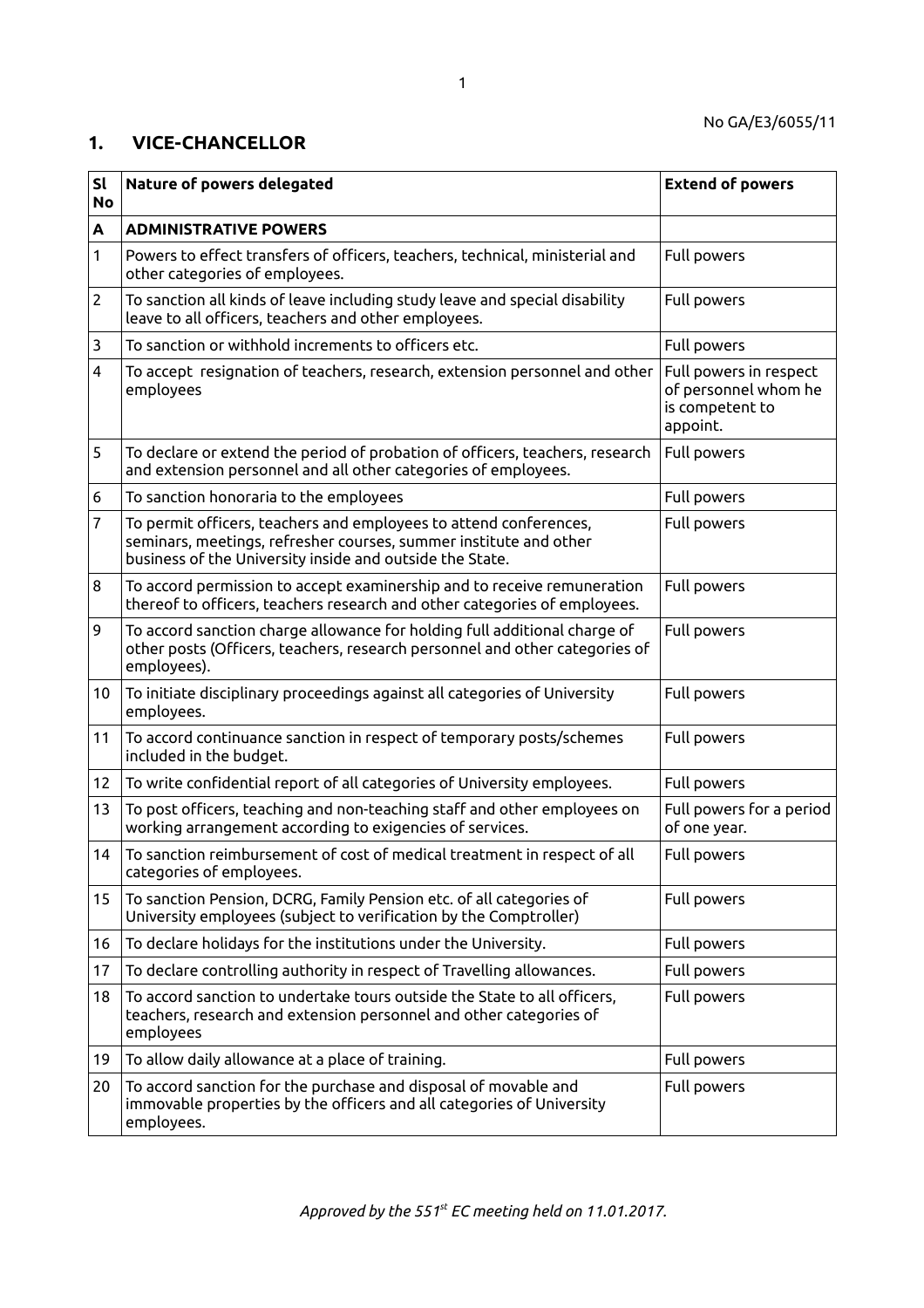No GA/E3/6055/11

## 1. VICE-CHANCELLOR

| Sl No | Nature of powers delegated | Extend of powers |
|---|---|---|
| **A** | **ADMINISTRATIVE POWERS** | |
| 1 | Powers to effect transfers of officers, teachers, technical, ministerial and other categories of employees. | Full powers |
| 2 | To sanction all kinds of leave including study leave and special disability leave to all officers, teachers and other employees. | Full powers |
| 3 | To sanction or withhold increments to officers etc. | Full powers |
| 4 | To accept resignation of teachers, research, extension personnel and other employees | Full powers in respect of personnel whom he is competent to appoint. |
| 5 | To declare or extend the period of probation of officers, teachers, research and extension personnel and all other categories of employees. | Full powers |
| 6 | To sanction honoraria to the employees | Full powers |
| 7 | To permit officers, teachers and employees to attend conferences, seminars, meetings, refresher courses, summer institute and other business of the University inside and outside the State. | Full powers |
| 8 | To accord permission to accept examinership and to receive remuneration thereof to officers, teachers research and other categories of employees. | Full powers |
| 9 | To accord sanction charge allowance for holding full additional charge of other posts (Officers, teachers, research personnel and other categories of employees). | Full powers |
| 10 | To initiate disciplinary proceedings against all categories of University employees. | Full powers |
| 11 | To accord continuance sanction in respect of temporary posts/schemes included in the budget. | Full powers |
| 12 | To write confidential report of all categories of University employees. | Full powers |
| 13 | To post officers, teaching and non-teaching staff and other employees on working arrangement according to exigencies of services. | Full powers for a period of one year. |
| 14 | To sanction reimbursement of cost of medical treatment in respect of all categories of employees. | Full powers |
| 15 | To sanction Pension, DCRG, Family Pension etc. of all categories of University employees (subject to verification by the Comptroller) | Full powers |
| 16 | To declare holidays for the institutions under the University. | Full powers |
| 17 | To declare controlling authority in respect of Travelling allowances. | Full powers |
| 18 | To accord sanction to undertake tours outside the State to all officers, teachers, research and extension personnel and other categories of employees | Full powers |
| 19 | To allow daily allowance at a place of training. | Full powers |
| 20 | To accord sanction for the purchase and disposal of movable and immovable properties by the officers and all categories of University employees. | Full powers |

*Approved by the 551st EC meeting held on 11.01.2017.*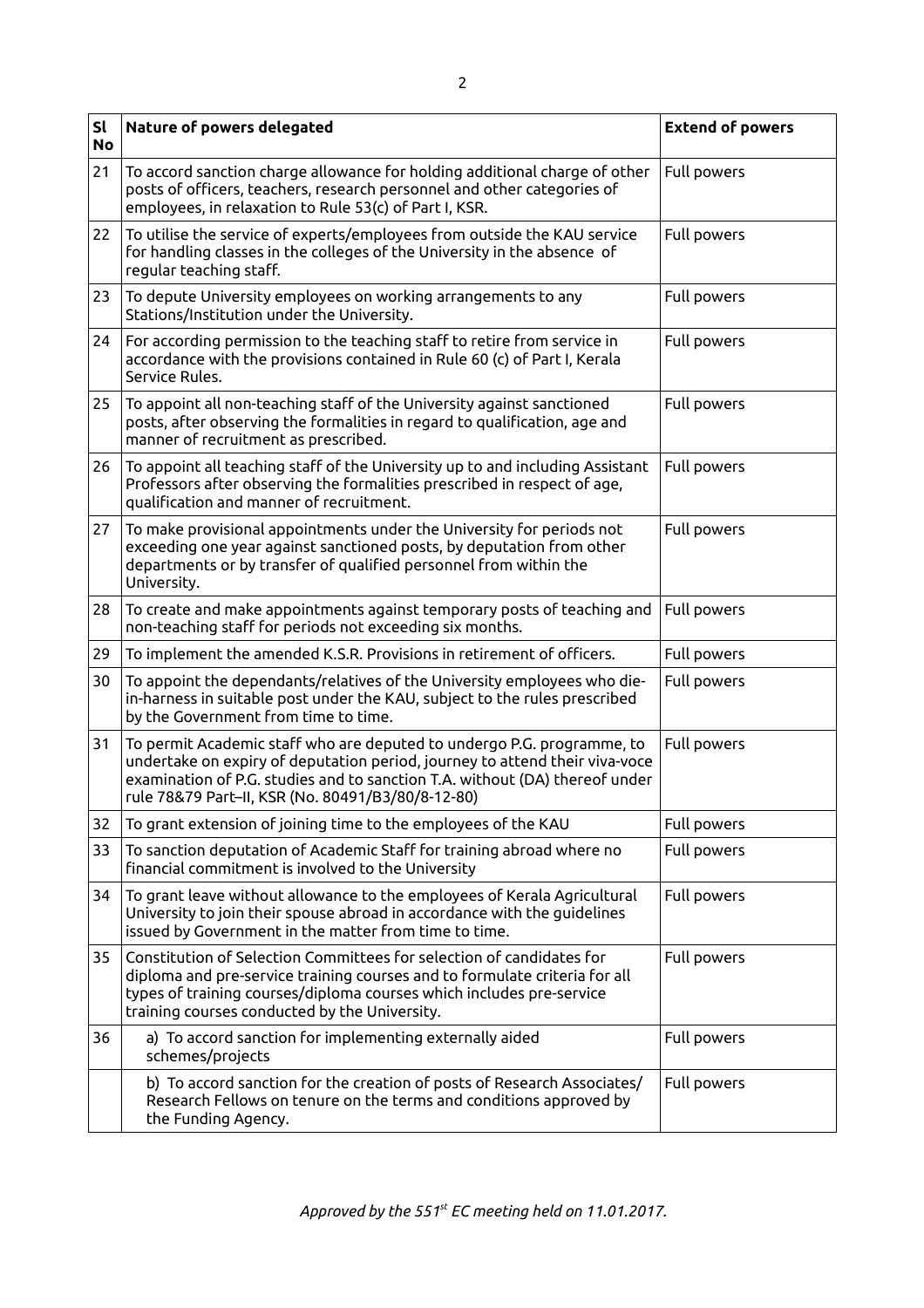| Sl No | Nature of powers delegated | Extend of powers |
|---|---|---|
| 21 | To accord sanction charge allowance for holding additional charge of other posts of officers, teachers, research personnel and other categories of employees, in relaxation to Rule 53(c) of Part I, KSR. | Full powers |
| 22 | To utilise the service of experts/employees from outside the KAU service for handling classes in the colleges of the University in the absence of regular teaching staff. | Full powers |
| 23 | To depute University employees on working arrangements to any Stations/Institution under the University. | Full powers |
| 24 | For according permission to the teaching staff to retire from service in accordance with the provisions contained in Rule 60 (c) of Part I, Kerala Service Rules. | Full powers |
| 25 | To appoint all non-teaching staff of the University against sanctioned posts, after observing the formalities in regard to qualification, age and manner of recruitment as prescribed. | Full powers |
| 26 | To appoint all teaching staff of the University up to and including Assistant Professors after observing the formalities prescribed in respect of age, qualification and manner of recruitment. | Full powers |
| 27 | To make provisional appointments under the University for periods not exceeding one year against sanctioned posts, by deputation from other departments or by transfer of qualified personnel from within the University. | Full powers |
| 28 | To create and make appointments against temporary posts of teaching and non-teaching staff for periods not exceeding six months. | Full powers |
| 29 | To implement the amended K.S.R. Provisions in retirement of officers. | Full powers |
| 30 | To appoint the dependants/relatives of the University employees who die-in-harness in suitable post under the KAU, subject to the rules prescribed by the Government from time to time. | Full powers |
| 31 | To permit Academic staff who are deputed to undergo P.G. programme, to undertake on expiry of deputation period, journey to attend their viva-voce examination of P.G. studies and to sanction T.A. without (DA) thereof under rule 78&79 Part–II, KSR (No. 80491/B3/80/8-12-80) | Full powers |
| 32 | To grant extension of joining time to the employees of the KAU | Full powers |
| 33 | To sanction deputation of Academic Staff for training abroad where no financial commitment is involved to the University | Full powers |
| 34 | To grant leave without allowance to the employees of Kerala Agricultural University to join their spouse abroad in accordance with the guidelines issued by Government in the matter from time to time. | Full powers |
| 35 | Constitution of Selection Committees for selection of candidates for diploma and pre-service training courses and to formulate criteria for all types of training courses/diploma courses which includes pre-service training courses conducted by the University. | Full powers |
| 36 | a) To accord sanction for implementing externally aided schemes/projects | Full powers |
| | b) To accord sanction for the creation of posts of Research Associates/ Research Fellows on tenure on the terms and conditions approved by the Funding Agency. | Full powers |

*Approved by the 551st EC meeting held on 11.01.2017.*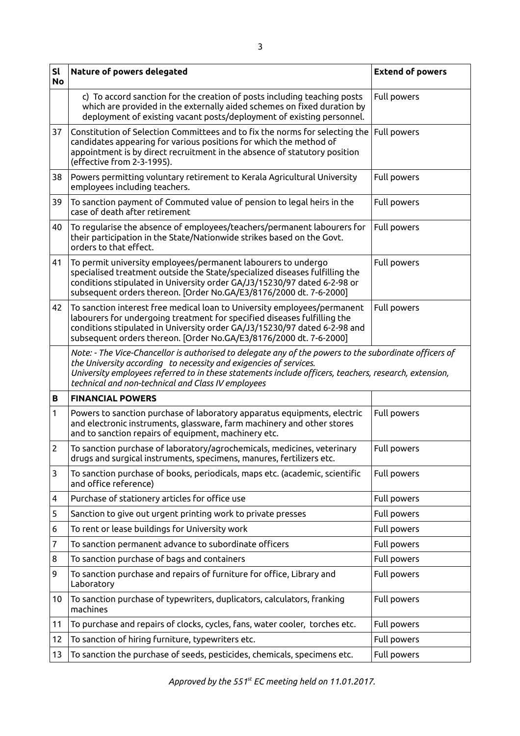| Sl No | Nature of powers delegated | Extend of powers |
|---|---|---|
| | c) To accord sanction for the creation of posts including teaching posts which are provided in the externally aided schemes on fixed duration by deployment of existing vacant posts/deployment of existing personnel. | Full powers |
| 37 | Constitution of Selection Committees and to fix the norms for selecting the candidates appearing for various positions for which the method of appointment is by direct recruitment in the absence of statutory position (effective from 2-3-1995). | Full powers |
| 38 | Powers permitting voluntary retirement to Kerala Agricultural University employees including teachers. | Full powers |
| 39 | To sanction payment of Commuted value of pension to legal heirs in the case of death after retirement | Full powers |
| 40 | To regularise the absence of employees/teachers/permanent labourers for their participation in the State/Nationwide strikes based on the Govt. orders to that effect. | Full powers |
| 41 | To permit university employees/permanent labourers to undergo specialised treatment outside the State/specialized diseases fulfilling the conditions stipulated in University order GA/J3/15230/97 dated 6-2-98 or subsequent orders thereon. [Order No.GA/E3/8176/2000 dt. 7-6-2000] | Full powers |
| 42 | To sanction interest free medical loan to University employees/permanent labourers for undergoing treatment for specified diseases fulfilling the conditions stipulated in University order GA/J3/15230/97 dated 6-2-98 and subsequent orders thereon. [Order No.GA/E3/8176/2000 dt. 7-6-2000] | Full powers |
| | *Note: - The Vice-Chancellor is authorised to delegate any of the powers to the subordinate officers of the University according to necessity and exigencies of services. University employees referred to in these statements include officers, teachers, research, extension, technical and non-technical and Class IV employees* | |
| **B** | **FINANCIAL POWERS** | |
| 1 | Powers to sanction purchase of laboratory apparatus equipments, electric and electronic instruments, glassware, farm machinery and other stores and to sanction repairs of equipment, machinery etc. | Full powers |
| 2 | To sanction purchase of laboratory/agrochemicals, medicines, veterinary drugs and surgical instruments, specimens, manures, fertilizers etc. | Full powers |
| 3 | To sanction purchase of books, periodicals, maps etc. (academic, scientific and office reference) | Full powers |
| 4 | Purchase of stationery articles for office use | Full powers |
| 5 | Sanction to give out urgent printing work to private presses | Full powers |
| 6 | To rent or lease buildings for University work | Full powers |
| 7 | To sanction permanent advance to subordinate officers | Full powers |
| 8 | To sanction purchase of bags and containers | Full powers |
| 9 | To sanction purchase and repairs of furniture for office, Library and Laboratory | Full powers |
| 10 | To sanction purchase of typewriters, duplicators, calculators, franking machines | Full powers |
| 11 | To purchase and repairs of clocks, cycles, fans, water cooler, torches etc. | Full powers |
| 12 | To sanction of hiring furniture, typewriters etc. | Full powers |
| 13 | To sanction the purchase of seeds, pesticides, chemicals, specimens etc. | Full powers |

*Approved by the 551st EC meeting held on 11.01.2017.*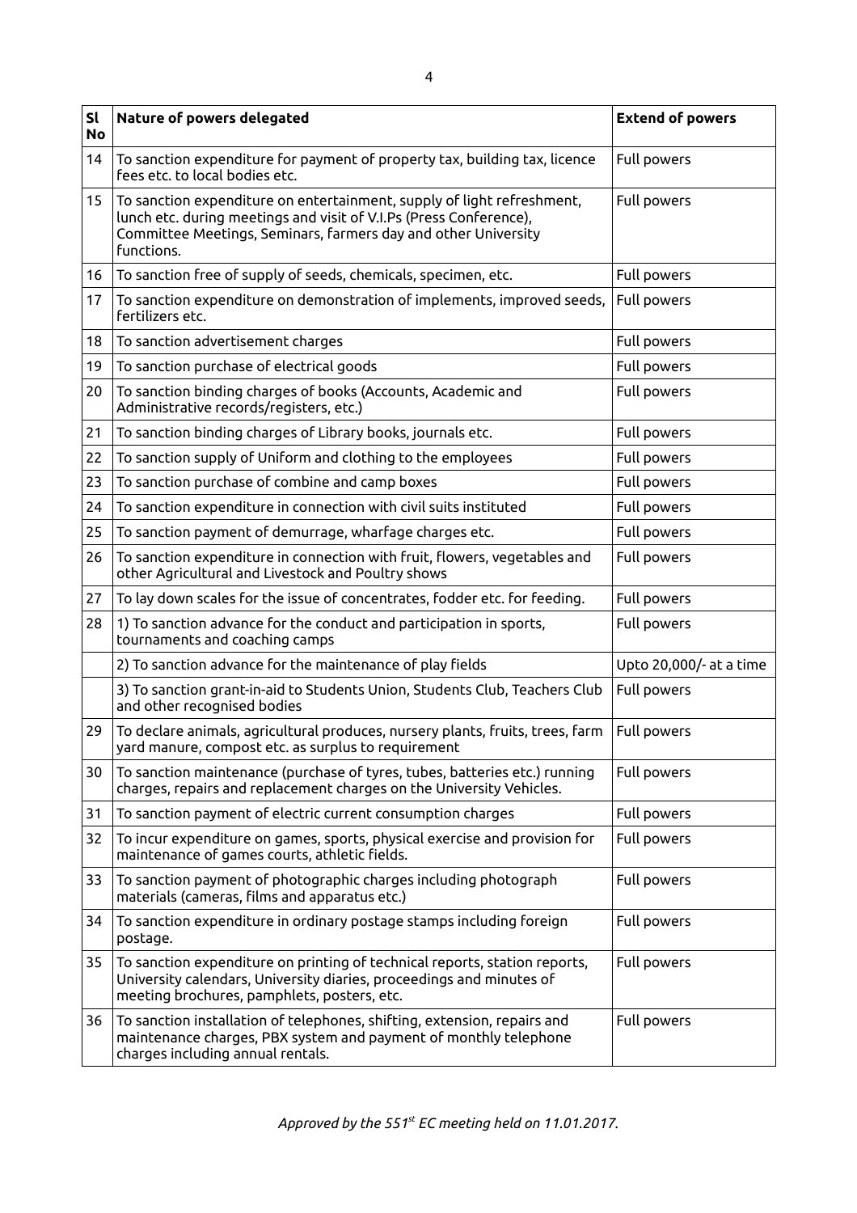| Sl No | Nature of powers delegated | Extend of powers |
|---|---|---|
| 14 | To sanction expenditure for payment of property tax, building tax, licence fees etc. to local bodies etc. | Full powers |
| 15 | To sanction expenditure on entertainment, supply of light refreshment, lunch etc. during meetings and visit of V.I.Ps (Press Conference), Committee Meetings, Seminars, farmers day and other University functions. | Full powers |
| 16 | To sanction free of supply of seeds, chemicals, specimen, etc. | Full powers |
| 17 | To sanction expenditure on demonstration of implements, improved seeds, fertilizers etc. | Full powers |
| 18 | To sanction advertisement charges | Full powers |
| 19 | To sanction purchase of electrical goods | Full powers |
| 20 | To sanction binding charges of books (Accounts, Academic and Administrative records/registers, etc.) | Full powers |
| 21 | To sanction binding charges of Library books, journals etc. | Full powers |
| 22 | To sanction supply of Uniform and clothing to the employees | Full powers |
| 23 | To sanction purchase of combine and camp boxes | Full powers |
| 24 | To sanction expenditure in connection with civil suits instituted | Full powers |
| 25 | To sanction payment of demurrage, wharfage charges etc. | Full powers |
| 26 | To sanction expenditure in connection with fruit, flowers, vegetables and other Agricultural and Livestock and Poultry shows | Full powers |
| 27 | To lay down scales for the issue of concentrates, fodder etc. for feeding. | Full powers |
| 28 | 1) To sanction advance for the conduct and participation in sports, tournaments and coaching camps | Full powers |
| | 2) To sanction advance for the maintenance of play fields | Upto 20,000/- at a time |
| | 3) To sanction grant-in-aid to Students Union, Students Club, Teachers Club and other recognised bodies | Full powers |
| 29 | To declare animals, agricultural produces, nursery plants, fruits, trees, farm yard manure, compost etc. as surplus to requirement | Full powers |
| 30 | To sanction maintenance (purchase of tyres, tubes, batteries etc.) running charges, repairs and replacement charges on the University Vehicles. | Full powers |
| 31 | To sanction payment of electric current consumption charges | Full powers |
| 32 | To incur expenditure on games, sports, physical exercise and provision for maintenance of games courts, athletic fields. | Full powers |
| 33 | To sanction payment of photographic charges including photograph materials (cameras, films and apparatus etc.) | Full powers |
| 34 | To sanction expenditure in ordinary postage stamps including foreign postage. | Full powers |
| 35 | To sanction expenditure on printing of technical reports, station reports, University calendars, University diaries, proceedings and minutes of meeting brochures, pamphlets, posters, etc. | Full powers |
| 36 | To sanction installation of telephones, shifting, extension, repairs and maintenance charges, PBX system and payment of monthly telephone charges including annual rentals. | Full powers |

*Approved by the 551st EC meeting held on 11.01.2017.*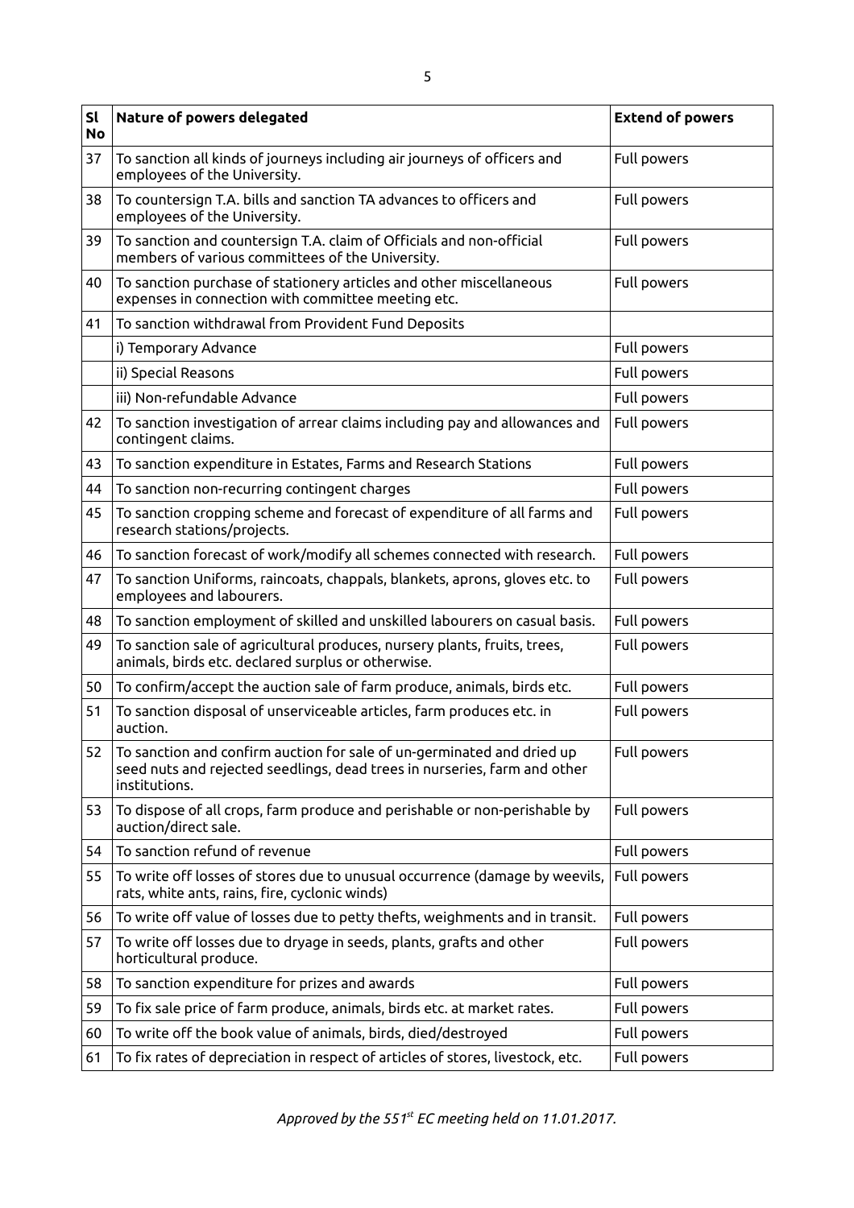| Sl No | Nature of powers delegated | Extend of powers |
|---|---|---|
| 37 | To sanction all kinds of journeys including air journeys of officers and employees of the University. | Full powers |
| 38 | To countersign T.A. bills and sanction TA advances to officers and employees of the University. | Full powers |
| 39 | To sanction and countersign T.A. claim of Officials and non-official members of various committees of the University. | Full powers |
| 40 | To sanction purchase of stationery articles and other miscellaneous expenses in connection with committee meeting etc. | Full powers |
| 41 | To sanction withdrawal from Provident Fund Deposits | |
| | i) Temporary Advance | Full powers |
| | ii) Special Reasons | Full powers |
| | iii) Non-refundable Advance | Full powers |
| 42 | To sanction investigation of arrear claims including pay and allowances and contingent claims. | Full powers |
| 43 | To sanction expenditure in Estates, Farms and Research Stations | Full powers |
| 44 | To sanction non-recurring contingent charges | Full powers |
| 45 | To sanction cropping scheme and forecast of expenditure of all farms and research stations/projects. | Full powers |
| 46 | To sanction forecast of work/modify all schemes connected with research. | Full powers |
| 47 | To sanction Uniforms, raincoats, chappals, blankets, aprons, gloves etc. to employees and labourers. | Full powers |
| 48 | To sanction employment of skilled and unskilled labourers on casual basis. | Full powers |
| 49 | To sanction sale of agricultural produces, nursery plants, fruits, trees, animals, birds etc. declared surplus or otherwise. | Full powers |
| 50 | To confirm/accept the auction sale of farm produce, animals, birds etc. | Full powers |
| 51 | To sanction disposal of unserviceable articles, farm produces etc. in auction. | Full powers |
| 52 | To sanction and confirm auction for sale of un-germinated and dried up seed nuts and rejected seedlings, dead trees in nurseries, farm and other institutions. | Full powers |
| 53 | To dispose of all crops, farm produce and perishable or non-perishable by auction/direct sale. | Full powers |
| 54 | To sanction refund of revenue | Full powers |
| 55 | To write off losses of stores due to unusual occurrence (damage by weevils, rats, white ants, rains, fire, cyclonic winds) | Full powers |
| 56 | To write off value of losses due to petty thefts, weighments and in transit. | Full powers |
| 57 | To write off losses due to dryage in seeds, plants, grafts and other horticultural produce. | Full powers |
| 58 | To sanction expenditure for prizes and awards | Full powers |
| 59 | To fix sale price of farm produce, animals, birds etc. at market rates. | Full powers |
| 60 | To write off the book value of animals, birds, died/destroyed | Full powers |
| 61 | To fix rates of depreciation in respect of articles of stores, livestock, etc. | Full powers |

*Approved by the 551st EC meeting held on 11.01.2017.*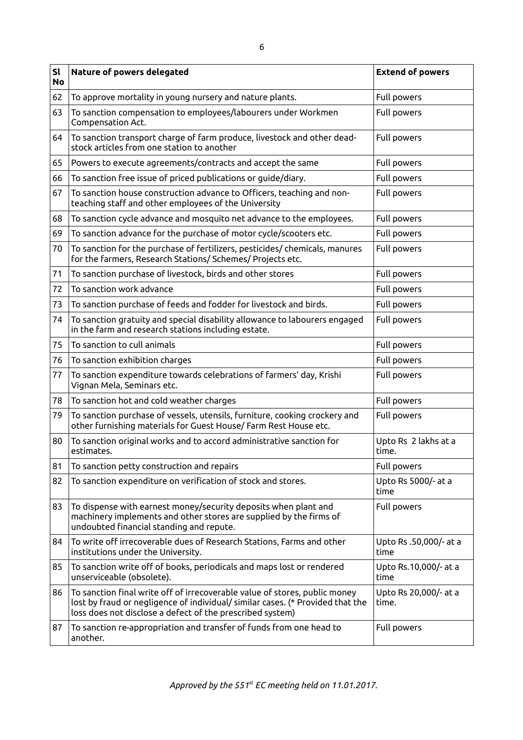| Sl No | Nature of powers delegated | Extend of powers |
|---|---|---|
| 62 | To approve mortality in young nursery and nature plants. | Full powers |
| 63 | To sanction compensation to employees/labourers under Workmen Compensation Act. | Full powers |
| 64 | To sanction transport charge of farm produce, livestock and other dead-stock articles from one station to another | Full powers |
| 65 | Powers to execute agreements/contracts and accept the same | Full powers |
| 66 | To sanction free issue of priced publications or guide/diary. | Full powers |
| 67 | To sanction house construction advance to Officers, teaching and non-teaching staff and other employees of the University | Full powers |
| 68 | To sanction cycle advance and mosquito net advance to the employees. | Full powers |
| 69 | To sanction advance for the purchase of motor cycle/scooters etc. | Full powers |
| 70 | To sanction for the purchase of fertilizers, pesticides/ chemicals, manures for the farmers, Research Stations/ Schemes/ Projects etc. | Full powers |
| 71 | To sanction purchase of livestock, birds and other stores | Full powers |
| 72 | To sanction work advance | Full powers |
| 73 | To sanction purchase of feeds and fodder for livestock and birds. | Full powers |
| 74 | To sanction gratuity and special disability allowance to labourers engaged in the farm and research stations including estate. | Full powers |
| 75 | To sanction to cull animals | Full powers |
| 76 | To sanction exhibition charges | Full powers |
| 77 | To sanction expenditure towards celebrations of farmers' day, Krishi Vignan Mela, Seminars etc. | Full powers |
| 78 | To sanction hot and cold weather charges | Full powers |
| 79 | To sanction purchase of vessels, utensils, furniture, cooking crockery and other furnishing materials for Guest House/ Farm Rest House etc. | Full powers |
| 80 | To sanction original works and to accord administrative sanction for estimates. | Upto Rs 2 lakhs at a time. |
| 81 | To sanction petty construction and repairs | Full powers |
| 82 | To sanction expenditure on verification of stock and stores. | Upto Rs 5000/- at a time |
| 83 | To dispense with earnest money/security deposits when plant and machinery implements and other stores are supplied by the firms of undoubted financial standing and repute. | Full powers |
| 84 | To write off irrecoverable dues of Research Stations, Farms and other institutions under the University. | Upto Rs .50,000/- at a time |
| 85 | To sanction write off of books, periodicals and maps lost or rendered unserviceable (obsolete). | Upto Rs.10,000/- at a time |
| 86 | To sanction final write off of irrecoverable value of stores, public money lost by fraud or negligence of individual/ similar cases. (* Provided that the loss does not disclose a defect of the prescribed system) | Upto Rs 20,000/- at a time. |
| 87 | To sanction re-appropriation and transfer of funds from one head to another. | Full powers |

*Approved by the 551st EC meeting held on 11.01.2017.*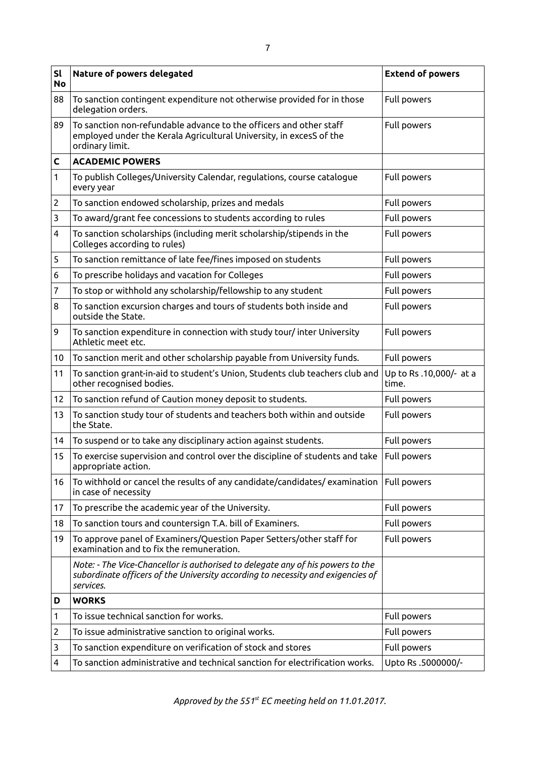| Sl No | Nature of powers delegated | Extend of powers |
|---|---|---|
| 88 | To sanction contingent expenditure not otherwise provided for in those delegation orders. | Full powers |
| 89 | To sanction non-refundable advance to the officers and other staff employed under the Kerala Agricultural University, in excesS of the ordinary limit. | Full powers |
| **C** | **ACADEMIC POWERS** | |
| 1 | To publish Colleges/University Calendar, regulations, course catalogue every year | Full powers |
| 2 | To sanction endowed scholarship, prizes and medals | Full powers |
| 3 | To award/grant fee concessions to students according to rules | Full powers |
| 4 | To sanction scholarships (including merit scholarship/stipends in the Colleges according to rules) | Full powers |
| 5 | To sanction remittance of late fee/fines imposed on students | Full powers |
| 6 | To prescribe holidays and vacation for Colleges | Full powers |
| 7 | To stop or withhold any scholarship/fellowship to any student | Full powers |
| 8 | To sanction excursion charges and tours of students both inside and outside the State. | Full powers |
| 9 | To sanction expenditure in connection with study tour/ inter University Athletic meet etc. | Full powers |
| 10 | To sanction merit and other scholarship payable from University funds. | Full powers |
| 11 | To sanction grant-in-aid to student's Union, Students club teachers club and other recognised bodies. | Up to Rs .10,000/- at a time. |
| 12 | To sanction refund of Caution money deposit to students. | Full powers |
| 13 | To sanction study tour of students and teachers both within and outside the State. | Full powers |
| 14 | To suspend or to take any disciplinary action against students. | Full powers |
| 15 | To exercise supervision and control over the discipline of students and take appropriate action. | Full powers |
| 16 | To withhold or cancel the results of any candidate/candidates/ examination in case of necessity | Full powers |
| 17 | To prescribe the academic year of the University. | Full powers |
| 18 | To sanction tours and countersign T.A. bill of Examiners. | Full powers |
| 19 | To approve panel of Examiners/Question Paper Setters/other staff for examination and to fix the remuneration. | Full powers |
| | *Note: - The Vice-Chancellor is authorised to delegate any of his powers to the subordinate officers of the University according to necessity and exigencies of services.* | |
| **D** | **WORKS** | |
| 1 | To issue technical sanction for works. | Full powers |
| 2 | To issue administrative sanction to original works. | Full powers |
| 3 | To sanction expenditure on verification of stock and stores | Full powers |
| 4 | To sanction administrative and technical sanction for electrification works. | Upto Rs .5000000/- |

*Approved by the 551st EC meeting held on 11.01.2017.*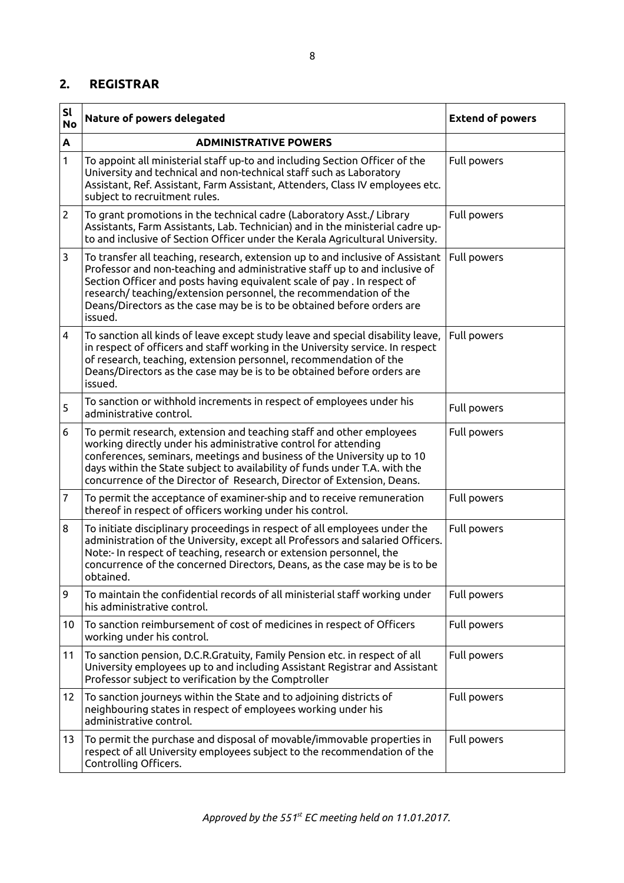## 2. REGISTRAR

| Sl No | Nature of powers delegated | Extend of powers |
|---|---|---|
| A | **ADMINISTRATIVE POWERS** | |
| 1 | To appoint all ministerial staff up-to and including Section Officer of the University and technical and non-technical staff such as Laboratory Assistant, Ref. Assistant, Farm Assistant, Attenders, Class IV employees etc. subject to recruitment rules. | Full powers |
| 2 | To grant promotions in the technical cadre (Laboratory Asst./ Library Assistants, Farm Assistants, Lab. Technician) and in the ministerial cadre up-to and inclusive of Section Officer under the Kerala Agricultural University. | Full powers |
| 3 | To transfer all teaching, research, extension up to and inclusive of Assistant Professor and non-teaching and administrative staff up to and inclusive of Section Officer and posts having equivalent scale of pay . In respect of research/ teaching/extension personnel, the recommendation of the Deans/Directors as the case may be is to be obtained before orders are issued. | Full powers |
| 4 | To sanction all kinds of leave except study leave and special disability leave, in respect of officers and staff working in the University service. In respect of research, teaching, extension personnel, recommendation of the Deans/Directors as the case may be is to be obtained before orders are issued. | Full powers |
| 5 | To sanction or withhold increments in respect of employees under his administrative control. | Full powers |
| 6 | To permit research, extension and teaching staff and other employees working directly under his administrative control for attending conferences, seminars, meetings and business of the University up to 10 days within the State subject to availability of funds under T.A. with the concurrence of the Director of Research, Director of Extension, Deans. | Full powers |
| 7 | To permit the acceptance of examiner-ship and to receive remuneration thereof in respect of officers working under his control. | Full powers |
| 8 | To initiate disciplinary proceedings in respect of all employees under the administration of the University, except all Professors and salaried Officers. Note:- In respect of teaching, research or extension personnel, the concurrence of the concerned Directors, Deans, as the case may be is to be obtained. | Full powers |
| 9 | To maintain the confidential records of all ministerial staff working under his administrative control. | Full powers |
| 10 | To sanction reimbursement of cost of medicines in respect of Officers working under his control. | Full powers |
| 11 | To sanction pension, D.C.R.Gratuity, Family Pension etc. in respect of all University employees up to and including Assistant Registrar and Assistant Professor subject to verification by the Comptroller | Full powers |
| 12 | To sanction journeys within the State and to adjoining districts of neighbouring states in respect of employees working under his administrative control. | Full powers |
| 13 | To permit the purchase and disposal of movable/immovable properties in respect of all University employees subject to the recommendation of the Controlling Officers. | Full powers |

*Approved by the 551st EC meeting held on 11.01.2017.*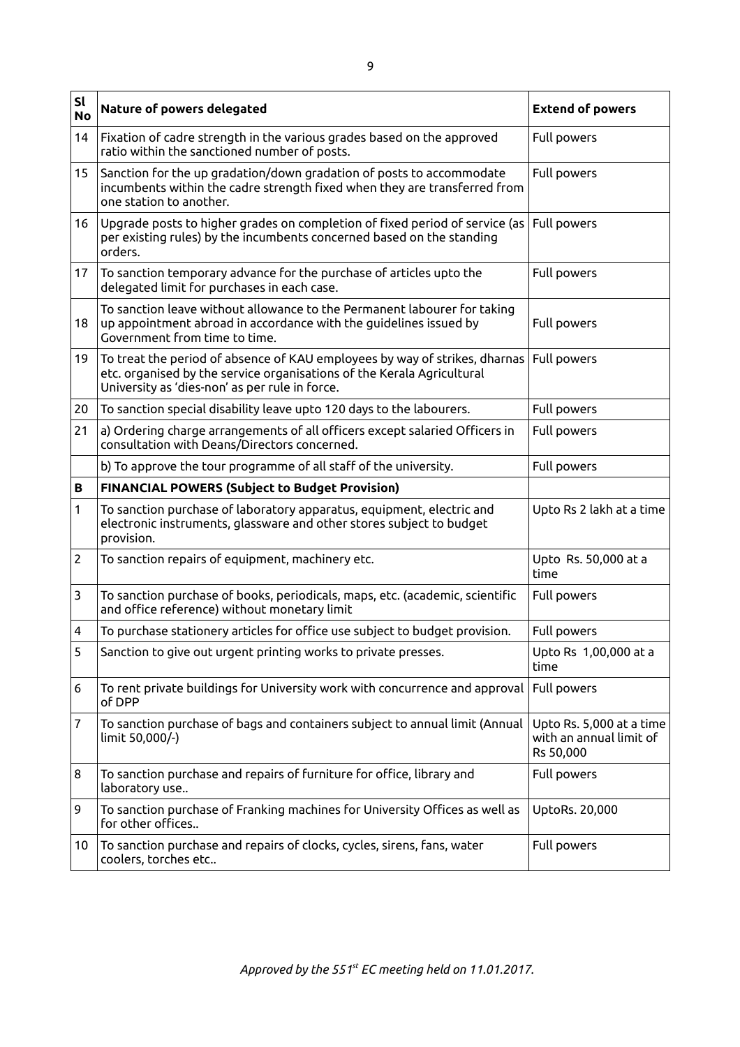| Sl No | Nature of powers delegated | Extend of powers |
|---|---|---|
| 14 | Fixation of cadre strength in the various grades based on the approved ratio within the sanctioned number of posts. | Full powers |
| 15 | Sanction for the up gradation/down gradation of posts to accommodate incumbents within the cadre strength fixed when they are transferred from one station to another. | Full powers |
| 16 | Upgrade posts to higher grades on completion of fixed period of service (as per existing rules) by the incumbents concerned based on the standing orders. | Full powers |
| 17 | To sanction temporary advance for the purchase of articles upto the delegated limit for purchases in each case. | Full powers |
| 18 | To sanction leave without allowance to the Permanent labourer for taking up appointment abroad in accordance with the guidelines issued by Government from time to time. | Full powers |
| 19 | To treat the period of absence of KAU employees by way of strikes, dharnas etc. organised by the service organisations of the Kerala Agricultural University as 'dies-non' as per rule in force. | Full powers |
| 20 | To sanction special disability leave upto 120 days to the labourers. | Full powers |
| 21 | a) Ordering charge arrangements of all officers except salaried Officers in consultation with Deans/Directors concerned. | Full powers |
| | b) To approve the tour programme of all staff of the university. | Full powers |
| **B** | **FINANCIAL POWERS (Subject to Budget Provision)** | |
| 1 | To sanction purchase of laboratory apparatus, equipment, electric and electronic instruments, glassware and other stores subject to budget provision. | Upto Rs 2 lakh at a time |
| 2 | To sanction repairs of equipment, machinery etc. | Upto Rs. 50,000 at a time |
| 3 | To sanction purchase of books, periodicals, maps, etc. (academic, scientific and office reference) without monetary limit | Full powers |
| 4 | To purchase stationery articles for office use subject to budget provision. | Full powers |
| 5 | Sanction to give out urgent printing works to private presses. | Upto Rs 1,00,000 at a time |
| 6 | To rent private buildings for University work with concurrence and approval of DPP | Full powers |
| 7 | To sanction purchase of bags and containers subject to annual limit (Annual limit 50,000/-) | Upto Rs. 5,000 at a time with an annual limit of Rs 50,000 |
| 8 | To sanction purchase and repairs of furniture for office, library and laboratory use.. | Full powers |
| 9 | To sanction purchase of Franking machines for University Offices as well as for other offices.. | UptoRs. 20,000 |
| 10 | To sanction purchase and repairs of clocks, cycles, sirens, fans, water coolers, torches etc.. | Full powers |

*Approved by the 551st EC meeting held on 11.01.2017.*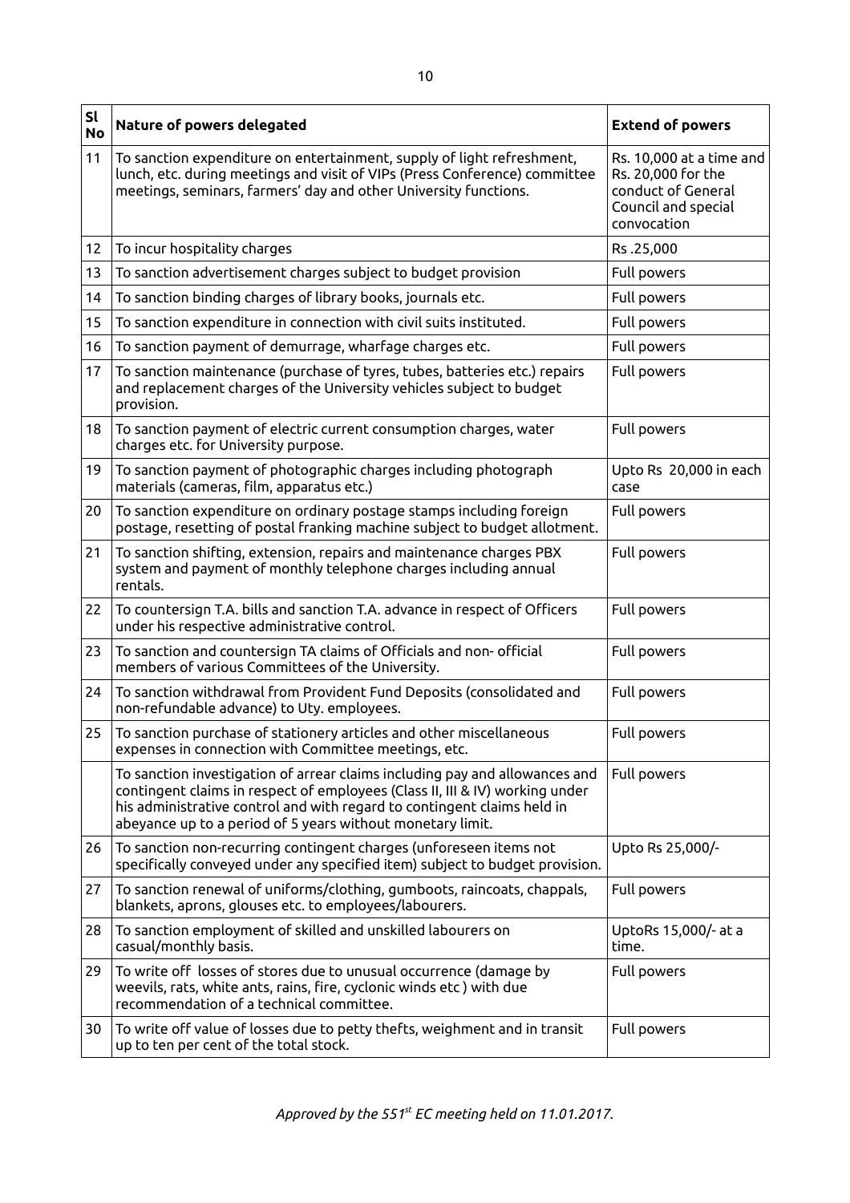| Sl No | Nature of powers delegated | Extend of powers |
|---|---|---|
| 11 | To sanction expenditure on entertainment, supply of light refreshment, lunch, etc. during meetings and visit of VIPs (Press Conference) committee meetings, seminars, farmers' day and other University functions. | Rs. 10,000 at a time and Rs. 20,000 for the conduct of General Council and special convocation |
| 12 | To incur hospitality charges | Rs .25,000 |
| 13 | To sanction advertisement charges subject to budget provision | Full powers |
| 14 | To sanction binding charges of library books, journals etc. | Full powers |
| 15 | To sanction expenditure in connection with civil suits instituted. | Full powers |
| 16 | To sanction payment of demurrage, wharfage charges etc. | Full powers |
| 17 | To sanction maintenance (purchase of tyres, tubes, batteries etc.) repairs and replacement charges of the University vehicles subject to budget provision. | Full powers |
| 18 | To sanction payment of electric current consumption charges, water charges etc. for University purpose. | Full powers |
| 19 | To sanction payment of photographic charges including photograph materials (cameras, film, apparatus etc.) | Upto Rs 20,000 in each case |
| 20 | To sanction expenditure on ordinary postage stamps including foreign postage, resetting of postal franking machine subject to budget allotment. | Full powers |
| 21 | To sanction shifting, extension, repairs and maintenance charges PBX system and payment of monthly telephone charges including annual rentals. | Full powers |
| 22 | To countersign T.A. bills and sanction T.A. advance in respect of Officers under his respective administrative control. | Full powers |
| 23 | To sanction and countersign TA claims of Officials and non- official members of various Committees of the University. | Full powers |
| 24 | To sanction withdrawal from Provident Fund Deposits (consolidated and non-refundable advance) to Uty. employees. | Full powers |
| 25 | To sanction purchase of stationery articles and other miscellaneous expenses in connection with Committee meetings, etc. | Full powers |
| | To sanction investigation of arrear claims including pay and allowances and contingent claims in respect of employees (Class II, III & IV) working under his administrative control and with regard to contingent claims held in abeyance up to a period of 5 years without monetary limit. | Full powers |
| 26 | To sanction non-recurring contingent charges (unforeseen items not specifically conveyed under any specified item) subject to budget provision. | Upto Rs 25,000/- |
| 27 | To sanction renewal of uniforms/clothing, gumboots, raincoats, chappals, blankets, aprons, glouses etc. to employees/labourers. | Full powers |
| 28 | To sanction employment of skilled and unskilled labourers on casual/monthly basis. | UptoRs 15,000/- at a time. |
| 29 | To write off losses of stores due to unusual occurrence (damage by weevils, rats, white ants, rains, fire, cyclonic winds etc ) with due recommendation of a technical committee. | Full powers |
| 30 | To write off value of losses due to petty thefts, weighment and in transit up to ten per cent of the total stock. | Full powers |

*Approved by the 551st EC meeting held on 11.01.2017.*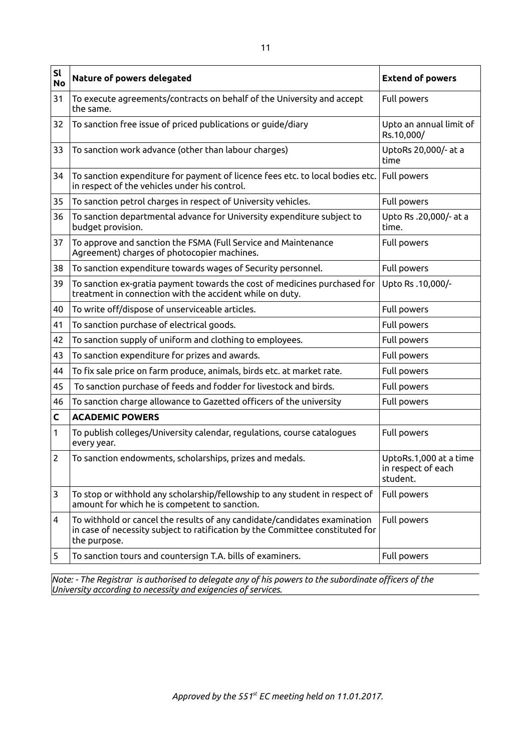| Sl No | Nature of powers delegated | Extend of powers |
|---|---|---|
| 31 | To execute agreements/contracts on behalf of the University and accept the same. | Full powers |
| 32 | To sanction free issue of priced publications or guide/diary | Upto an annual limit of Rs.10,000/ |
| 33 | To sanction work advance (other than labour charges) | UptoRs 20,000/- at a time |
| 34 | To sanction expenditure for payment of licence fees etc. to local bodies etc. in respect of the vehicles under his control. | Full powers |
| 35 | To sanction petrol charges in respect of University vehicles. | Full powers |
| 36 | To sanction departmental advance for University expenditure subject to budget provision. | Upto Rs .20,000/- at a time. |
| 37 | To approve and sanction the FSMA (Full Service and Maintenance Agreement) charges of photocopier machines. | Full powers |
| 38 | To sanction expenditure towards wages of Security personnel. | Full powers |
| 39 | To sanction ex-gratia payment towards the cost of medicines purchased for treatment in connection with the accident while on duty. | Upto Rs .10,000/- |
| 40 | To write off/dispose of unserviceable articles. | Full powers |
| 41 | To sanction purchase of electrical goods. | Full powers |
| 42 | To sanction supply of uniform and clothing to employees. | Full powers |
| 43 | To sanction expenditure for prizes and awards. | Full powers |
| 44 | To fix sale price on farm produce, animals, birds etc. at market rate. | Full powers |
| 45 | To sanction purchase of feeds and fodder for livestock and birds. | Full powers |
| 46 | To sanction charge allowance to Gazetted officers of the university | Full powers |
| **C** | **ACADEMIC POWERS** | |
| 1 | To publish colleges/University calendar, regulations, course catalogues every year. | Full powers |
| 2 | To sanction endowments, scholarships, prizes and medals. | UptoRs.1,000 at a time in respect of each student. |
| 3 | To stop or withhold any scholarship/fellowship to any student in respect of amount for which he is competent to sanction. | Full powers |
| 4 | To withhold or cancel the results of any candidate/candidates examination in case of necessity subject to ratification by the Committee constituted for the purpose. | Full powers |
| 5 | To sanction tours and countersign T.A. bills of examiners. | Full powers |

*Note: - The Registrar is authorised to delegate any of his powers to the subordinate officers of the University according to necessity and exigencies of services.*

*Approved by the 551st EC meeting held on 11.01.2017.*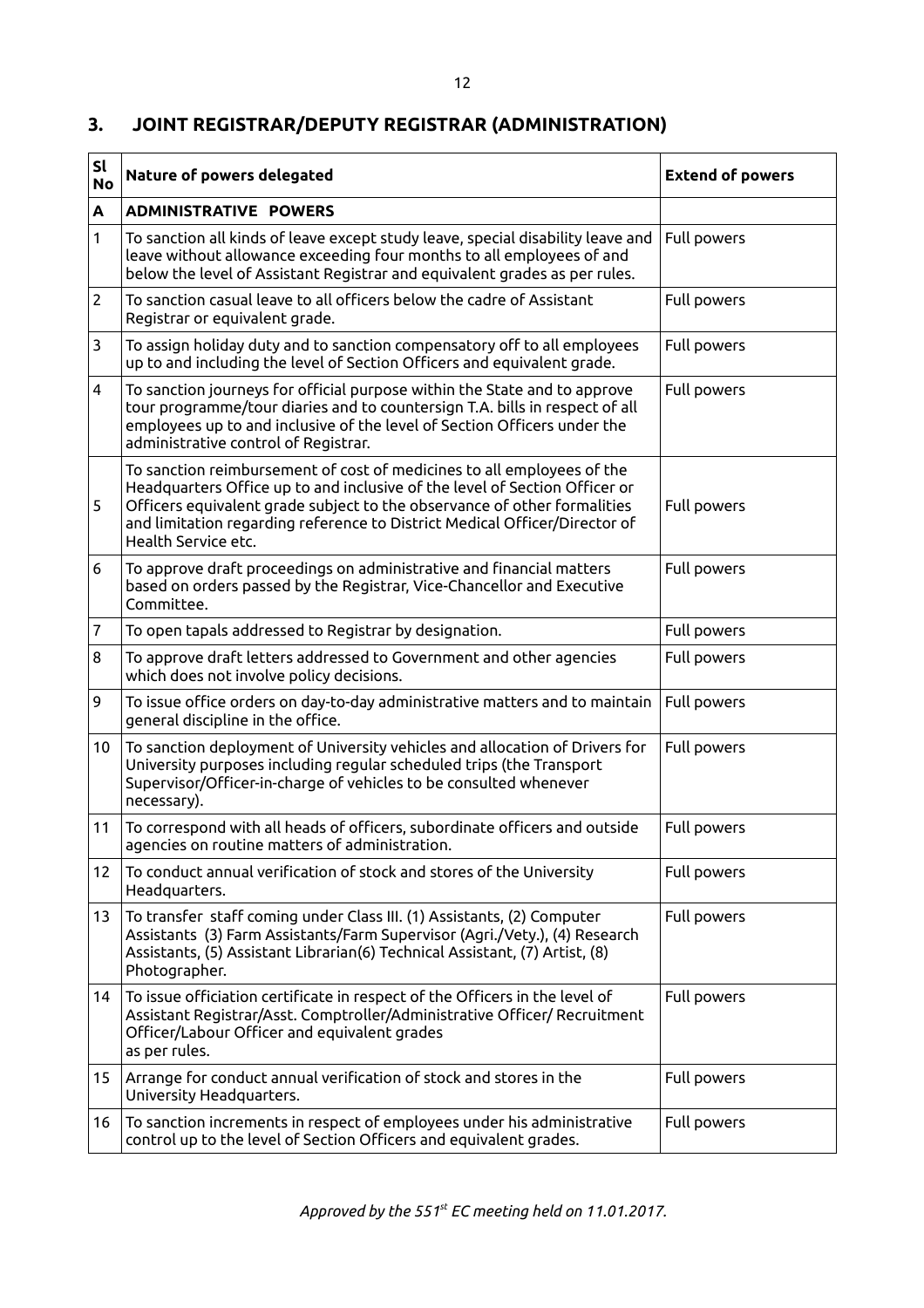## 3. JOINT REGISTRAR/DEPUTY REGISTRAR (ADMINISTRATION)

| Sl No | Nature of powers delegated | Extend of powers |
|---|---|---|
| **A** | **ADMINISTRATIVE POWERS** | |
| 1 | To sanction all kinds of leave except study leave, special disability leave and leave without allowance exceeding four months to all employees of and below the level of Assistant Registrar and equivalent grades as per rules. | Full powers |
| 2 | To sanction casual leave to all officers below the cadre of Assistant Registrar or equivalent grade. | Full powers |
| 3 | To assign holiday duty and to sanction compensatory off to all employees up to and including the level of Section Officers and equivalent grade. | Full powers |
| 4 | To sanction journeys for official purpose within the State and to approve tour programme/tour diaries and to countersign T.A. bills in respect of all employees up to and inclusive of the level of Section Officers under the administrative control of Registrar. | Full powers |
| 5 | To sanction reimbursement of cost of medicines to all employees of the Headquarters Office up to and inclusive of the level of Section Officer or Officers equivalent grade subject to the observance of other formalities and limitation regarding reference to District Medical Officer/Director of Health Service etc. | Full powers |
| 6 | To approve draft proceedings on administrative and financial matters based on orders passed by the Registrar, Vice-Chancellor and Executive Committee. | Full powers |
| 7 | To open tapals addressed to Registrar by designation. | Full powers |
| 8 | To approve draft letters addressed to Government and other agencies which does not involve policy decisions. | Full powers |
| 9 | To issue office orders on day-to-day administrative matters and to maintain general discipline in the office. | Full powers |
| 10 | To sanction deployment of University vehicles and allocation of Drivers for University purposes including regular scheduled trips (the Transport Supervisor/Officer-in-charge of vehicles to be consulted whenever necessary). | Full powers |
| 11 | To correspond with all heads of officers, subordinate officers and outside agencies on routine matters of administration. | Full powers |
| 12 | To conduct annual verification of stock and stores of the University Headquarters. | Full powers |
| 13 | To transfer staff coming under Class III. (1) Assistants, (2) Computer Assistants (3) Farm Assistants/Farm Supervisor (Agri./Vety.), (4) Research Assistants, (5) Assistant Librarian(6) Technical Assistant, (7) Artist, (8) Photographer. | Full powers |
| 14 | To issue officiation certificate in respect of the Officers in the level of Assistant Registrar/Asst. Comptroller/Administrative Officer/ Recruitment Officer/Labour Officer and equivalent grades as per rules. | Full powers |
| 15 | Arrange for conduct annual verification of stock and stores in the University Headquarters. | Full powers |
| 16 | To sanction increments in respect of employees under his administrative control up to the level of Section Officers and equivalent grades. | Full powers |

*Approved by the 551st EC meeting held on 11.01.2017.*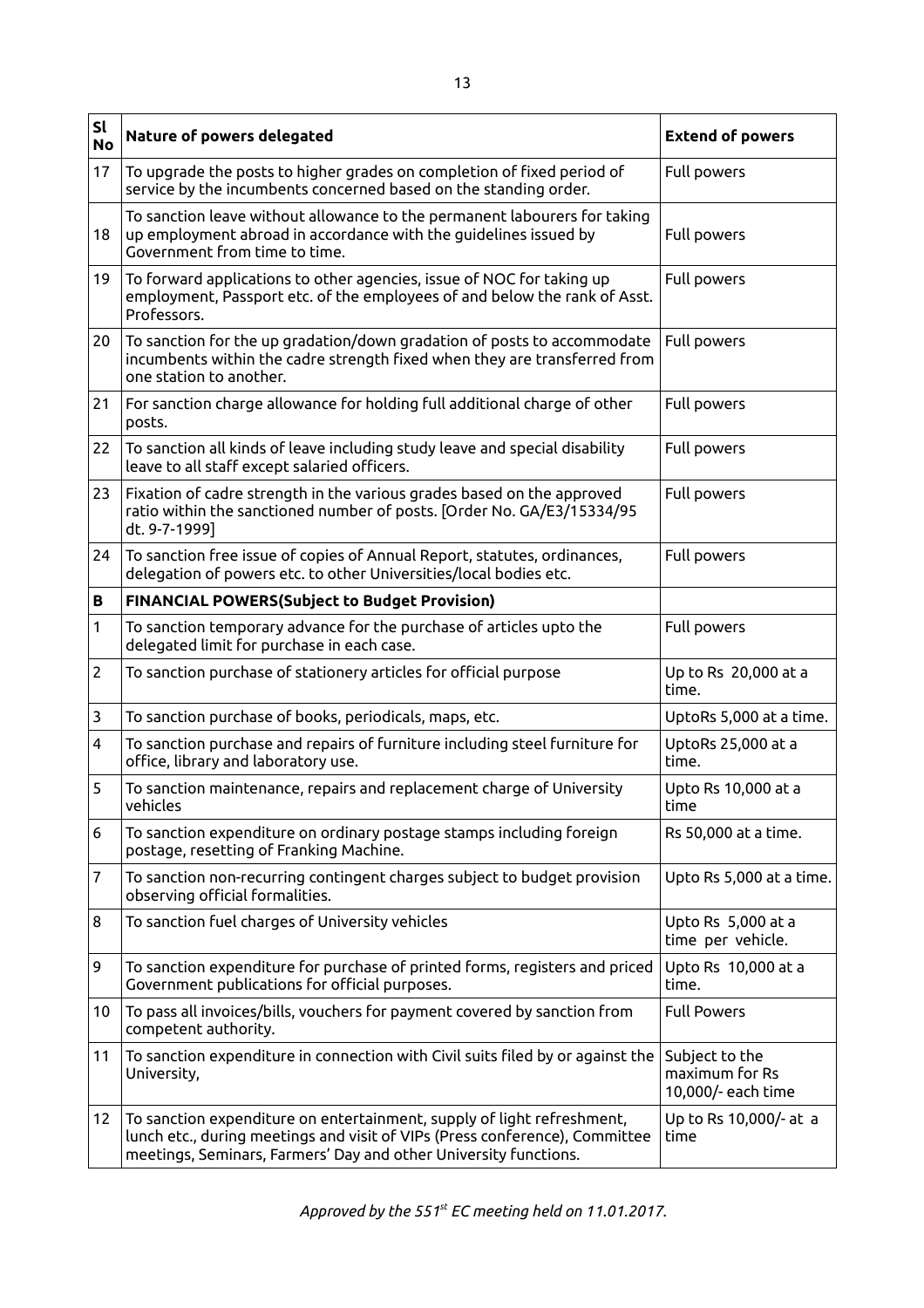| Sl No | Nature of powers delegated | Extend of powers |
|---|---|---|
| 17 | To upgrade the posts to higher grades on completion of fixed period of service by the incumbents concerned based on the standing order. | Full powers |
| 18 | To sanction leave without allowance to the permanent labourers for taking up employment abroad in accordance with the guidelines issued by Government from time to time. | Full powers |
| 19 | To forward applications to other agencies, issue of NOC for taking up employment, Passport etc. of the employees of and below the rank of Asst. Professors. | Full powers |
| 20 | To sanction for the up gradation/down gradation of posts to accommodate incumbents within the cadre strength fixed when they are transferred from one station to another. | Full powers |
| 21 | For sanction charge allowance for holding full additional charge of other posts. | Full powers |
| 22 | To sanction all kinds of leave including study leave and special disability leave to all staff except salaried officers. | Full powers |
| 23 | Fixation of cadre strength in the various grades based on the approved ratio within the sanctioned number of posts. [Order No. GA/E3/15334/95 dt. 9-7-1999] | Full powers |
| 24 | To sanction free issue of copies of Annual Report, statutes, ordinances, delegation of powers etc. to other Universities/local bodies etc. | Full powers |
| **B** | **FINANCIAL POWERS(Subject to Budget Provision)** | |
| 1 | To sanction temporary advance for the purchase of articles upto the delegated limit for purchase in each case. | Full powers |
| 2 | To sanction purchase of stationery articles for official purpose | Up to Rs 20,000 at a time. |
| 3 | To sanction purchase of books, periodicals, maps, etc. | UptoRs 5,000 at a time. |
| 4 | To sanction purchase and repairs of furniture including steel furniture for office, library and laboratory use. | UptoRs 25,000 at a time. |
| 5 | To sanction maintenance, repairs and replacement charge of University vehicles | Upto Rs 10,000 at a time |
| 6 | To sanction expenditure on ordinary postage stamps including foreign postage, resetting of Franking Machine. | Rs 50,000 at a time. |
| 7 | To sanction non-recurring contingent charges subject to budget provision observing official formalities. | Upto Rs 5,000 at a time. |
| 8 | To sanction fuel charges of University vehicles | Upto Rs 5,000 at a time per vehicle. |
| 9 | To sanction expenditure for purchase of printed forms, registers and priced Government publications for official purposes. | Upto Rs 10,000 at a time. |
| 10 | To pass all invoices/bills, vouchers for payment covered by sanction from competent authority. | Full Powers |
| 11 | To sanction expenditure in connection with Civil suits filed by or against the University, | Subject to the maximum for Rs 10,000/- each time |
| 12 | To sanction expenditure on entertainment, supply of light refreshment, lunch etc., during meetings and visit of VIPs (Press conference), Committee meetings, Seminars, Farmers' Day and other University functions. | Up to Rs 10,000/- at a time |

*Approved by the 551st EC meeting held on 11.01.2017.*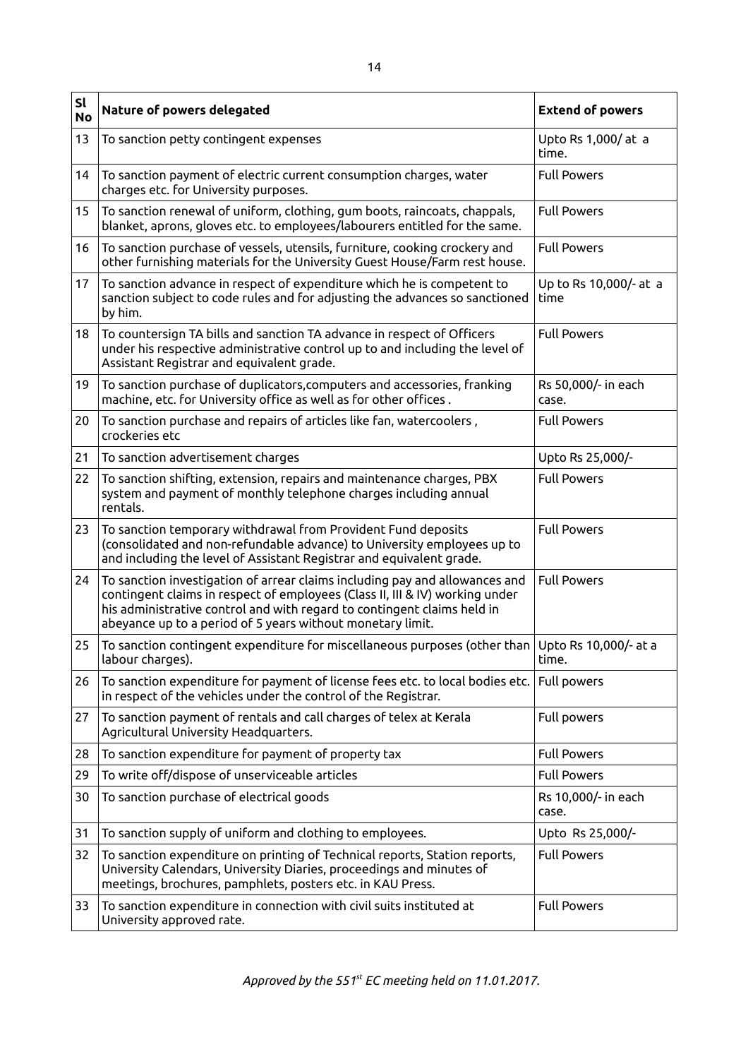| Sl No | Nature of powers delegated | Extend of powers |
|---|---|---|
| 13 | To sanction petty contingent expenses | Upto Rs 1,000/ at a time. |
| 14 | To sanction payment of electric current consumption charges, water charges etc. for University purposes. | Full Powers |
| 15 | To sanction renewal of uniform, clothing, gum boots, raincoats, chappals, blanket, aprons, gloves etc. to employees/labourers entitled for the same. | Full Powers |
| 16 | To sanction purchase of vessels, utensils, furniture, cooking crockery and other furnishing materials for the University Guest House/Farm rest house. | Full Powers |
| 17 | To sanction advance in respect of expenditure which he is competent to sanction subject to code rules and for adjusting the advances so sanctioned by him. | Up to Rs 10,000/- at a time |
| 18 | To countersign TA bills and sanction TA advance in respect of Officers under his respective administrative control up to and including the level of Assistant Registrar and equivalent grade. | Full Powers |
| 19 | To sanction purchase of duplicators,computers and accessories, franking machine, etc. for University office as well as for other offices . | Rs 50,000/- in each case. |
| 20 | To sanction purchase and repairs of articles like fan, watercoolers , crockeries etc | Full Powers |
| 21 | To sanction advertisement charges | Upto Rs 25,000/- |
| 22 | To sanction shifting, extension, repairs and maintenance charges, PBX system and payment of monthly telephone charges including annual rentals. | Full Powers |
| 23 | To sanction temporary withdrawal from Provident Fund deposits (consolidated and non-refundable advance) to University employees up to and including the level of Assistant Registrar and equivalent grade. | Full Powers |
| 24 | To sanction investigation of arrear claims including pay and allowances and contingent claims in respect of employees (Class II, III & IV) working under his administrative control and with regard to contingent claims held in abeyance up to a period of 5 years without monetary limit. | Full Powers |
| 25 | To sanction contingent expenditure for miscellaneous purposes (other than labour charges). | Upto Rs 10,000/- at a time. |
| 26 | To sanction expenditure for payment of license fees etc. to local bodies etc. in respect of the vehicles under the control of the Registrar. | Full powers |
| 27 | To sanction payment of rentals and call charges of telex at Kerala Agricultural University Headquarters. | Full powers |
| 28 | To sanction expenditure for payment of property tax | Full Powers |
| 29 | To write off/dispose of unserviceable articles | Full Powers |
| 30 | To sanction purchase of electrical goods | Rs 10,000/- in each case. |
| 31 | To sanction supply of uniform and clothing to employees. | Upto Rs 25,000/- |
| 32 | To sanction expenditure on printing of Technical reports, Station reports, University Calendars, University Diaries, proceedings and minutes of meetings, brochures, pamphlets, posters etc. in KAU Press. | Full Powers |
| 33 | To sanction expenditure in connection with civil suits instituted at University approved rate. | Full Powers |

*Approved by the 551st EC meeting held on 11.01.2017.*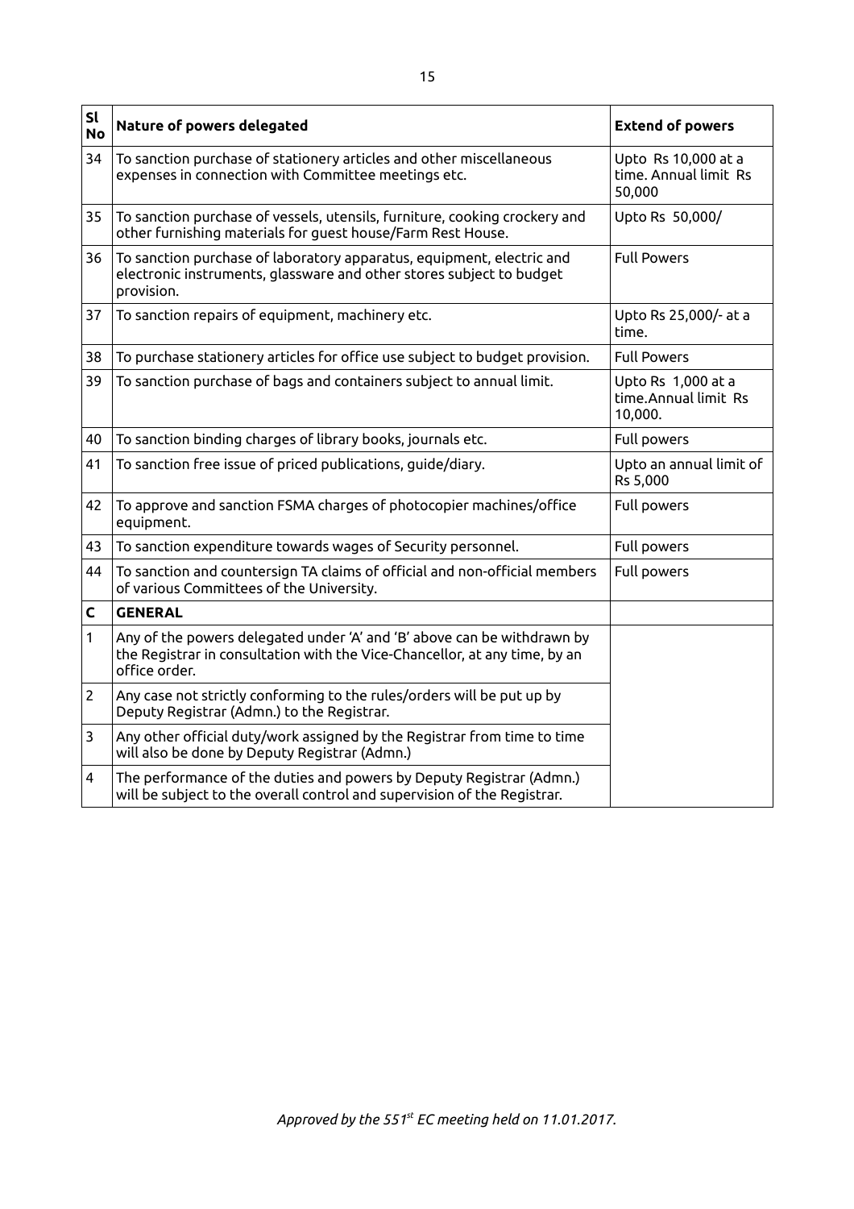| Sl No | Nature of powers delegated | Extend of powers |
|---|---|---|
| 34 | To sanction purchase of stationery articles and other miscellaneous expenses in connection with Committee meetings etc. | Upto Rs 10,000 at a time. Annual limit Rs 50,000 |
| 35 | To sanction purchase of vessels, utensils, furniture, cooking crockery and other furnishing materials for guest house/Farm Rest House. | Upto Rs 50,000/ |
| 36 | To sanction purchase of laboratory apparatus, equipment, electric and electronic instruments, glassware and other stores subject to budget provision. | Full Powers |
| 37 | To sanction repairs of equipment, machinery etc. | Upto Rs 25,000/- at a time. |
| 38 | To purchase stationery articles for office use subject to budget provision. | Full Powers |
| 39 | To sanction purchase of bags and containers subject to annual limit. | Upto Rs 1,000 at a time.Annual limit Rs 10,000. |
| 40 | To sanction binding charges of library books, journals etc. | Full powers |
| 41 | To sanction free issue of priced publications, guide/diary. | Upto an annual limit of Rs 5,000 |
| 42 | To approve and sanction FSMA charges of photocopier machines/office equipment. | Full powers |
| 43 | To sanction expenditure towards wages of Security personnel. | Full powers |
| 44 | To sanction and countersign TA claims of official and non-official members of various Committees of the University. | Full powers |
| **C** | **GENERAL** | |
| 1 | Any of the powers delegated under 'A' and 'B' above can be withdrawn by the Registrar in consultation with the Vice-Chancellor, at any time, by an office order. | |
| 2 | Any case not strictly conforming to the rules/orders will be put up by Deputy Registrar (Admn.) to the Registrar. | |
| 3 | Any other official duty/work assigned by the Registrar from time to time will also be done by Deputy Registrar (Admn.) | |
| 4 | The performance of the duties and powers by Deputy Registrar (Admn.) will be subject to the overall control and supervision of the Registrar. | |

*Approved by the 551st EC meeting held on 11.01.2017.*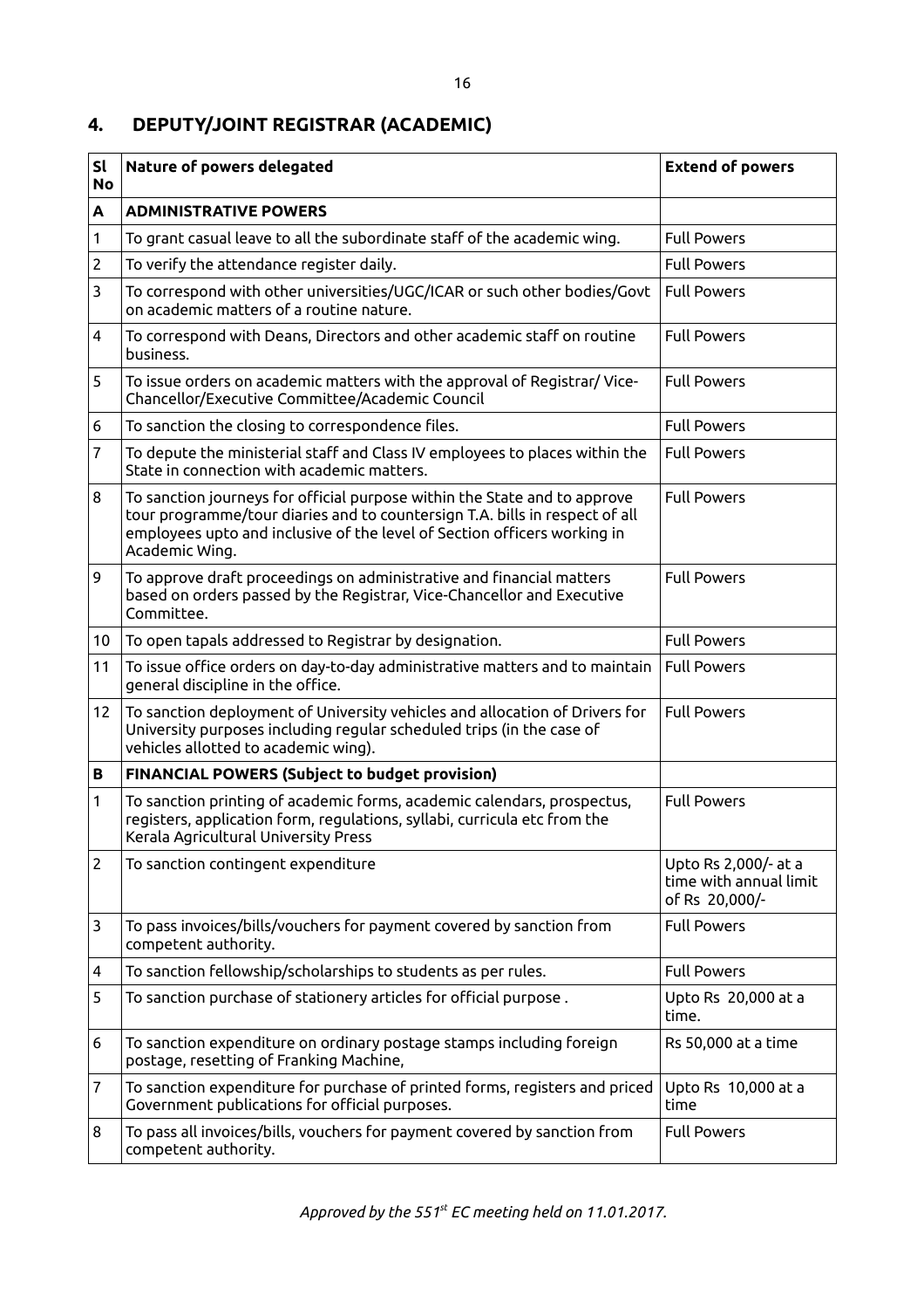## 4. DEPUTY/JOINT REGISTRAR (ACADEMIC)

| Sl No | Nature of powers delegated | Extend of powers |
|---|---|---|
| **A** | **ADMINISTRATIVE POWERS** | |
| 1 | To grant casual leave to all the subordinate staff of the academic wing. | Full Powers |
| 2 | To verify the attendance register daily. | Full Powers |
| 3 | To correspond with other universities/UGC/ICAR or such other bodies/Govt on academic matters of a routine nature. | Full Powers |
| 4 | To correspond with Deans, Directors and other academic staff on routine business. | Full Powers |
| 5 | To issue orders on academic matters with the approval of Registrar/ Vice-Chancellor/Executive Committee/Academic Council | Full Powers |
| 6 | To sanction the closing to correspondence files. | Full Powers |
| 7 | To depute the ministerial staff and Class IV employees to places within the State in connection with academic matters. | Full Powers |
| 8 | To sanction journeys for official purpose within the State and to approve tour programme/tour diaries and to countersign T.A. bills in respect of all employees upto and inclusive of the level of Section officers working in Academic Wing. | Full Powers |
| 9 | To approve draft proceedings on administrative and financial matters based on orders passed by the Registrar, Vice-Chancellor and Executive Committee. | Full Powers |
| 10 | To open tapals addressed to Registrar by designation. | Full Powers |
| 11 | To issue office orders on day-to-day administrative matters and to maintain general discipline in the office. | Full Powers |
| 12 | To sanction deployment of University vehicles and allocation of Drivers for University purposes including regular scheduled trips (in the case of vehicles allotted to academic wing). | Full Powers |
| **B** | **FINANCIAL POWERS (Subject to budget provision)** | |
| 1 | To sanction printing of academic forms, academic calendars, prospectus, registers, application form, regulations, syllabi, curricula etc from the Kerala Agricultural University Press | Full Powers |
| 2 | To sanction contingent expenditure | Upto Rs 2,000/- at a time with annual limit of Rs 20,000/- |
| 3 | To pass invoices/bills/vouchers for payment covered by sanction from competent authority. | Full Powers |
| 4 | To sanction fellowship/scholarships to students as per rules. | Full Powers |
| 5 | To sanction purchase of stationery articles for official purpose . | Upto Rs 20,000 at a time. |
| 6 | To sanction expenditure on ordinary postage stamps including foreign postage, resetting of Franking Machine, | Rs 50,000 at a time |
| 7 | To sanction expenditure for purchase of printed forms, registers and priced Government publications for official purposes. | Upto Rs 10,000 at a time |
| 8 | To pass all invoices/bills, vouchers for payment covered by sanction from competent authority. | Full Powers |

*Approved by the 551st EC meeting held on 11.01.2017.*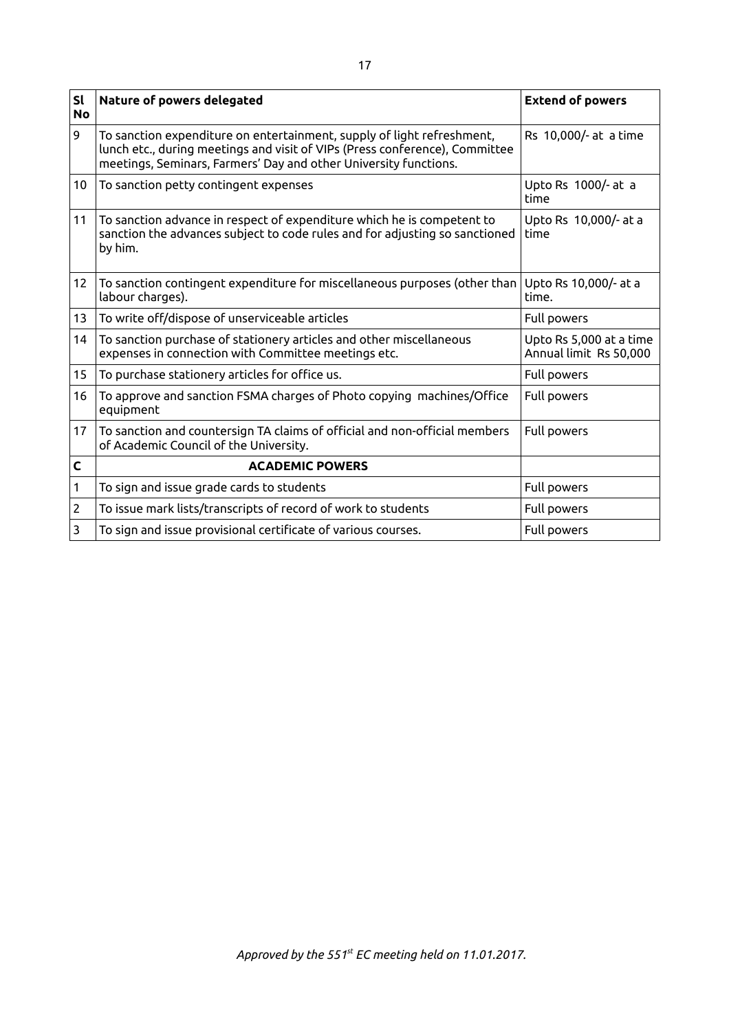| Sl No | Nature of powers delegated | Extend of powers |
|---|---|---|
| 9 | To sanction expenditure on entertainment, supply of light refreshment, lunch etc., during meetings and visit of VIPs (Press conference), Committee meetings, Seminars, Farmers' Day and other University functions. | Rs 10,000/- at a time |
| 10 | To sanction petty contingent expenses | Upto Rs 1000/- at a time |
| 11 | To sanction advance in respect of expenditure which he is competent to sanction the advances subject to code rules and for adjusting so sanctioned by him. | Upto Rs 10,000/- at a time |
| 12 | To sanction contingent expenditure for miscellaneous purposes (other than labour charges). | Upto Rs 10,000/- at a time. |
| 13 | To write off/dispose of unserviceable articles | Full powers |
| 14 | To sanction purchase of stationery articles and other miscellaneous expenses in connection with Committee meetings etc. | Upto Rs 5,000 at a time Annual limit Rs 50,000 |
| 15 | To purchase stationery articles for office us. | Full powers |
| 16 | To approve and sanction FSMA charges of Photo copying machines/Office equipment | Full powers |
| 17 | To sanction and countersign TA claims of official and non-official members of Academic Council of the University. | Full powers |
| **C** | **ACADEMIC POWERS** | |
| 1 | To sign and issue grade cards to students | Full powers |
| 2 | To issue mark lists/transcripts of record of work to students | Full powers |
| 3 | To sign and issue provisional certificate of various courses. | Full powers |

*Approved by the 551st EC meeting held on 11.01.2017.*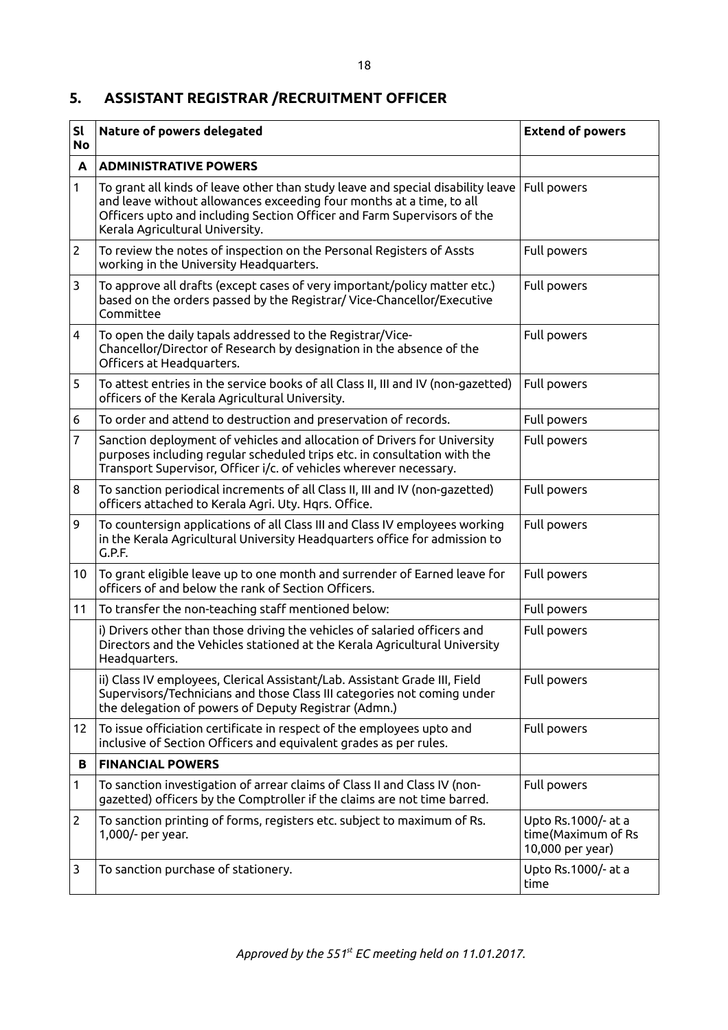## 5. ASSISTANT REGISTRAR /RECRUITMENT OFFICER

| Sl No | Nature of powers delegated | Extend of powers |
|---|---|---|
| **A** | **ADMINISTRATIVE POWERS** | |
| 1 | To grant all kinds of leave other than study leave and special disability leave and leave without allowances exceeding four months at a time, to all Officers upto and including Section Officer and Farm Supervisors of the Kerala Agricultural University. | Full powers |
| 2 | To review the notes of inspection on the Personal Registers of Assts working in the University Headquarters. | Full powers |
| 3 | To approve all drafts (except cases of very important/policy matter etc.) based on the orders passed by the Registrar/ Vice-Chancellor/Executive Committee | Full powers |
| 4 | To open the daily tapals addressed to the Registrar/Vice-Chancellor/Director of Research by designation in the absence of the Officers at Headquarters. | Full powers |
| 5 | To attest entries in the service books of all Class II, III and IV (non-gazetted) officers of the Kerala Agricultural University. | Full powers |
| 6 | To order and attend to destruction and preservation of records. | Full powers |
| 7 | Sanction deployment of vehicles and allocation of Drivers for University purposes including regular scheduled trips etc. in consultation with the Transport Supervisor, Officer i/c. of vehicles wherever necessary. | Full powers |
| 8 | To sanction periodical increments of all Class II, III and IV (non-gazetted) officers attached to Kerala Agri. Uty. Hqrs. Office. | Full powers |
| 9 | To countersign applications of all Class III and Class IV employees working in the Kerala Agricultural University Headquarters office for admission to G.P.F. | Full powers |
| 10 | To grant eligible leave up to one month and surrender of Earned leave for officers of and below the rank of Section Officers. | Full powers |
| 11 | To transfer the non-teaching staff mentioned below: | Full powers |
| | i) Drivers other than those driving the vehicles of salaried officers and Directors and the Vehicles stationed at the Kerala Agricultural University Headquarters. | Full powers |
| | ii) Class IV employees, Clerical Assistant/Lab. Assistant Grade III, Field Supervisors/Technicians and those Class III categories not coming under the delegation of powers of Deputy Registrar (Admn.) | Full powers |
| 12 | To issue officiation certificate in respect of the employees upto and inclusive of Section Officers and equivalent grades as per rules. | Full powers |
| **B** | **FINANCIAL POWERS** | |
| 1 | To sanction investigation of arrear claims of Class II and Class IV (non-gazetted) officers by the Comptroller if the claims are not time barred. | Full powers |
| 2 | To sanction printing of forms, registers etc. subject to maximum of Rs. 1,000/- per year. | Upto Rs.1000/- at a time(Maximum of Rs 10,000 per year) |
| 3 | To sanction purchase of stationery. | Upto Rs.1000/- at a time |

*Approved by the 551st EC meeting held on 11.01.2017.*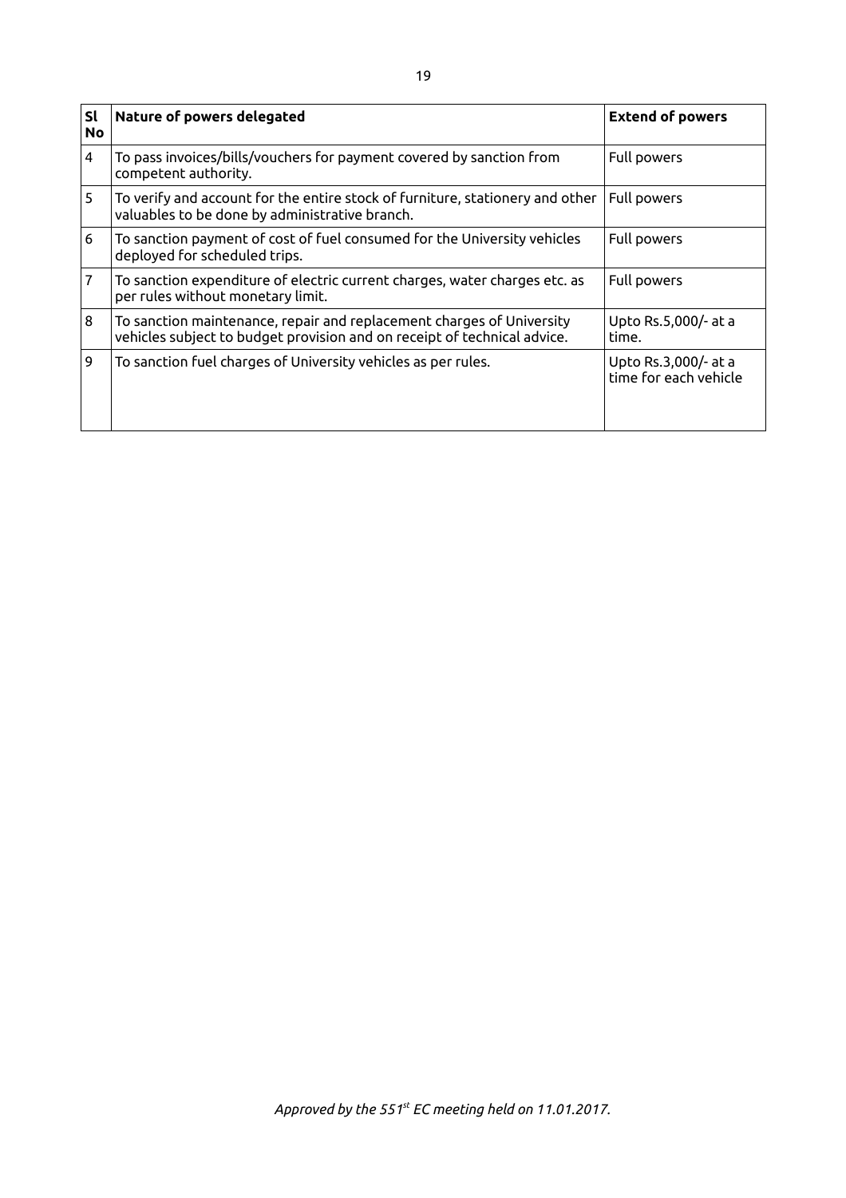| Sl No | Nature of powers delegated | Extend of powers |
|---|---|---|
| 4 | To pass invoices/bills/vouchers for payment covered by sanction from competent authority. | Full powers |
| 5 | To verify and account for the entire stock of furniture, stationery and other valuables to be done by administrative branch. | Full powers |
| 6 | To sanction payment of cost of fuel consumed for the University vehicles deployed for scheduled trips. | Full powers |
| 7 | To sanction expenditure of electric current charges, water charges etc. as per rules without monetary limit. | Full powers |
| 8 | To sanction maintenance, repair and replacement charges of University vehicles subject to budget provision and on receipt of technical advice. | Upto Rs.5,000/- at a time. |
| 9 | To sanction fuel charges of University vehicles as per rules. | Upto Rs.3,000/- at a time for each vehicle |

*Approved by the 551st EC meeting held on 11.01.2017.*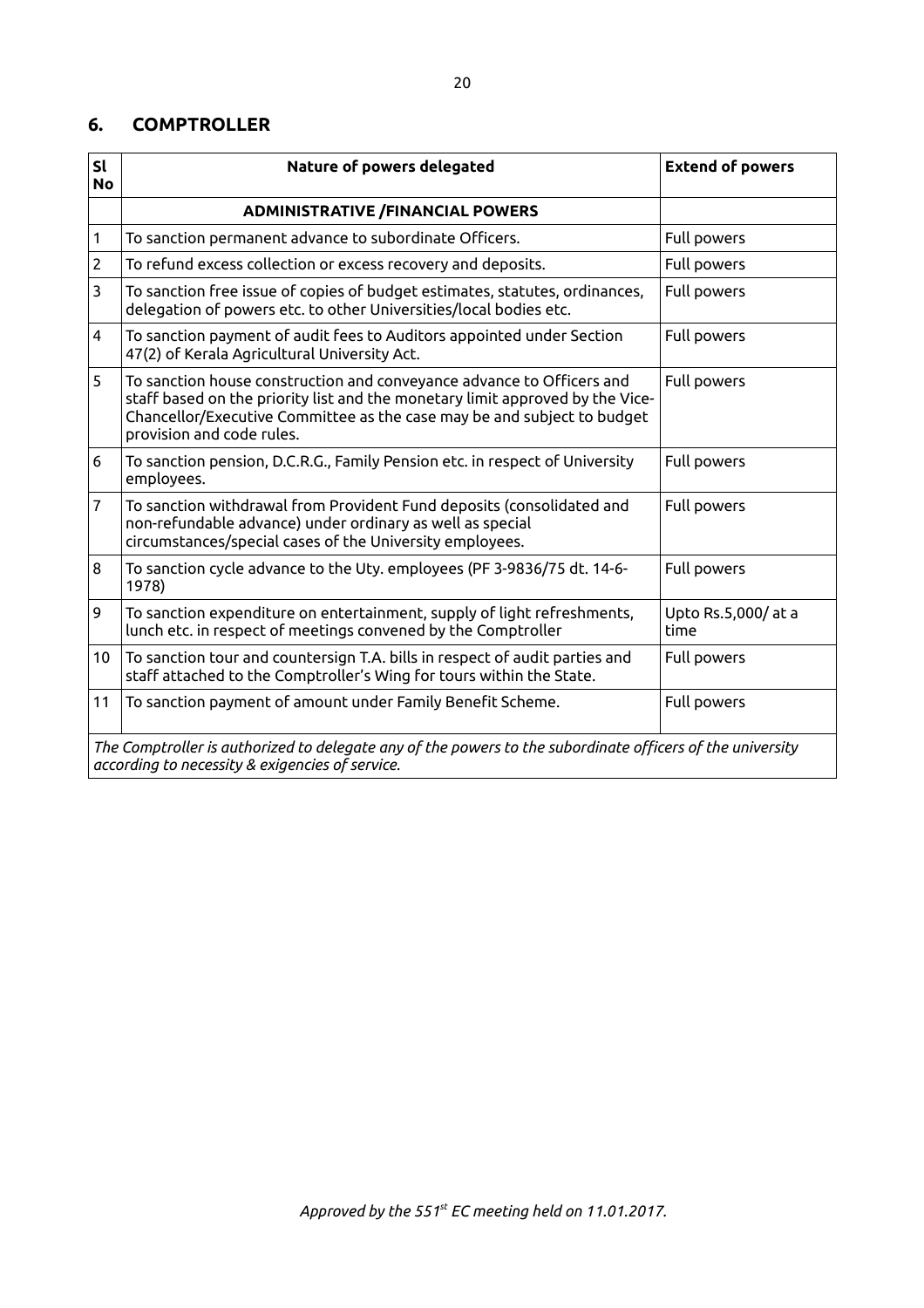## 6. COMPTROLLER

| Sl No | Nature of powers delegated | Extend of powers |
|---|---|---|
| | **ADMINISTRATIVE /FINANCIAL POWERS** | |
| 1 | To sanction permanent advance to subordinate Officers. | Full powers |
| 2 | To refund excess collection or excess recovery and deposits. | Full powers |
| 3 | To sanction free issue of copies of budget estimates, statutes, ordinances, delegation of powers etc. to other Universities/local bodies etc. | Full powers |
| 4 | To sanction payment of audit fees to Auditors appointed under Section 47(2) of Kerala Agricultural University Act. | Full powers |
| 5 | To sanction house construction and conveyance advance to Officers and staff based on the priority list and the monetary limit approved by the Vice-Chancellor/Executive Committee as the case may be and subject to budget provision and code rules. | Full powers |
| 6 | To sanction pension, D.C.R.G., Family Pension etc. in respect of University employees. | Full powers |
| 7 | To sanction withdrawal from Provident Fund deposits (consolidated and non-refundable advance) under ordinary as well as special circumstances/special cases of the University employees. | Full powers |
| 8 | To sanction cycle advance to the Uty. employees (PF 3-9836/75 dt. 14-6-1978) | Full powers |
| 9 | To sanction expenditure on entertainment, supply of light refreshments, lunch etc. in respect of meetings convened by the Comptroller | Upto Rs.5,000/ at a time |
| 10 | To sanction tour and countersign T.A. bills in respect of audit parties and staff attached to the Comptroller's Wing for tours within the State. | Full powers |
| 11 | To sanction payment of amount under Family Benefit Scheme. | Full powers |

*The Comptroller is authorized to delegate any of the powers to the subordinate officers of the university according to necessity & exigencies of service.*

*Approved by the 551st EC meeting held on 11.01.2017.*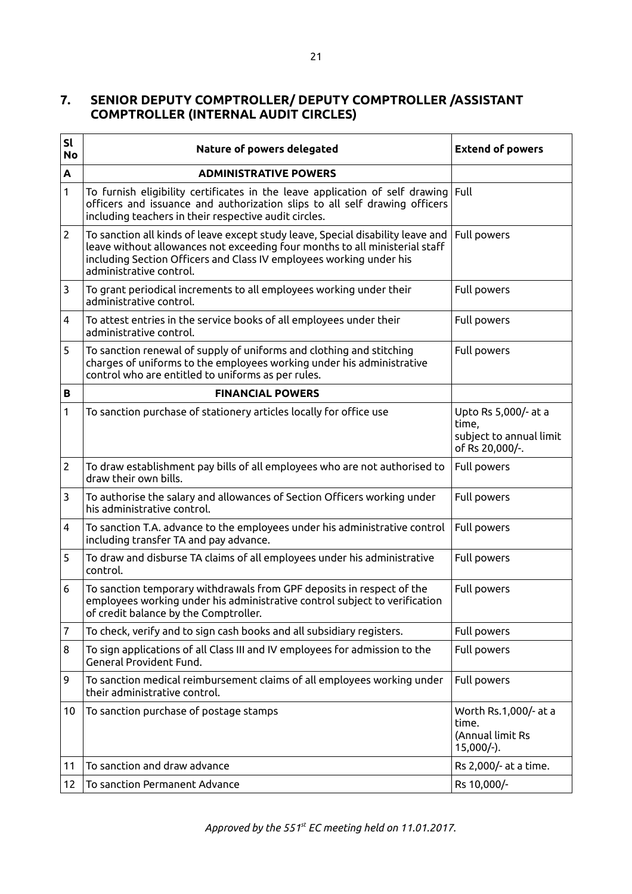## 7. SENIOR DEPUTY COMPTROLLER/ DEPUTY COMPTROLLER /ASSISTANT COMPTROLLER (INTERNAL AUDIT CIRCLES)

| Sl No | Nature of powers delegated | Extend of powers |
|---|---|---|
| **A** | **ADMINISTRATIVE POWERS** | |
| 1 | To furnish eligibility certificates in the leave application of self drawing officers and issuance and authorization slips to all self drawing officers including teachers in their respective audit circles. | Full |
| 2 | To sanction all kinds of leave except study leave, Special disability leave and leave without allowances not exceeding four months to all ministerial staff including Section Officers and Class IV employees working under his administrative control. | Full powers |
| 3 | To grant periodical increments to all employees working under their administrative control. | Full powers |
| 4 | To attest entries in the service books of all employees under their administrative control. | Full powers |
| 5 | To sanction renewal of supply of uniforms and clothing and stitching charges of uniforms to the employees working under his administrative control who are entitled to uniforms as per rules. | Full powers |
| **B** | **FINANCIAL POWERS** | |
| 1 | To sanction purchase of stationery articles locally for office use | Upto Rs 5,000/- at a time, subject to annual limit of Rs 20,000/-. |
| 2 | To draw establishment pay bills of all employees who are not authorised to draw their own bills. | Full powers |
| 3 | To authorise the salary and allowances of Section Officers working under his administrative control. | Full powers |
| 4 | To sanction T.A. advance to the employees under his administrative control including transfer TA and pay advance. | Full powers |
| 5 | To draw and disburse TA claims of all employees under his administrative control. | Full powers |
| 6 | To sanction temporary withdrawals from GPF deposits in respect of the employees working under his administrative control subject to verification of credit balance by the Comptroller. | Full powers |
| 7 | To check, verify and to sign cash books and all subsidiary registers. | Full powers |
| 8 | To sign applications of all Class III and IV employees for admission to the General Provident Fund. | Full powers |
| 9 | To sanction medical reimbursement claims of all employees working under their administrative control. | Full powers |
| 10 | To sanction purchase of postage stamps | Worth Rs.1,000/- at a time. (Annual limit Rs 15,000/-). |
| 11 | To sanction and draw advance | Rs 2,000/- at a time. |
| 12 | To sanction Permanent Advance | Rs 10,000/- |

*Approved by the 551st EC meeting held on 11.01.2017.*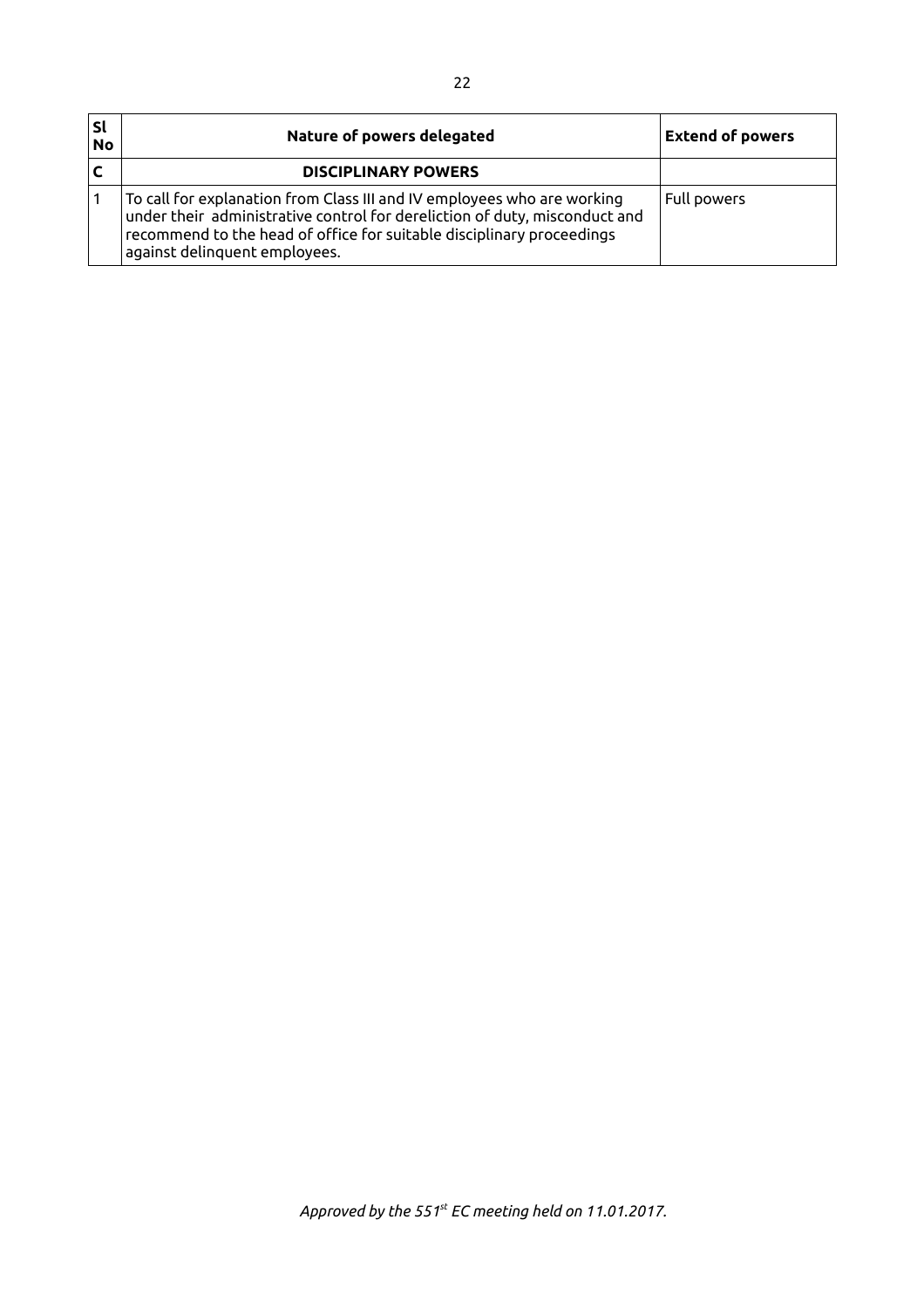| Sl No | Nature of powers delegated | Extend of powers |
|---|---|---|
| **C** | **DISCIPLINARY POWERS** | |
| 1 | To call for explanation from Class III and IV employees who are working under their administrative control for dereliction of duty, misconduct and recommend to the head of office for suitable disciplinary proceedings against delinquent employees. | Full powers |

*Approved by the 551st EC meeting held on 11.01.2017.*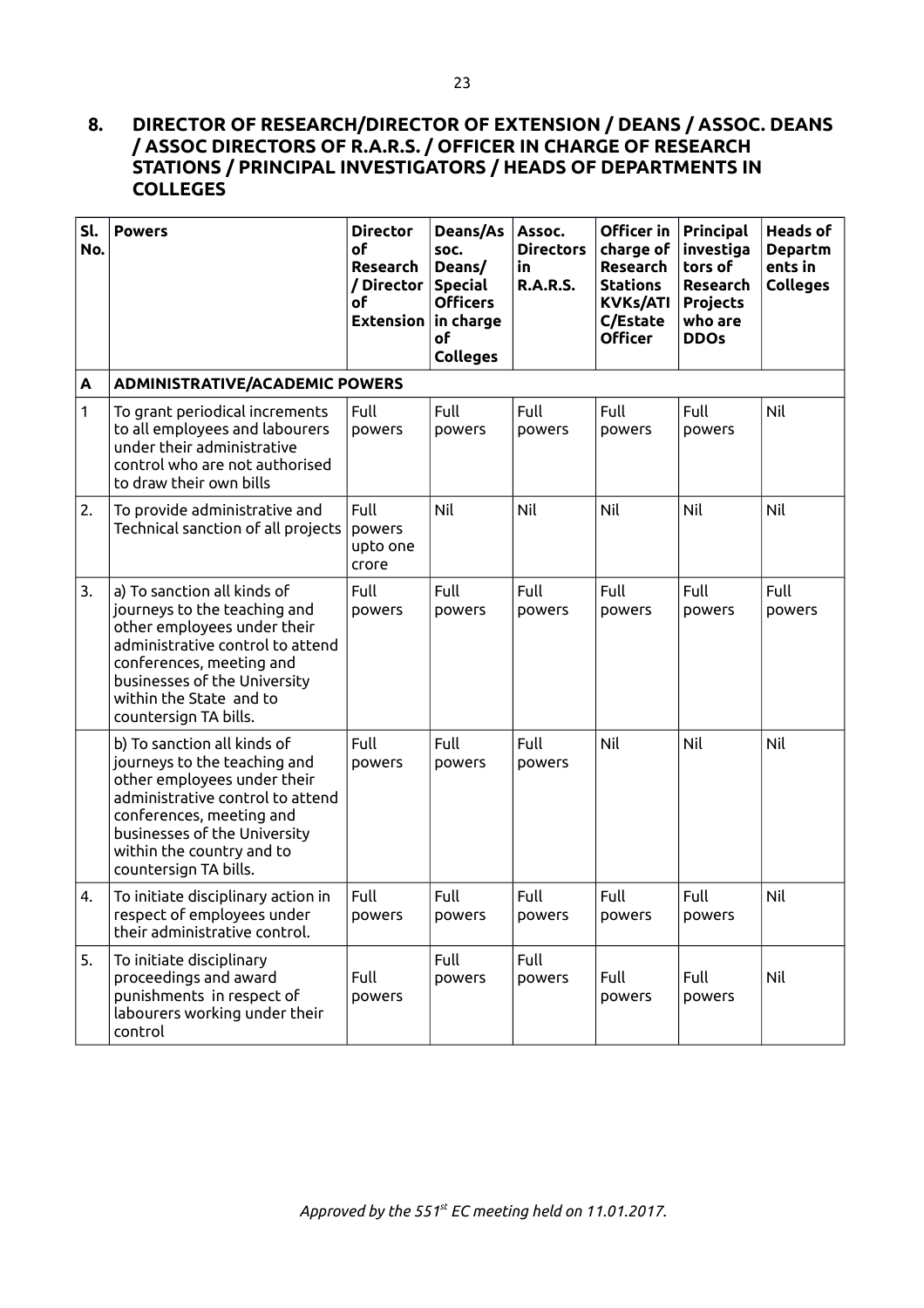## 8. DIRECTOR OF RESEARCH/DIRECTOR OF EXTENSION / DEANS / ASSOC. DEANS / ASSOC DIRECTORS OF R.A.R.S. / OFFICER IN CHARGE OF RESEARCH STATIONS / PRINCIPAL INVESTIGATORS / HEADS OF DEPARTMENTS IN COLLEGES

| Sl. No. | Powers | Director of Research / Director of Extension | Deans/Assoc. Deans/ Special Officers in charge of Colleges | Assoc. Directors in R.A.R.S. | Officer in charge of Research Stations KVKs/ATIC/Estate Officer | Principal investigators of Research Projects who are DDOs | Heads of Departments in Colleges |
|---|---|---|---|---|---|---|---|
| **A** | **ADMINISTRATIVE/ACADEMIC POWERS** | | | | | | |
| 1 | To grant periodical increments to all employees and labourers under their administrative control who are not authorised to draw their own bills | Full powers | Full powers | Full powers | Full powers | Full powers | Nil |
| 2. | To provide administrative and Technical sanction of all projects | Full powers upto one crore | Nil | Nil | Nil | Nil | Nil |
| 3. | a) To sanction all kinds of journeys to the teaching and other employees under their administrative control to attend conferences, meeting and businesses of the University within the State and to countersign TA bills. | Full powers | Full powers | Full powers | Full powers | Full powers | Full powers |
| | b) To sanction all kinds of journeys to the teaching and other employees under their administrative control to attend conferences, meeting and businesses of the University within the country and to countersign TA bills. | Full powers | Full powers | Full powers | Nil | Nil | Nil |
| 4. | To initiate disciplinary action in respect of employees under their administrative control. | Full powers | Full powers | Full powers | Full powers | Full powers | Nil |
| 5. | To initiate disciplinary proceedings and award punishments in respect of labourers working under their control | Full powers | Full powers | Full powers | Full powers | Full powers | Nil |

*Approved by the 551st EC meeting held on 11.01.2017.*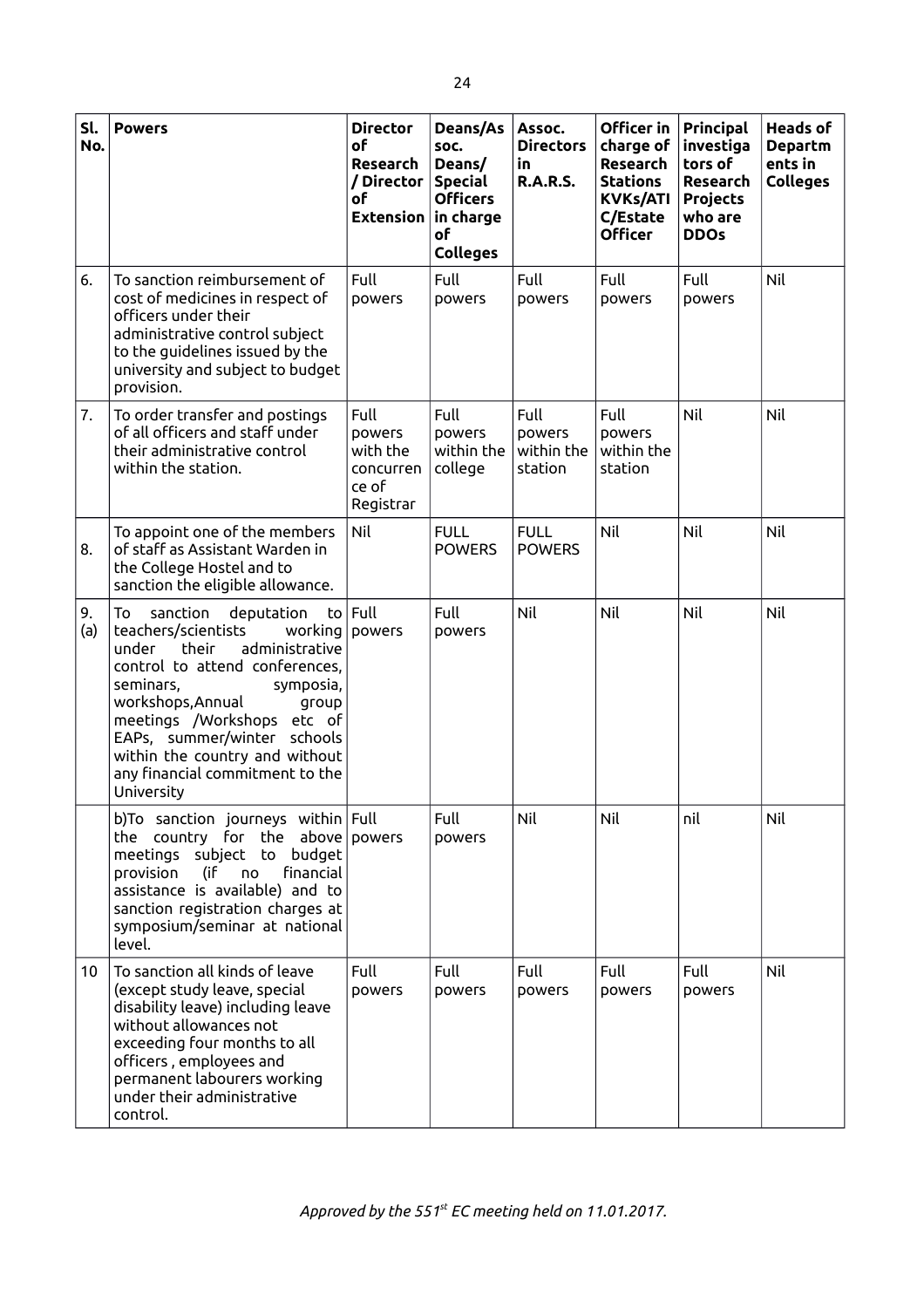| Sl. No. | Powers | Director of Research / Director of Extension | Deans/Assoc. Deans/ Special Officers in charge of Colleges | Assoc. Directors in R.A.R.S. | Officer in charge of Research Stations KVKs/ATIC/Estate Officer | Principal investigators of Research Projects who are DDOs | Heads of Departments in Colleges |
|---|---|---|---|---|---|---|---|
| 6. | To sanction reimbursement of cost of medicines in respect of officers under their administrative control subject to the guidelines issued by the university and subject to budget provision. | Full powers | Full powers | Full powers | Full powers | Full powers | Nil |
| 7. | To order transfer and postings of all officers and staff under their administrative control within the station. | Full powers with the concurrence of Registrar | Full powers within the college | Full powers within the station | Full powers within the station | Nil | Nil |
| 8. | To appoint one of the members of staff as Assistant Warden in the College Hostel and to sanction the eligible allowance. | Nil | FULL POWERS | FULL POWERS | Nil | Nil | Nil |
| 9. (a) | To sanction deputation to teachers/scientists working under their administrative control to attend conferences, seminars, symposia, workshops,Annual group meetings /Workshops etc of EAPs, summer/winter schools within the country and without any financial commitment to the University | Full powers | Full powers | Nil | Nil | Nil | Nil |
| | b)To sanction journeys within the country for the above meetings subject to budget provision (if no financial assistance is available) and to sanction registration charges at symposium/seminar at national level. | Full powers | Full powers | Nil | Nil | nil | Nil |
| 10 | To sanction all kinds of leave (except study leave, special disability leave) including leave without allowances not exceeding four months to all officers , employees and permanent labourers working under their administrative control. | Full powers | Full powers | Full powers | Full powers | Full powers | Nil |

*Approved by the 551st EC meeting held on 11.01.2017.*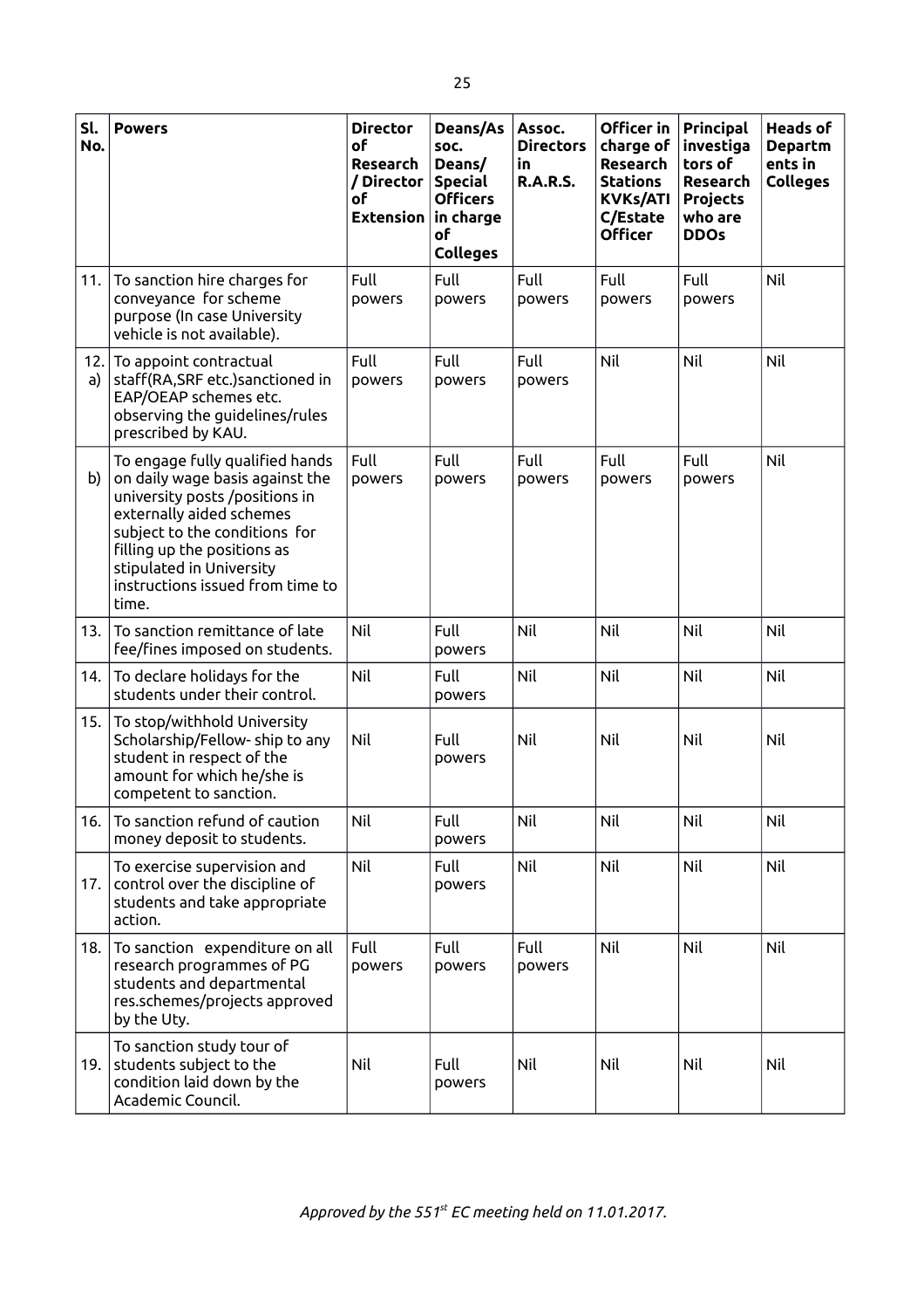| Sl. No. | Powers | Director of Research / Director of Extension | Deans/Assoc. Deans/ Special Officers in charge of Colleges | Assoc. Directors in R.A.R.S. | Officer in charge of Research Stations KVKs/ATIC/Estate Officer | Principal investigators of Research Projects who are DDOs | Heads of Departments in Colleges |
|---|---|---|---|---|---|---|---|
| 11. | To sanction hire charges for conveyance for scheme purpose (In case University vehicle is not available). | Full powers | Full powers | Full powers | Full powers | Full powers | Nil |
| 12. a) | To appoint contractual staff(RA,SRF etc.)sanctioned in EAP/OEAP schemes etc. observing the guidelines/rules prescribed by KAU. | Full powers | Full powers | Full powers | Nil | Nil | Nil |
| b) | To engage fully qualified hands on daily wage basis against the university posts /positions in externally aided schemes subject to the conditions for filling up the positions as stipulated in University instructions issued from time to time. | Full powers | Full powers | Full powers | Full powers | Full powers | Nil |
| 13. | To sanction remittance of late fee/fines imposed on students. | Nil | Full powers | Nil | Nil | Nil | Nil |
| 14. | To declare holidays for the students under their control. | Nil | Full powers | Nil | Nil | Nil | Nil |
| 15. | To stop/withhold University Scholarship/Fellow- ship to any student in respect of the amount for which he/she is competent to sanction. | Nil | Full powers | Nil | Nil | Nil | Nil |
| 16. | To sanction refund of caution money deposit to students. | Nil | Full powers | Nil | Nil | Nil | Nil |
| 17. | To exercise supervision and control over the discipline of students and take appropriate action. | Nil | Full powers | Nil | Nil | Nil | Nil |
| 18. | To sanction expenditure on all research programmes of PG students and departmental res.schemes/projects approved by the Uty. | Full powers | Full powers | Full powers | Nil | Nil | Nil |
| 19. | To sanction study tour of students subject to the condition laid down by the Academic Council. | Nil | Full powers | Nil | Nil | Nil | Nil |

*Approved by the 551st EC meeting held on 11.01.2017.*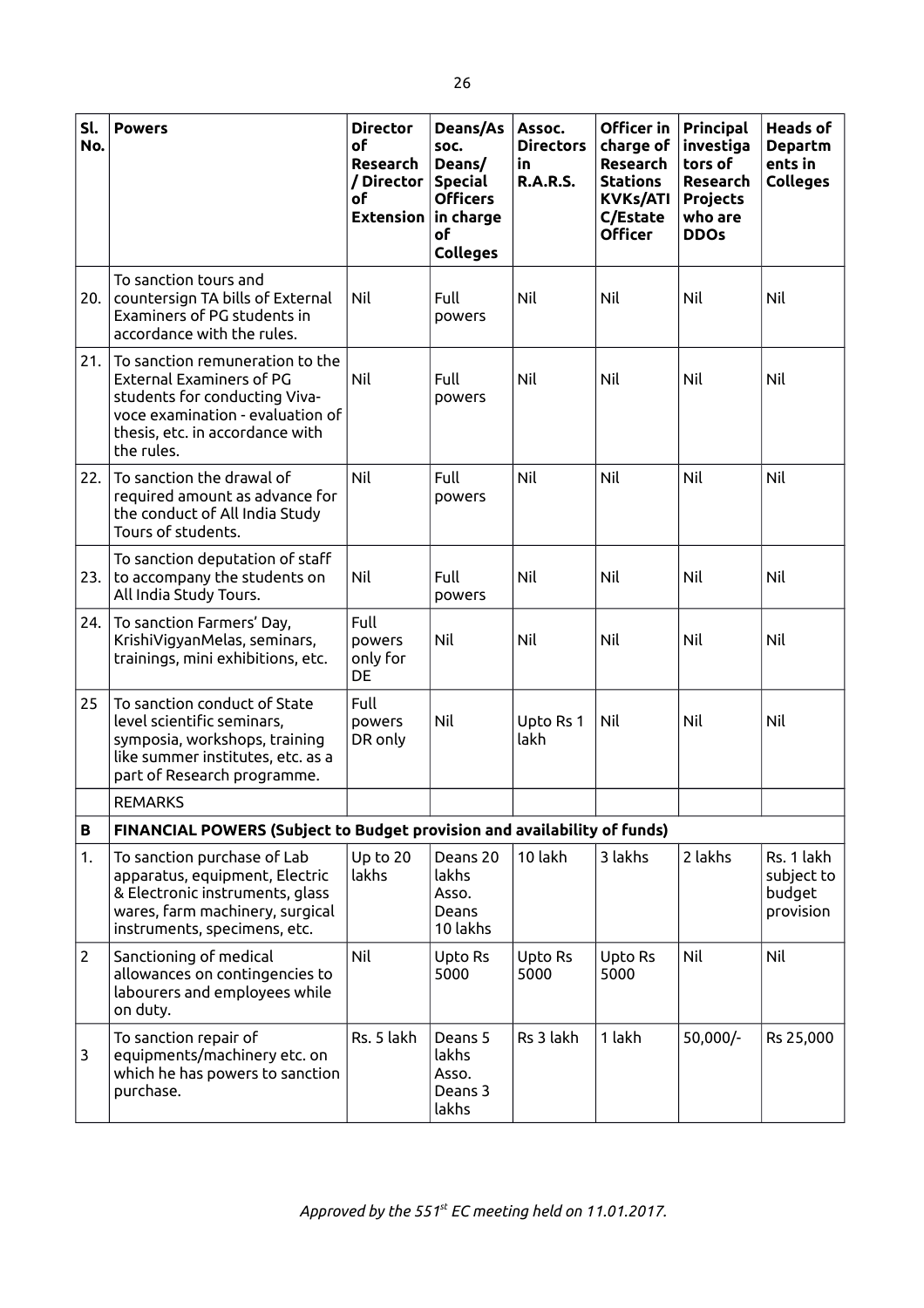| Sl. No. | Powers | Director of Research / Director of Extension | Deans/Assoc. Deans/ Special Officers in charge of Colleges | Assoc. Directors in R.A.R.S. | Officer in charge of Research Stations KVKs/ATIC/Estate Officer | Principal investigators of Research Projects who are DDOs | Heads of Departments in Colleges |
|---|---|---|---|---|---|---|---|
| 20. | To sanction tours and countersign TA bills of External Examiners of PG students in accordance with the rules. | Nil | Full powers | Nil | Nil | Nil | Nil |
| 21. | To sanction remuneration to the External Examiners of PG students for conducting Viva-voce examination - evaluation of thesis, etc. in accordance with the rules. | Nil | Full powers | Nil | Nil | Nil | Nil |
| 22. | To sanction the drawal of required amount as advance for the conduct of All India Study Tours of students. | Nil | Full powers | Nil | Nil | Nil | Nil |
| 23. | To sanction deputation of staff to accompany the students on All India Study Tours. | Nil | Full powers | Nil | Nil | Nil | Nil |
| 24. | To sanction Farmers' Day, KrishiVigyanMelas, seminars, trainings, mini exhibitions, etc. | Full powers only for DE | Nil | Nil | Nil | Nil | Nil |
| 25 | To sanction conduct of State level scientific seminars, symposia, workshops, training like summer institutes, etc. as a part of Research programme. | Full powers DR only | Nil | Upto Rs 1 lakh | Nil | Nil | Nil |
| | REMARKS | | | | | | |
| **B** | **FINANCIAL POWERS (Subject to Budget provision and availability of funds)** | | | | | | |
| 1. | To sanction purchase of Lab apparatus, equipment, Electric & Electronic instruments, glass wares, farm machinery, surgical instruments, specimens, etc. | Up to 20 lakhs | Deans 20 lakhs Asso. Deans 10 lakhs | 10 lakh | 3 lakhs | 2 lakhs | Rs. 1 lakh subject to budget provision |
| 2 | Sanctioning of medical allowances on contingencies to labourers and employees while on duty. | Nil | Upto Rs 5000 | Upto Rs 5000 | Upto Rs 5000 | Nil | Nil |
| 3 | To sanction repair of equipments/machinery etc. on which he has powers to sanction purchase. | Rs. 5 lakh | Deans 5 lakhs Asso. Deans 3 lakhs | Rs 3 lakh | 1 lakh | 50,000/- | Rs 25,000 |

*Approved by the 551[st] EC meeting held on 11.01.2017.*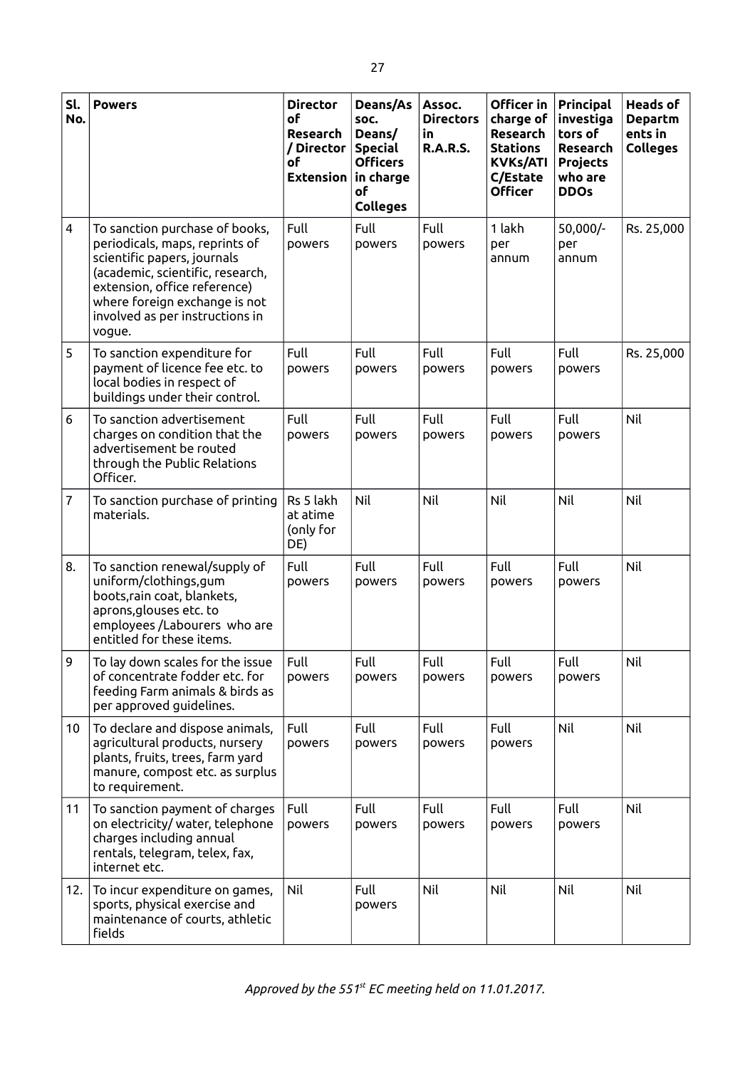| Sl. No. | Powers | Director of Research / Director of Extension | Deans/Assoc. Deans/ Special Officers in charge of Colleges | Assoc. Directors in R.A.R.S. | Officer in charge of Research Stations KVKs/ATIC/Estate Officer | Principal investigators of Research Projects who are DDOs | Heads of Departments in Colleges |
|---|---|---|---|---|---|---|---|
| 4 | To sanction purchase of books, periodicals, maps, reprints of scientific papers, journals (academic, scientific, research, extension, office reference) where foreign exchange is not involved as per instructions in vogue. | Full powers | Full powers | Full powers | 1 lakh per annum | 50,000/- per annum | Rs. 25,000 |
| 5 | To sanction expenditure for payment of licence fee etc. to local bodies in respect of buildings under their control. | Full powers | Full powers | Full powers | Full powers | Full powers | Rs. 25,000 |
| 6 | To sanction advertisement charges on condition that the advertisement be routed through the Public Relations Officer. | Full powers | Full powers | Full powers | Full powers | Full powers | Nil |
| 7 | To sanction purchase of printing materials. | Rs 5 lakh at atime (only for DE) | Nil | Nil | Nil | Nil | Nil |
| 8. | To sanction renewal/supply of uniform/clothings,gum boots,rain coat, blankets, aprons,glouses etc. to employees /Labourers who are entitled for these items. | Full powers | Full powers | Full powers | Full powers | Full powers | Nil |
| 9 | To lay down scales for the issue of concentrate fodder etc. for feeding Farm animals & birds as per approved guidelines. | Full powers | Full powers | Full powers | Full powers | Full powers | Nil |
| 10 | To declare and dispose animals, agricultural products, nursery plants, fruits, trees, farm yard manure, compost etc. as surplus to requirement. | Full powers | Full powers | Full powers | Full powers | Nil | Nil |
| 11 | To sanction payment of charges on electricity/ water, telephone charges including annual rentals, telegram, telex, fax, internet etc. | Full powers | Full powers | Full powers | Full powers | Full powers | Nil |
| 12. | To incur expenditure on games, sports, physical exercise and maintenance of courts, athletic fields | Nil | Full powers | Nil | Nil | Nil | Nil |

*Approved by the 551st EC meeting held on 11.01.2017.*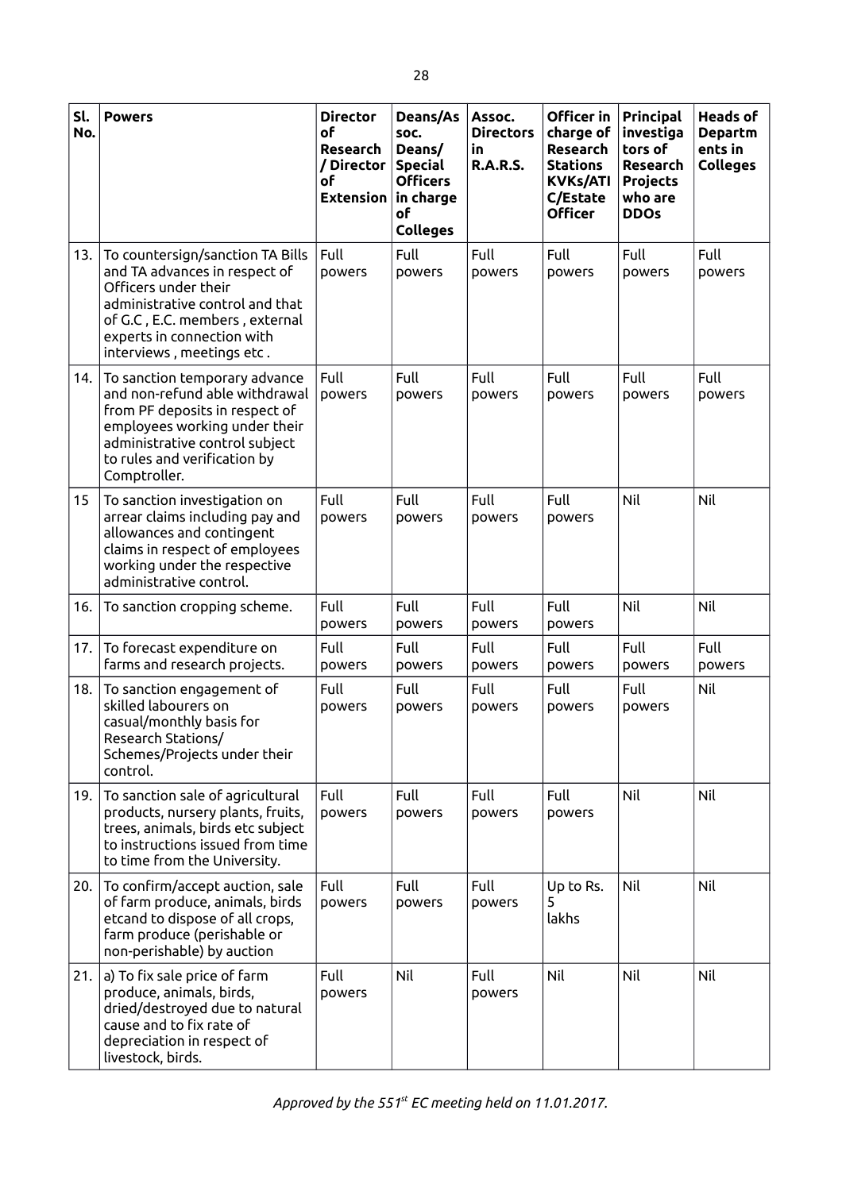| Sl. No. | Powers | Director of Research / Director of Extension | Deans/Assoc. Deans/ Special Officers in charge of Colleges | Assoc. Directors in R.A.R.S. | Officer in charge of Research Stations KVKs/ATIC/Estate Officer | Principal investigators of Research Projects who are DDOs | Heads of Departments in Colleges |
|---|---|---|---|---|---|---|---|
| 13. | To countersign/sanction TA Bills and TA advances in respect of Officers under their administrative control and that of G.C , E.C. members , external experts in connection with interviews , meetings etc . | Full powers | Full powers | Full powers | Full powers | Full powers | Full powers |
| 14. | To sanction temporary advance and non-refund able withdrawal from PF deposits in respect of employees working under their administrative control subject to rules and verification by Comptroller. | Full powers | Full powers | Full powers | Full powers | Full powers | Full powers |
| 15 | To sanction investigation on arrear claims including pay and allowances and contingent claims in respect of employees working under the respective administrative control. | Full powers | Full powers | Full powers | Full powers | Nil | Nil |
| 16. | To sanction cropping scheme. | Full powers | Full powers | Full powers | Full powers | Nil | Nil |
| 17. | To forecast expenditure on farms and research projects. | Full powers | Full powers | Full powers | Full powers | Full powers | Full powers |
| 18. | To sanction engagement of skilled labourers on casual/monthly basis for Research Stations/ Schemes/Projects under their control. | Full powers | Full powers | Full powers | Full powers | Full powers | Nil |
| 19. | To sanction sale of agricultural products, nursery plants, fruits, trees, animals, birds etc subject to instructions issued from time to time from the University. | Full powers | Full powers | Full powers | Full powers | Nil | Nil |
| 20. | To confirm/accept auction, sale of farm produce, animals, birds etcand to dispose of all crops, farm produce (perishable or non-perishable) by auction | Full powers | Full powers | Full powers | Up to Rs. 5 lakhs | Nil | Nil |
| 21. | a) To fix sale price of farm produce, animals, birds, dried/destroyed due to natural cause and to fix rate of depreciation in respect of livestock, birds. | Full powers | Nil | Full powers | Nil | Nil | Nil |

*Approved by the 551st EC meeting held on 11.01.2017.*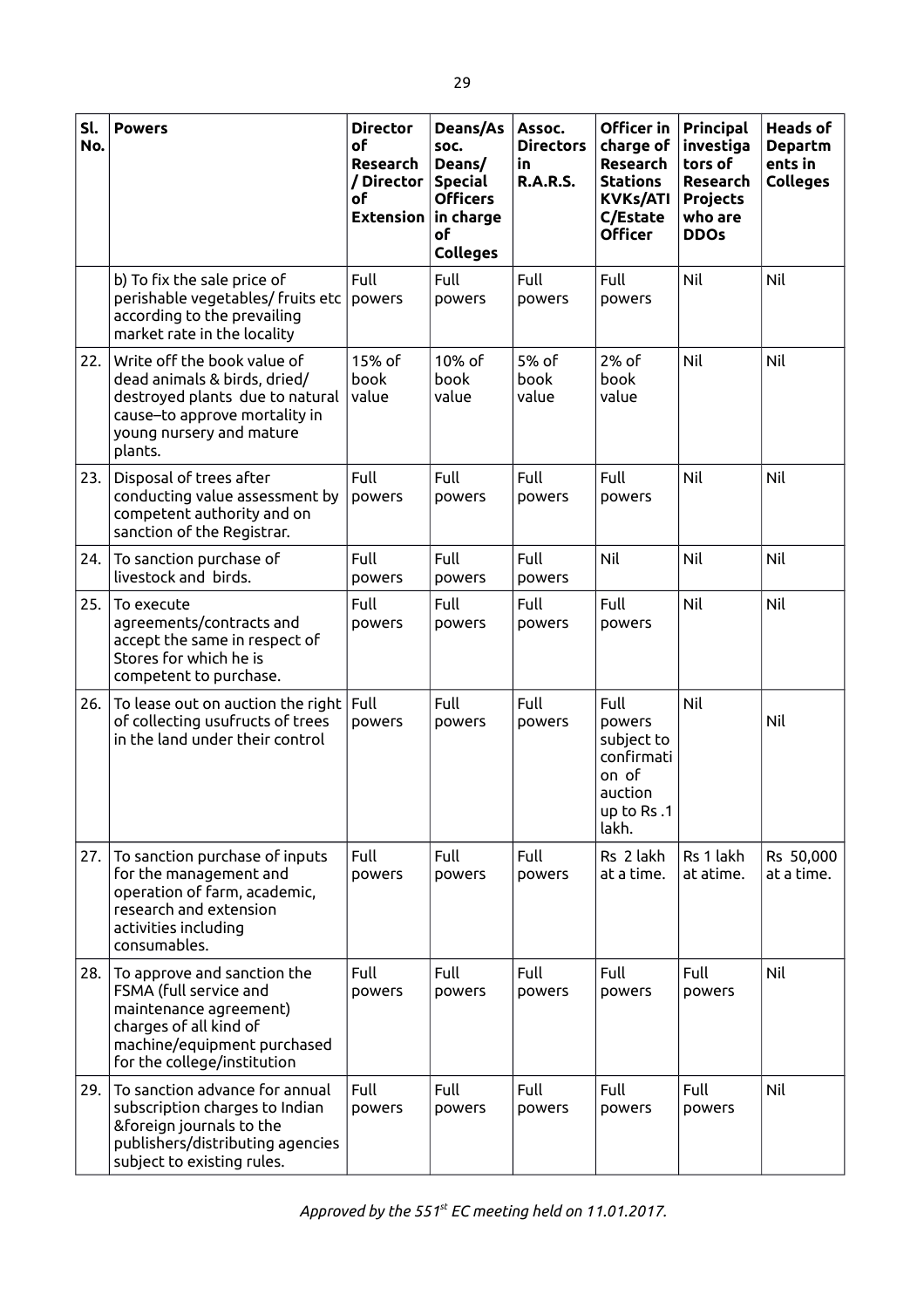| Sl. No. | Powers | Director of Research / Director of Extension | Deans/Assoc. Deans/ Special Officers in charge of Colleges | Assoc. Directors in R.A.R.S. | Officer in charge of Research Stations KVKs/ATIC/Estate Officer | Principal investigators of Research Projects who are DDOs | Heads of Departments in Colleges |
|---|---|---|---|---|---|---|---|
| | b) To fix the sale price of perishable vegetables/ fruits etc according to the prevailing market rate in the locality | Full powers | Full powers | Full powers | Full powers | Nil | Nil |
| 22. | Write off the book value of dead animals & birds, dried/ destroyed plants due to natural cause–to approve mortality in young nursery and mature plants. | 15% of book value | 10% of book value | 5% of book value | 2% of book value | Nil | Nil |
| 23. | Disposal of trees after conducting value assessment by competent authority and on sanction of the Registrar. | Full powers | Full powers | Full powers | Full powers | Nil | Nil |
| 24. | To sanction purchase of livestock and birds. | Full powers | Full powers | Full powers | Nil | Nil | Nil |
| 25. | To execute agreements/contracts and accept the same in respect of Stores for which he is competent to purchase. | Full powers | Full powers | Full powers | Full powers | Nil | Nil |
| 26. | To lease out on auction the right of collecting usufructs of trees in the land under their control | Full powers | Full powers | Full powers | Full powers subject to confirmation of auction up to Rs .1 lakh. | Nil | Nil |
| 27. | To sanction purchase of inputs for the management and operation of farm, academic, research and extension activities including consumables. | Full powers | Full powers | Full powers | Rs 2 lakh at a time. | Rs 1 lakh at atime. | Rs 50,000 at a time. |
| 28. | To approve and sanction the FSMA (full service and maintenance agreement) charges of all kind of machine/equipment purchased for the college/institution | Full powers | Full powers | Full powers | Full powers | Full powers | Nil |
| 29. | To sanction advance for annual subscription charges to Indian &foreign journals to the publishers/distributing agencies subject to existing rules. | Full powers | Full powers | Full powers | Full powers | Full powers | Nil |

*Approved by the 551st EC meeting held on 11.01.2017.*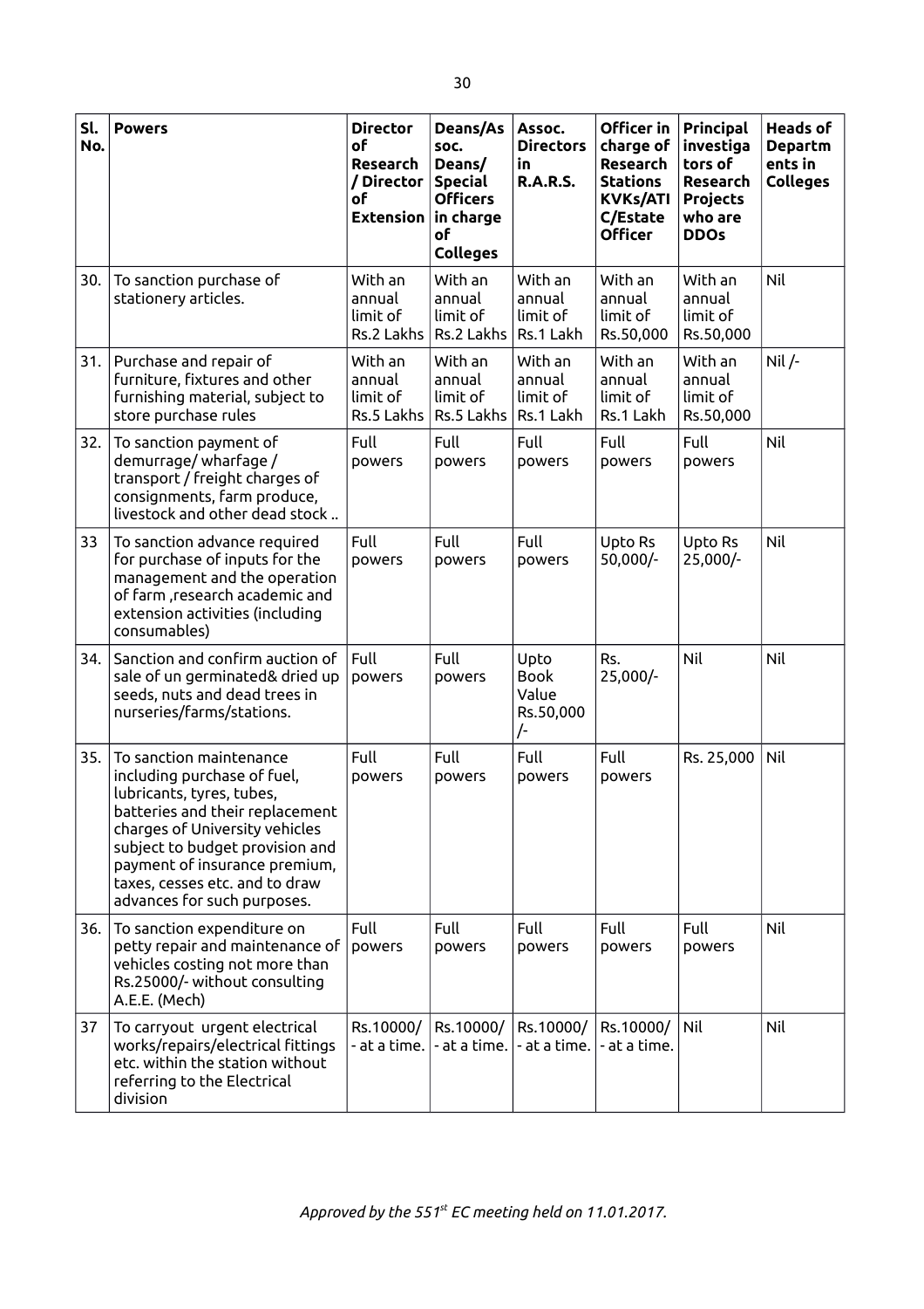| Sl. No. | Powers | Director of Research / Director of Extension | Deans/Assoc. Deans/ Special Officers in charge of Colleges | Assoc. Directors in R.A.R.S. | Officer in charge of Research Stations KVKs/ATIC/Estate Officer | Principal investigators of Research Projects who are DDOs | Heads of Departments in Colleges |
|---|---|---|---|---|---|---|---|
| 30. | To sanction purchase of stationery articles. | With an annual limit of Rs.2 Lakhs | With an annual limit of Rs.2 Lakhs | With an annual limit of Rs.1 Lakh | With an annual limit of Rs.50,000 | With an annual limit of Rs.50,000 | Nil |
| 31. | Purchase and repair of furniture, fixtures and other furnishing material, subject to store purchase rules | With an annual limit of Rs.5 Lakhs | With an annual limit of Rs.5 Lakhs | With an annual limit of Rs.1 Lakh | With an annual limit of Rs.1 Lakh | With an annual limit of Rs.50,000 | Nil /- |
| 32. | To sanction payment of demurrage/ wharfage / transport / freight charges of consignments, farm produce, livestock and other dead stock .. | Full powers | Full powers | Full powers | Full powers | Full powers | Nil |
| 33 | To sanction advance required for purchase of inputs for the management and the operation of farm ,research academic and extension activities (including consumables) | Full powers | Full powers | Full powers | Upto Rs 50,000/- | Upto Rs 25,000/- | Nil |
| 34. | Sanction and confirm auction of sale of un germinated& dried up seeds, nuts and dead trees in nurseries/farms/stations. | Full powers | Full powers | Upto Book Value Rs.50,000 /- | Rs. 25,000/- | Nil | Nil |
| 35. | To sanction maintenance including purchase of fuel, lubricants, tyres, tubes, batteries and their replacement charges of University vehicles subject to budget provision and payment of insurance premium, taxes, cesses etc. and to draw advances for such purposes. | Full powers | Full powers | Full powers | Full powers | Rs. 25,000 | Nil |
| 36. | To sanction expenditure on petty repair and maintenance of vehicles costing not more than Rs.25000/- without consulting A.E.E. (Mech) | Full powers | Full powers | Full powers | Full powers | Full powers | Nil |
| 37 | To carryout urgent electrical works/repairs/electrical fittings etc. within the station without referring to the Electrical division | Rs.10000/- at a time. | Rs.10000/- at a time. | Rs.10000/- at a time. | Rs.10000/- at a time. | Nil | Nil |

*Approved by the 551[st] EC meeting held on 11.01.2017.*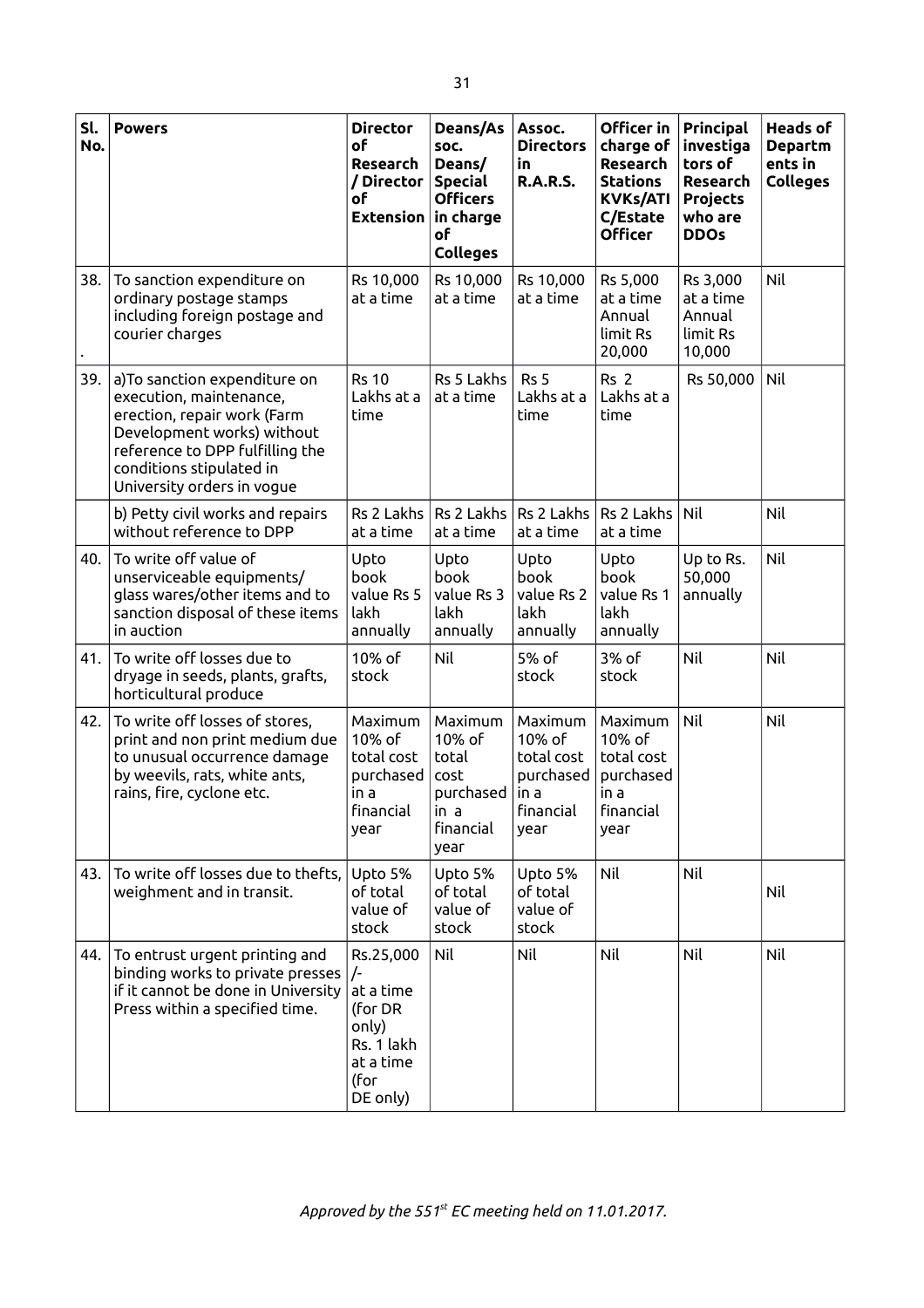| Sl. No. | Powers | Director of Research / Director of Extension | Deans/Assoc. Deans/ Special Officers in charge of Colleges | Assoc. Directors in R.A.R.S. | Officer in charge of Research Stations KVKs/ATIC/Estate Officer | Principal investigators of Research Projects who are DDOs | Heads of Departments in Colleges |
|---|---|---|---|---|---|---|---|
| 38. | To sanction expenditure on ordinary postage stamps including foreign postage and courier charges | Rs 10,000 at a time | Rs 10,000 at a time | Rs 10,000 at a time | Rs 5,000 at a time Annual limit Rs 20,000 | Rs 3,000 at a time Annual limit Rs 10,000 | Nil |
| 39. | a)To sanction expenditure on execution, maintenance, erection, repair work (Farm Development works) without reference to DPP fulfilling the conditions stipulated in University orders in vogue | Rs 10 Lakhs at a time | Rs 5 Lakhs at a time | Rs 5 Lakhs at a time | Rs 2 Lakhs at a time | Rs 50,000 | Nil |
| | b) Petty civil works and repairs without reference to DPP | Rs 2 Lakhs at a time | Rs 2 Lakhs at a time | Rs 2 Lakhs at a time | Rs 2 Lakhs at a time | Nil | Nil |
| 40. | To write off value of unserviceable equipments/ glass wares/other items and to sanction disposal of these items in auction | Upto book value Rs 5 lakh annually | Upto book value Rs 3 lakh annually | Upto book value Rs 2 lakh annually | Upto book value Rs 1 lakh annually | Up to Rs. 50,000 annually | Nil |
| 41. | To write off losses due to dryage in seeds, plants, grafts, horticultural produce | 10% of stock | Nil | 5% of stock | 3% of stock | Nil | Nil |
| 42. | To write off losses of stores, print and non print medium due to unusual occurrence damage by weevils, rats, white ants, rains, fire, cyclone etc. | Maximum 10% of total cost purchased in a financial year | Maximum 10% of total cost purchased in a financial year | Maximum 10% of total cost purchased in a financial year | Maximum 10% of total cost purchased in a financial year | Nil | Nil |
| 43. | To write off losses due to thefts, weighment and in transit. | Upto 5% of total value of stock | Upto 5% of total value of stock | Upto 5% of total value of stock | Nil | Nil | Nil |
| 44. | To entrust urgent printing and binding works to private presses if it cannot be done in University Press within a specified time. | Rs.25,000/- at a time (for DR only) Rs. 1 lakh at a time (for DE only) | Nil | Nil | Nil | Nil | Nil |

*Approved by the 551st EC meeting held on 11.01.2017.*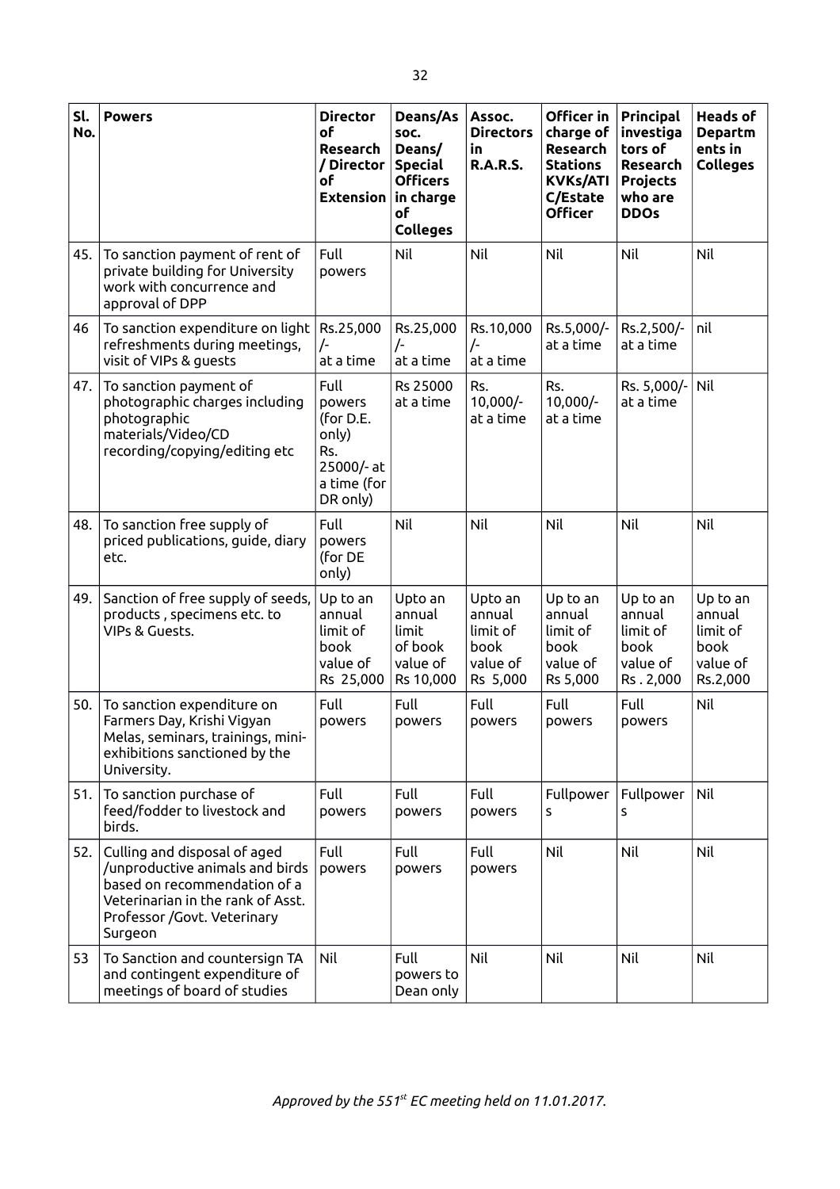| Sl. No. | Powers | Director of Research / Director of Extension | Deans/Assoc. Deans/ Special Officers in charge of Colleges | Assoc. Directors in R.A.R.S. | Officer in charge of Research Stations KVKs/ATIC/Estate Officer | Principal investigators of Research Projects who are DDOs | Heads of Departments in Colleges |
|---|---|---|---|---|---|---|---|
| 45. | To sanction payment of rent of private building for University work with concurrence and approval of DPP | Full powers | Nil | Nil | Nil | Nil | Nil |
| 46 | To sanction expenditure on light refreshments during meetings, visit of VIPs & guests | Rs.25,000 /- at a time | Rs.25,000 /- at a time | Rs.10,000 /- at a time | Rs.5,000/- at a time | Rs.2,500/- at a time | nil |
| 47. | To sanction payment of photographic charges including photographic materials/Video/CD recording/copying/editing etc | Full powers (for D.E. only) Rs. 25000/- at a time (for DR only) | Rs 25000 at a time | Rs. 10,000/- at a time | Rs. 10,000/- at a time | Rs. 5,000/- at a time | Nil |
| 48. | To sanction free supply of priced publications, guide, diary etc. | Full powers (for DE only) | Nil | Nil | Nil | Nil | Nil |
| 49. | Sanction of free supply of seeds, products , specimens etc. to VIPs & Guests. | Up to an annual limit of book value of Rs 25,000 | Upto an annual limit of book value of Rs 10,000 | Upto an annual limit of book value of Rs 5,000 | Up to an annual limit of book value of Rs 5,000 | Up to an annual limit of book value of Rs . 2,000 | Up to an annual limit of book value of Rs.2,000 |
| 50. | To sanction expenditure on Farmers Day, Krishi Vigyan Melas, seminars, trainings, mini-exhibitions sanctioned by the University. | Full powers | Full powers | Full powers | Full powers | Full powers | Nil |
| 51. | To sanction purchase of feed/fodder to livestock and birds. | Full powers | Full powers | Full powers | Fullpowers | Fullpowers | Nil |
| 52. | Culling and disposal of aged /unproductive animals and birds based on recommendation of a Veterinarian in the rank of Asst. Professor /Govt. Veterinary Surgeon | Full powers | Full powers | Full powers | Nil | Nil | Nil |
| 53 | To Sanction and countersign TA and contingent expenditure of meetings of board of studies | Nil | Full powers to Dean only | Nil | Nil | Nil | Nil |

*Approved by the 551[st] EC meeting held on 11.01.2017.*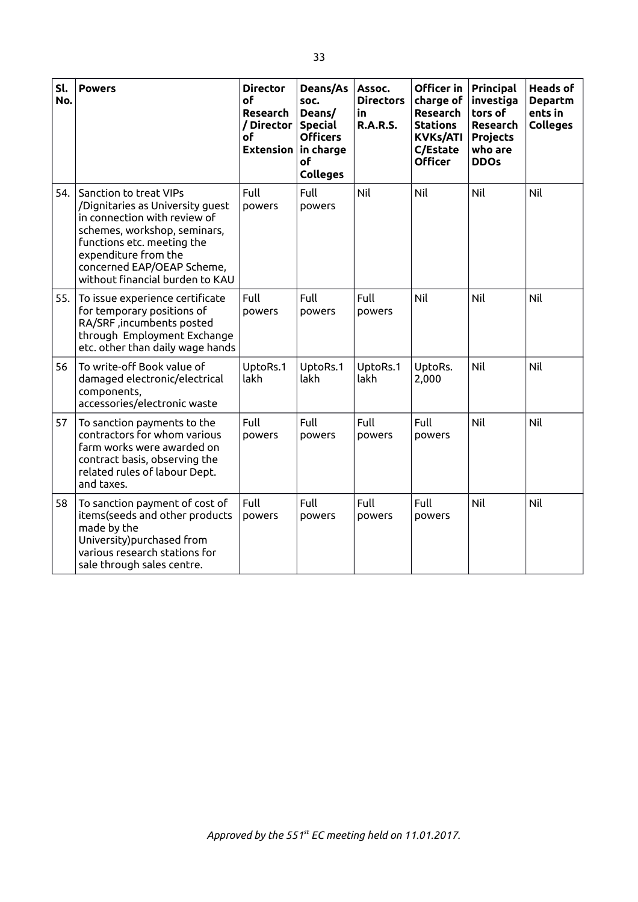| Sl. No. | Powers | Director of Research / Director of Extension | Deans/Assoc. Deans/ Special Officers in charge of Colleges | Assoc. Directors in R.A.R.S. | Officer in charge of Research Stations KVKs/ATIC/Estate Officer | Principal investigators of Research Projects who are DDOs | Heads of Departments in Colleges |
|---|---|---|---|---|---|---|---|
| 54. | Sanction to treat VIPs /Dignitaries as University guest in connection with review of schemes, workshop, seminars, functions etc. meeting the expenditure from the concerned EAP/OEAP Scheme, without financial burden to KAU | Full powers | Full powers | Nil | Nil | Nil | Nil |
| 55. | To issue experience certificate for temporary positions of RA/SRF ,incumbents posted through Employment Exchange etc. other than daily wage hands | Full powers | Full powers | Full powers | Nil | Nil | Nil |
| 56 | To write-off Book value of damaged electronic/electrical components, accessories/electronic waste | UptoRs.1 lakh | UptoRs.1 lakh | UptoRs.1 lakh | UptoRs. 2,000 | Nil | Nil |
| 57 | To sanction payments to the contractors for whom various farm works were awarded on contract basis, observing the related rules of labour Dept. and taxes. | Full powers | Full powers | Full powers | Full powers | Nil | Nil |
| 58 | To sanction payment of cost of items(seeds and other products made by the University)purchased from various research stations for sale through sales centre. | Full powers | Full powers | Full powers | Full powers | Nil | Nil |

*Approved by the 551st EC meeting held on 11.01.2017.*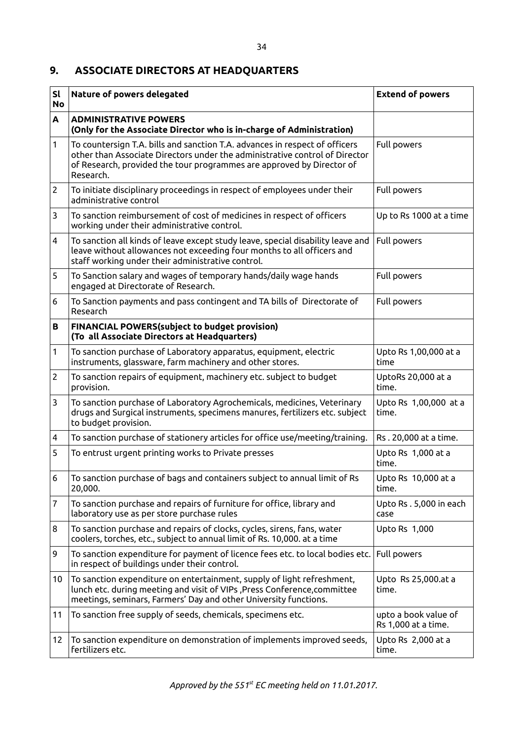## 9. ASSOCIATE DIRECTORS AT HEADQUARTERS

| Sl No | Nature of powers delegated | Extend of powers |
|---|---|---|
| **A** | **ADMINISTRATIVE POWERS (Only for the Associate Director who is in-charge of Administration)** | |
| 1 | To countersign T.A. bills and sanction T.A. advances in respect of officers other than Associate Directors under the administrative control of Director of Research, provided the tour programmes are approved by Director of Research. | Full powers |
| 2 | To initiate disciplinary proceedings in respect of employees under their administrative control | Full powers |
| 3 | To sanction reimbursement of cost of medicines in respect of officers working under their administrative control. | Up to Rs 1000 at a time |
| 4 | To sanction all kinds of leave except study leave, special disability leave and leave without allowances not exceeding four months to all officers and staff working under their administrative control. | Full powers |
| 5 | To Sanction salary and wages of temporary hands/daily wage hands engaged at Directorate of Research. | Full powers |
| 6 | To Sanction payments and pass contingent and TA bills of Directorate of Research | Full powers |
| **B** | **FINANCIAL POWERS(subject to budget provision) (To all Associate Directors at Headquarters)** | |
| 1 | To sanction purchase of Laboratory apparatus, equipment, electric instruments, glassware, farm machinery and other stores. | Upto Rs 1,00,000 at a time |
| 2 | To sanction repairs of equipment, machinery etc. subject to budget provision. | UptoRs 20,000 at a time. |
| 3 | To sanction purchase of Laboratory Agrochemicals, medicines, Veterinary drugs and Surgical instruments, specimens manures, fertilizers etc. subject to budget provision. | Upto Rs 1,00,000 at a time. |
| 4 | To sanction purchase of stationery articles for office use/meeting/training. | Rs . 20,000 at a time. |
| 5 | To entrust urgent printing works to Private presses | Upto Rs 1,000 at a time. |
| 6 | To sanction purchase of bags and containers subject to annual limit of Rs 20,000. | Upto Rs 10,000 at a time. |
| 7 | To sanction purchase and repairs of furniture for office, library and laboratory use as per store purchase rules | Upto Rs . 5,000 in each case |
| 8 | To sanction purchase and repairs of clocks, cycles, sirens, fans, water coolers, torches, etc., subject to annual limit of Rs. 10,000. at a time | Upto Rs 1,000 |
| 9 | To sanction expenditure for payment of licence fees etc. to local bodies etc. in respect of buildings under their control. | Full powers |
| 10 | To sanction expenditure on entertainment, supply of light refreshment, lunch etc. during meeting and visit of VIPs ,Press Conference,committee meetings, seminars, Farmers' Day and other University functions. | Upto Rs 25,000.at a time. |
| 11 | To sanction free supply of seeds, chemicals, specimens etc. | upto a book value of Rs 1,000 at a time. |
| 12 | To sanction expenditure on demonstration of implements improved seeds, fertilizers etc. | Upto Rs 2,000 at a time. |

*Approved by the 551st EC meeting held on 11.01.2017.*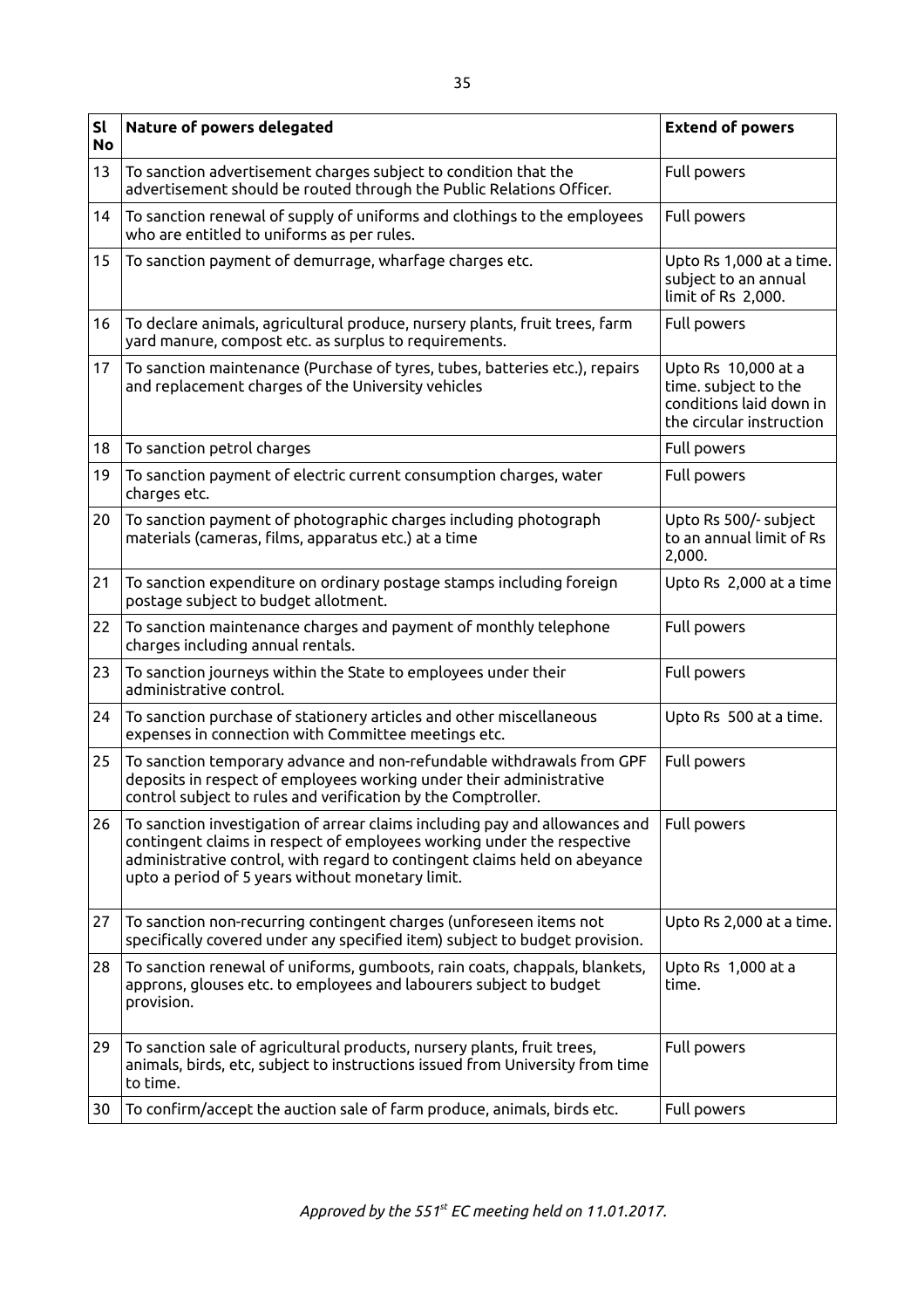| Sl No | Nature of powers delegated | Extend of powers |
| --- | --- | --- |
| 13 | To sanction advertisement charges subject to condition that the advertisement should be routed through the Public Relations Officer. | Full powers |
| 14 | To sanction renewal of supply of uniforms and clothings to the employees who are entitled to uniforms as per rules. | Full powers |
| 15 | To sanction payment of demurrage, wharfage charges etc. | Upto Rs 1,000 at a time. subject to an annual limit of Rs 2,000. |
| 16 | To declare animals, agricultural produce, nursery plants, fruit trees, farm yard manure, compost etc. as surplus to requirements. | Full powers |
| 17 | To sanction maintenance (Purchase of tyres, tubes, batteries etc.), repairs and replacement charges of the University vehicles | Upto Rs 10,000 at a time. subject to the conditions laid down in the circular instruction |
| 18 | To sanction petrol charges | Full powers |
| 19 | To sanction payment of electric current consumption charges, water charges etc. | Full powers |
| 20 | To sanction payment of photographic charges including photograph materials (cameras, films, apparatus etc.) at a time | Upto Rs 500/- subject to an annual limit of Rs 2,000. |
| 21 | To sanction expenditure on ordinary postage stamps including foreign postage subject to budget allotment. | Upto Rs 2,000 at a time |
| 22 | To sanction maintenance charges and payment of monthly telephone charges including annual rentals. | Full powers |
| 23 | To sanction journeys within the State to employees under their administrative control. | Full powers |
| 24 | To sanction purchase of stationery articles and other miscellaneous expenses in connection with Committee meetings etc. | Upto Rs 500 at a time. |
| 25 | To sanction temporary advance and non-refundable withdrawals from GPF deposits in respect of employees working under their administrative control subject to rules and verification by the Comptroller. | Full powers |
| 26 | To sanction investigation of arrear claims including pay and allowances and contingent claims in respect of employees working under the respective administrative control, with regard to contingent claims held on abeyance upto a period of 5 years without monetary limit. | Full powers |
| 27 | To sanction non-recurring contingent charges (unforeseen items not specifically covered under any specified item) subject to budget provision. | Upto Rs 2,000 at a time. |
| 28 | To sanction renewal of uniforms, gumboots, rain coats, chappals, blankets, approns, glouses etc. to employees and labourers subject to budget provision. | Upto Rs 1,000 at a time. |
| 29 | To sanction sale of agricultural products, nursery plants, fruit trees, animals, birds, etc, subject to instructions issued from University from time to time. | Full powers |
| 30 | To confirm/accept the auction sale of farm produce, animals, birds etc. | Full powers |

*Approved by the 551st EC meeting held on 11.01.2017.*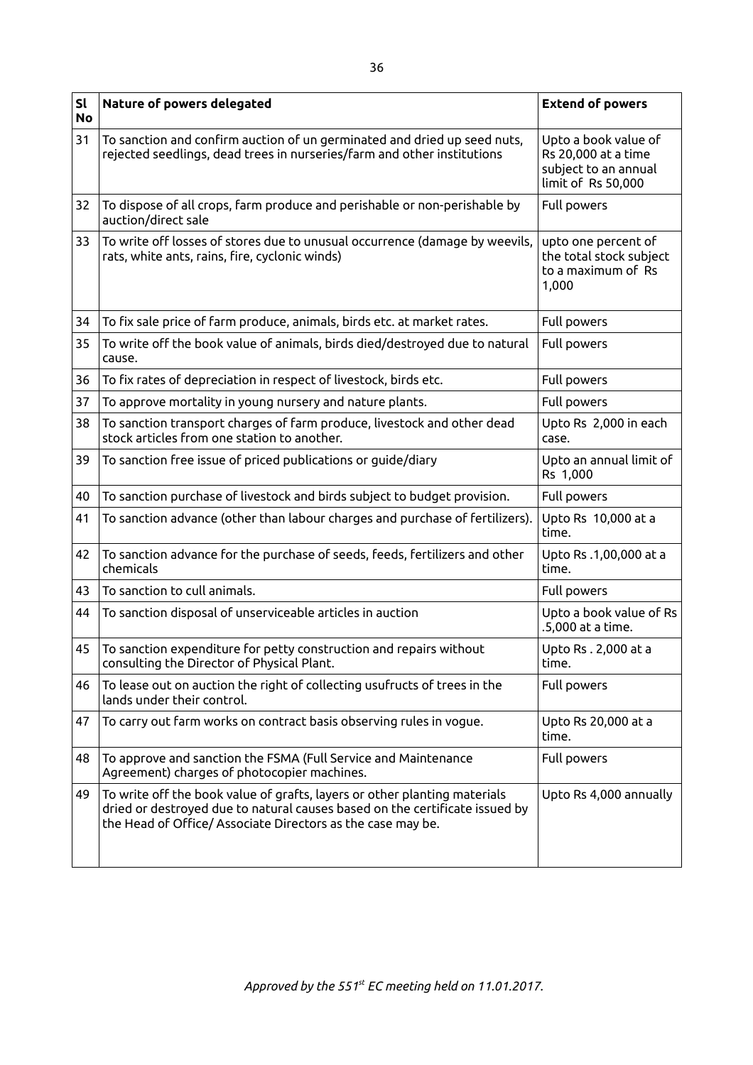| Sl No | Nature of powers delegated | Extend of powers |
|---|---|---|
| 31 | To sanction and confirm auction of un germinated and dried up seed nuts, rejected seedlings, dead trees in nurseries/farm and other institutions | Upto a book value of Rs 20,000 at a time subject to an annual limit of Rs 50,000 |
| 32 | To dispose of all crops, farm produce and perishable or non-perishable by auction/direct sale | Full powers |
| 33 | To write off losses of stores due to unusual occurrence (damage by weevils, rats, white ants, rains, fire, cyclonic winds) | upto one percent of the total stock subject to a maximum of Rs 1,000 |
| 34 | To fix sale price of farm produce, animals, birds etc. at market rates. | Full powers |
| 35 | To write off the book value of animals, birds died/destroyed due to natural cause. | Full powers |
| 36 | To fix rates of depreciation in respect of livestock, birds etc. | Full powers |
| 37 | To approve mortality in young nursery and nature plants. | Full powers |
| 38 | To sanction transport charges of farm produce, livestock and other dead stock articles from one station to another. | Upto Rs 2,000 in each case. |
| 39 | To sanction free issue of priced publications or guide/diary | Upto an annual limit of Rs 1,000 |
| 40 | To sanction purchase of livestock and birds subject to budget provision. | Full powers |
| 41 | To sanction advance (other than labour charges and purchase of fertilizers). | Upto Rs 10,000 at a time. |
| 42 | To sanction advance for the purchase of seeds, feeds, fertilizers and other chemicals | Upto Rs .1,00,000 at a time. |
| 43 | To sanction to cull animals. | Full powers |
| 44 | To sanction disposal of unserviceable articles in auction | Upto a book value of Rs .5,000 at a time. |
| 45 | To sanction expenditure for petty construction and repairs without consulting the Director of Physical Plant. | Upto Rs . 2,000 at a time. |
| 46 | To lease out on auction the right of collecting usufructs of trees in the lands under their control. | Full powers |
| 47 | To carry out farm works on contract basis observing rules in vogue. | Upto Rs 20,000 at a time. |
| 48 | To approve and sanction the FSMA (Full Service and Maintenance Agreement) charges of photocopier machines. | Full powers |
| 49 | To write off the book value of grafts, layers or other planting materials dried or destroyed due to natural causes based on the certificate issued by the Head of Office/ Associate Directors as the case may be. | Upto Rs 4,000 annually |

*Approved by the 551st EC meeting held on 11.01.2017.*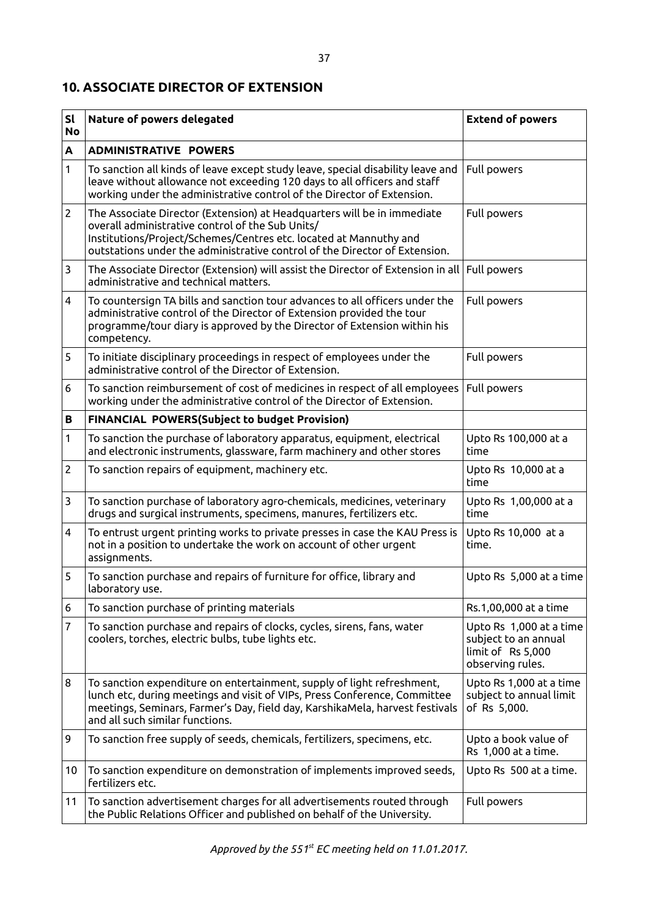## 10. ASSOCIATE DIRECTOR OF EXTENSION

| Sl No | Nature of powers delegated | Extend of powers |
|---|---|---|
| **A** | **ADMINISTRATIVE POWERS** | |
| 1 | To sanction all kinds of leave except study leave, special disability leave and leave without allowance not exceeding 120 days to all officers and staff working under the administrative control of the Director of Extension. | Full powers |
| 2 | The Associate Director (Extension) at Headquarters will be in immediate overall administrative control of the Sub Units/ Institutions/Project/Schemes/Centres etc. located at Mannuthy and outstations under the administrative control of the Director of Extension. | Full powers |
| 3 | The Associate Director (Extension) will assist the Director of Extension in all administrative and technical matters. | Full powers |
| 4 | To countersign TA bills and sanction tour advances to all officers under the administrative control of the Director of Extension provided the tour programme/tour diary is approved by the Director of Extension within his competency. | Full powers |
| 5 | To initiate disciplinary proceedings in respect of employees under the administrative control of the Director of Extension. | Full powers |
| 6 | To sanction reimbursement of cost of medicines in respect of all employees working under the administrative control of the Director of Extension. | Full powers |
| **B** | **FINANCIAL POWERS(Subject to budget Provision)** | |
| 1 | To sanction the purchase of laboratory apparatus, equipment, electrical and electronic instruments, glassware, farm machinery and other stores | Upto Rs 100,000 at a time |
| 2 | To sanction repairs of equipment, machinery etc. | Upto Rs 10,000 at a time |
| 3 | To sanction purchase of laboratory agro-chemicals, medicines, veterinary drugs and surgical instruments, specimens, manures, fertilizers etc. | Upto Rs 1,00,000 at a time |
| 4 | To entrust urgent printing works to private presses in case the KAU Press is not in a position to undertake the work on account of other urgent assignments. | Upto Rs 10,000 at a time. |
| 5 | To sanction purchase and repairs of furniture for office, library and laboratory use. | Upto Rs 5,000 at a time |
| 6 | To sanction purchase of printing materials | Rs.1,00,000 at a time |
| 7 | To sanction purchase and repairs of clocks, cycles, sirens, fans, water coolers, torches, electric bulbs, tube lights etc. | Upto Rs 1,000 at a time subject to an annual limit of Rs 5,000 observing rules. |
| 8 | To sanction expenditure on entertainment, supply of light refreshment, lunch etc, during meetings and visit of VIPs, Press Conference, Committee meetings, Seminars, Farmer's Day, field day, KarshikaMela, harvest festivals and all such similar functions. | Upto Rs 1,000 at a time subject to annual limit of Rs 5,000. |
| 9 | To sanction free supply of seeds, chemicals, fertilizers, specimens, etc. | Upto a book value of Rs 1,000 at a time. |
| 10 | To sanction expenditure on demonstration of implements improved seeds, fertilizers etc. | Upto Rs 500 at a time. |
| 11 | To sanction advertisement charges for all advertisements routed through the Public Relations Officer and published on behalf of the University. | Full powers |

*Approved by the 551st EC meeting held on 11.01.2017.*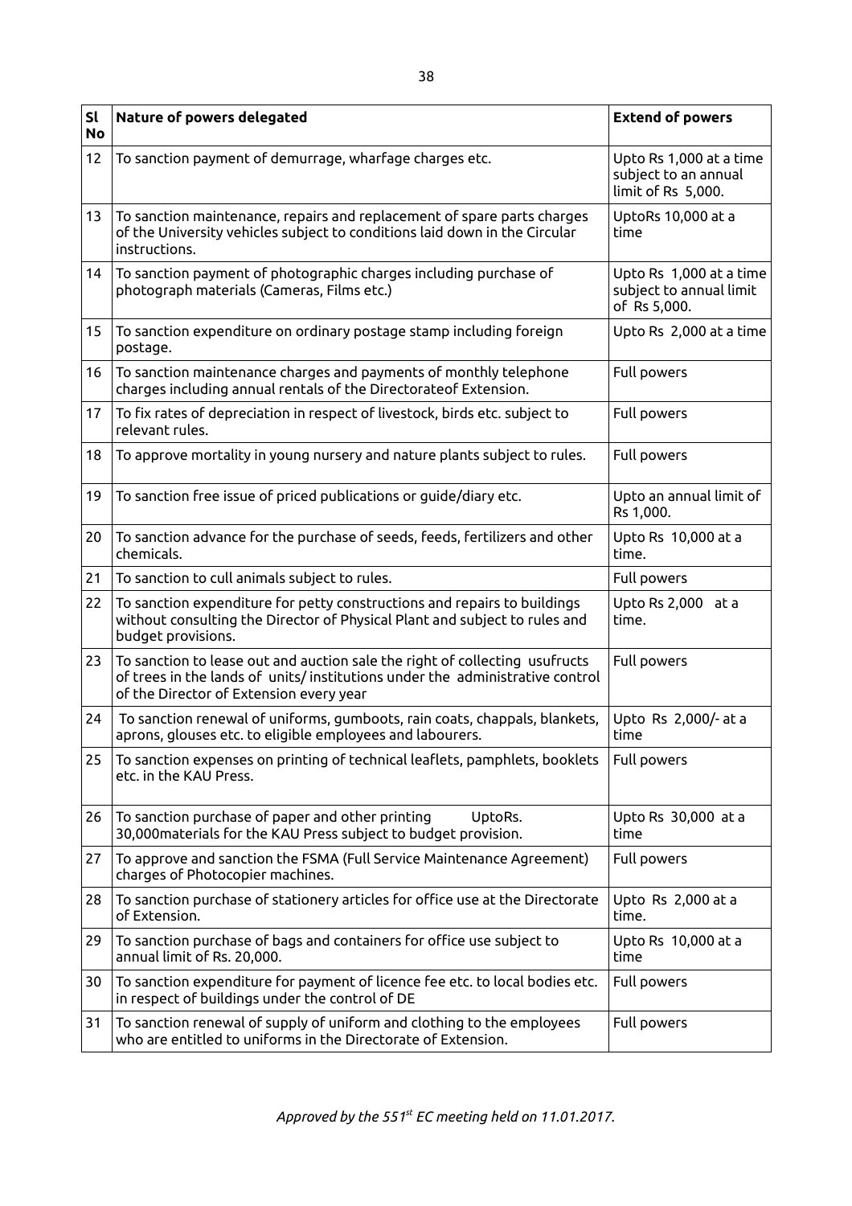| Sl No | Nature of powers delegated | Extend of powers |
|---|---|---|
| 12 | To sanction payment of demurrage, wharfage charges etc. | Upto Rs 1,000 at a time subject to an annual limit of Rs 5,000. |
| 13 | To sanction maintenance, repairs and replacement of spare parts charges of the University vehicles subject to conditions laid down in the Circular instructions. | UptoRs 10,000 at a time |
| 14 | To sanction payment of photographic charges including purchase of photograph materials (Cameras, Films etc.) | Upto Rs 1,000 at a time subject to annual limit of Rs 5,000. |
| 15 | To sanction expenditure on ordinary postage stamp including foreign postage. | Upto Rs 2,000 at a time |
| 16 | To sanction maintenance charges and payments of monthly telephone charges including annual rentals of the Directorateof Extension. | Full powers |
| 17 | To fix rates of depreciation in respect of livestock, birds etc. subject to relevant rules. | Full powers |
| 18 | To approve mortality in young nursery and nature plants subject to rules. | Full powers |
| 19 | To sanction free issue of priced publications or guide/diary etc. | Upto an annual limit of Rs 1,000. |
| 20 | To sanction advance for the purchase of seeds, feeds, fertilizers and other chemicals. | Upto Rs 10,000 at a time. |
| 21 | To sanction to cull animals subject to rules. | Full powers |
| 22 | To sanction expenditure for petty constructions and repairs to buildings without consulting the Director of Physical Plant and subject to rules and budget provisions. | Upto Rs 2,000 at a time. |
| 23 | To sanction to lease out and auction sale the right of collecting usufructs of trees in the lands of units/ institutions under the administrative control of the Director of Extension every year | Full powers |
| 24 | To sanction renewal of uniforms, gumboots, rain coats, chappals, blankets, aprons, glouses etc. to eligible employees and labourers. | Upto Rs 2,000/- at a time |
| 25 | To sanction expenses on printing of technical leaflets, pamphlets, booklets etc. in the KAU Press. | Full powers |
| 26 | To sanction purchase of paper and other printing UptoRs. 30,000materials for the KAU Press subject to budget provision. | Upto Rs 30,000 at a time |
| 27 | To approve and sanction the FSMA (Full Service Maintenance Agreement) charges of Photocopier machines. | Full powers |
| 28 | To sanction purchase of stationery articles for office use at the Directorate of Extension. | Upto Rs 2,000 at a time. |
| 29 | To sanction purchase of bags and containers for office use subject to annual limit of Rs. 20,000. | Upto Rs 10,000 at a time |
| 30 | To sanction expenditure for payment of licence fee etc. to local bodies etc. in respect of buildings under the control of DE | Full powers |
| 31 | To sanction renewal of supply of uniform and clothing to the employees who are entitled to uniforms in the Directorate of Extension. | Full powers |

*Approved by the 551st EC meeting held on 11.01.2017.*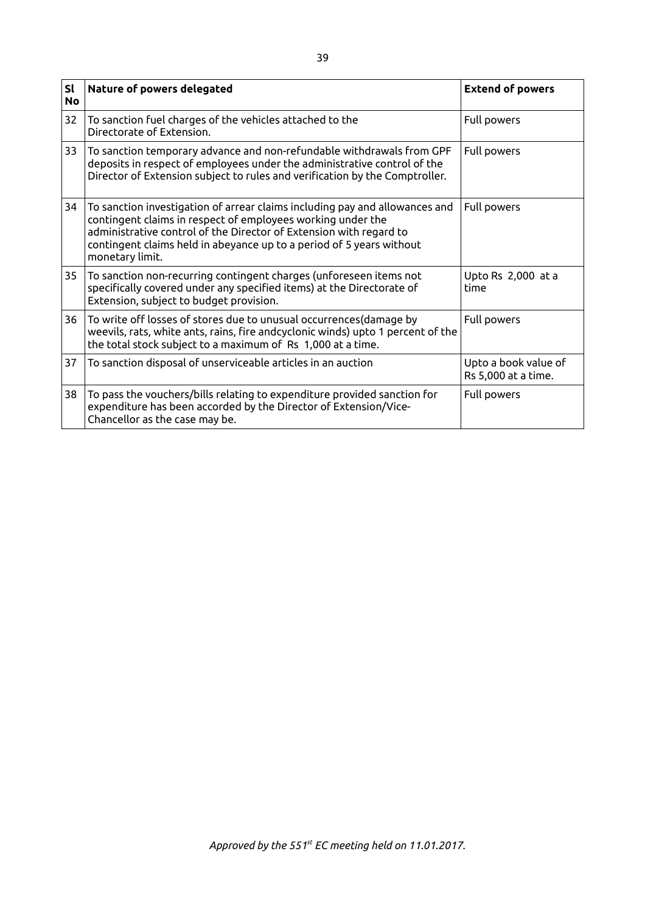| Sl No | Nature of powers delegated | Extend of powers |
|---|---|---|
| 32 | To sanction fuel charges of the vehicles attached to the Directorate of Extension. | Full powers |
| 33 | To sanction temporary advance and non-refundable withdrawals from GPF deposits in respect of employees under the administrative control of the Director of Extension subject to rules and verification by the Comptroller. | Full powers |
| 34 | To sanction investigation of arrear claims including pay and allowances and contingent claims in respect of employees working under the administrative control of the Director of Extension with regard to contingent claims held in abeyance up to a period of 5 years without monetary limit. | Full powers |
| 35 | To sanction non-recurring contingent charges (unforeseen items not specifically covered under any specified items) at the Directorate of Extension, subject to budget provision. | Upto Rs 2,000 at a time |
| 36 | To write off losses of stores due to unusual occurrences(damage by weevils, rats, white ants, rains, fire andcyclonic winds) upto 1 percent of the the total stock subject to a maximum of Rs 1,000 at a time. | Full powers |
| 37 | To sanction disposal of unserviceable articles in an auction | Upto a book value of Rs 5,000 at a time. |
| 38 | To pass the vouchers/bills relating to expenditure provided sanction for expenditure has been accorded by the Director of Extension/Vice-Chancellor as the case may be. | Full powers |

*Approved by the 551st EC meeting held on 11.01.2017.*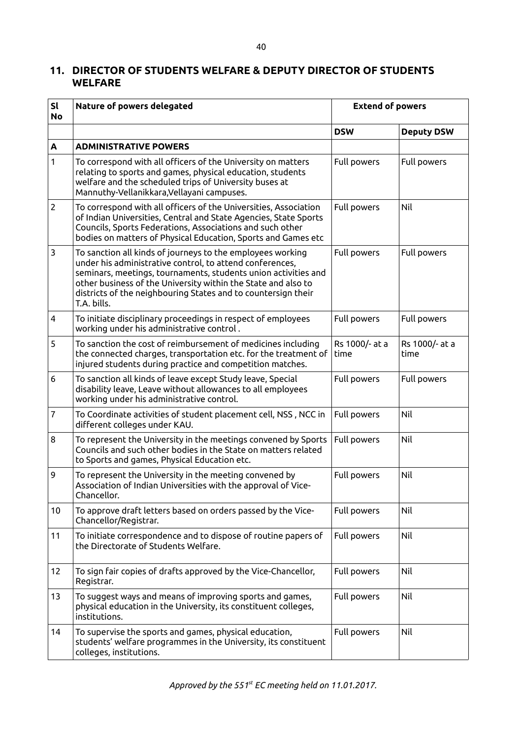## 11. DIRECTOR OF STUDENTS WELFARE & DEPUTY DIRECTOR OF STUDENTS WELFARE

| Sl No | Nature of powers delegated | Extend of powers | |
|---|---|---|---|
| | | DSW | Deputy DSW |
| A | **ADMINISTRATIVE POWERS** | | |
| 1 | To correspond with all officers of the University on matters relating to sports and games, physical education, students welfare and the scheduled trips of University buses at Mannuthy-Vellanikkara,Vellayani campuses. | Full powers | Full powers |
| 2 | To correspond with all officers of the Universities, Association of Indian Universities, Central and State Agencies, State Sports Councils, Sports Federations, Associations and such other bodies on matters of Physical Education, Sports and Games etc | Full powers | Nil |
| 3 | To sanction all kinds of journeys to the employees working under his administrative control, to attend conferences, seminars, meetings, tournaments, students union activities and other business of the University within the State and also to districts of the neighbouring States and to countersign their T.A. bills. | Full powers | Full powers |
| 4 | To initiate disciplinary proceedings in respect of employees working under his administrative control . | Full powers | Full powers |
| 5 | To sanction the cost of reimbursement of medicines including the connected charges, transportation etc. for the treatment of injured students during practice and competition matches. | Rs 1000/- at a time | Rs 1000/- at a time |
| 6 | To sanction all kinds of leave except Study leave, Special disability leave, Leave without allowances to all employees working under his administrative control. | Full powers | Full powers |
| 7 | To Coordinate activities of student placement cell, NSS , NCC in different colleges under KAU. | Full powers | Nil |
| 8 | To represent the University in the meetings convened by Sports Councils and such other bodies in the State on matters related to Sports and games, Physical Education etc. | Full powers | Nil |
| 9 | To represent the University in the meeting convened by Association of Indian Universities with the approval of Vice-Chancellor. | Full powers | Nil |
| 10 | To approve draft letters based on orders passed by the Vice-Chancellor/Registrar. | Full powers | Nil |
| 11 | To initiate correspondence and to dispose of routine papers of the Directorate of Students Welfare. | Full powers | Nil |
| 12 | To sign fair copies of drafts approved by the Vice-Chancellor, Registrar. | Full powers | Nil |
| 13 | To suggest ways and means of improving sports and games, physical education in the University, its constituent colleges, institutions. | Full powers | Nil |
| 14 | To supervise the sports and games, physical education, students' welfare programmes in the University, its constituent colleges, institutions. | Full powers | Nil |

*Approved by the 551st EC meeting held on 11.01.2017.*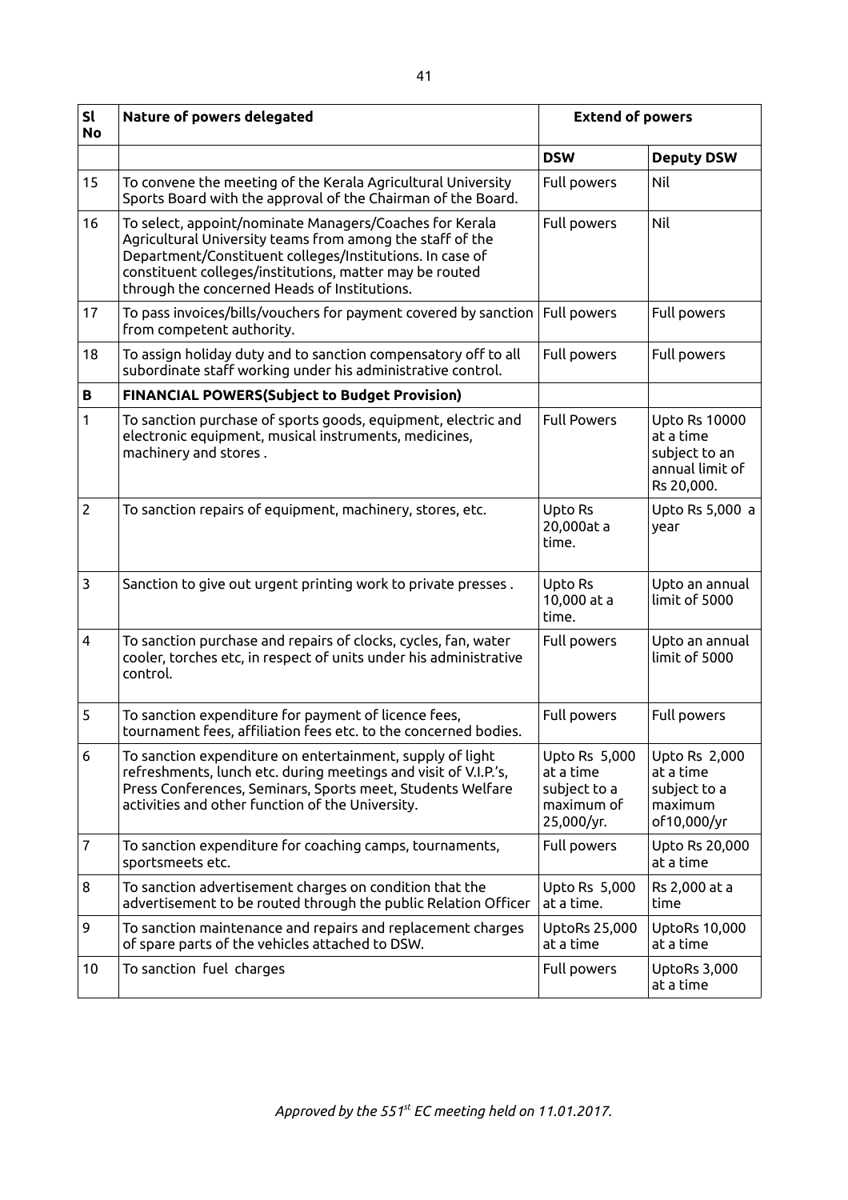| Sl No | Nature of powers delegated | Extend of powers | |
|---|---|---|---|
| | | DSW | Deputy DSW |
| 15 | To convene the meeting of the Kerala Agricultural University Sports Board with the approval of the Chairman of the Board. | Full powers | Nil |
| 16 | To select, appoint/nominate Managers/Coaches for Kerala Agricultural University teams from among the staff of the Department/Constituent colleges/Institutions. In case of constituent colleges/institutions, matter may be routed through the concerned Heads of Institutions. | Full powers | Nil |
| 17 | To pass invoices/bills/vouchers for payment covered by sanction from competent authority. | Full powers | Full powers |
| 18 | To assign holiday duty and to sanction compensatory off to all subordinate staff working under his administrative control. | Full powers | Full powers |
| **B** | **FINANCIAL POWERS(Subject to Budget Provision)** | | |
| 1 | To sanction purchase of sports goods, equipment, electric and electronic equipment, musical instruments, medicines, machinery and stores . | Full Powers | Upto Rs 10000 at a time subject to an annual limit of Rs 20,000. |
| 2 | To sanction repairs of equipment, machinery, stores, etc. | Upto Rs 20,000at a time. | Upto Rs 5,000 a year |
| 3 | Sanction to give out urgent printing work to private presses . | Upto Rs 10,000 at a time. | Upto an annual limit of 5000 |
| 4 | To sanction purchase and repairs of clocks, cycles, fan, water cooler, torches etc, in respect of units under his administrative control. | Full powers | Upto an annual limit of 5000 |
| 5 | To sanction expenditure for payment of licence fees, tournament fees, affiliation fees etc. to the concerned bodies. | Full powers | Full powers |
| 6 | To sanction expenditure on entertainment, supply of light refreshments, lunch etc. during meetings and visit of V.I.P.'s, Press Conferences, Seminars, Sports meet, Students Welfare activities and other function of the University. | Upto Rs 5,000 at a time subject to a maximum of 25,000/yr. | Upto Rs 2,000 at a time subject to a maximum of10,000/yr |
| 7 | To sanction expenditure for coaching camps, tournaments, sportsmeets etc. | Full powers | Upto Rs 20,000 at a time |
| 8 | To sanction advertisement charges on condition that the advertisement to be routed through the public Relation Officer | Upto Rs 5,000 at a time. | Rs 2,000 at a time |
| 9 | To sanction maintenance and repairs and replacement charges of spare parts of the vehicles attached to DSW. | UptoRs 25,000 at a time | UptoRs 10,000 at a time |
| 10 | To sanction fuel charges | Full powers | UptoRs 3,000 at a time |

*Approved by the 551st EC meeting held on 11.01.2017.*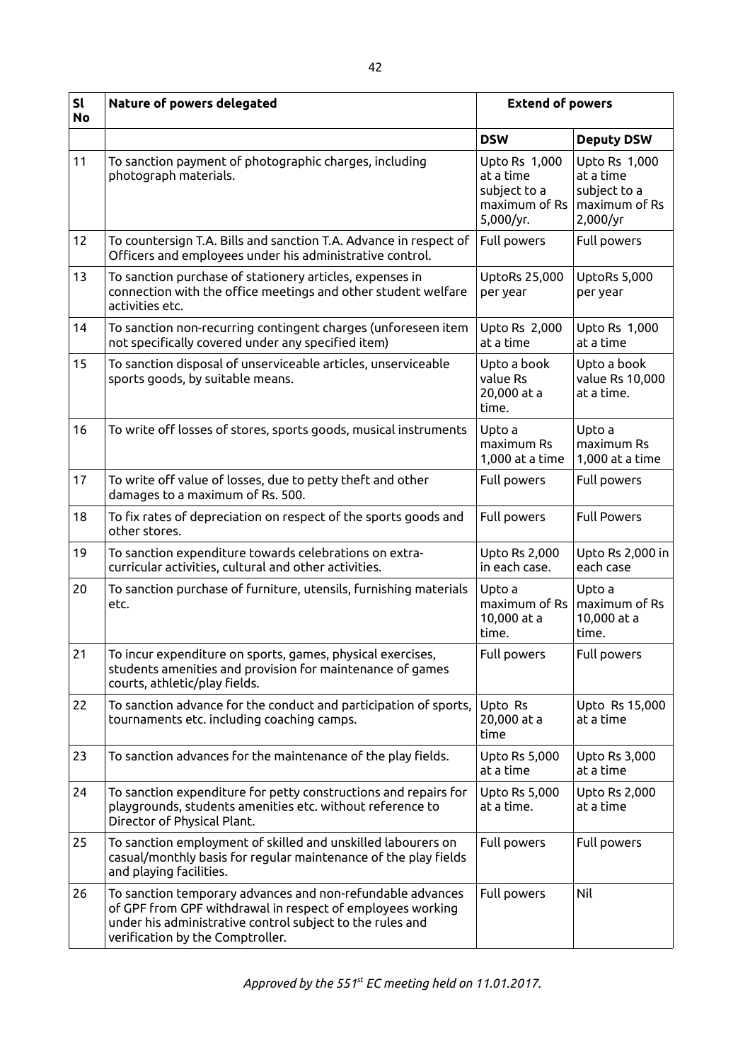| Sl No | Nature of powers delegated | Extend of powers | |
|---|---|---|---|
| | | **DSW** | **Deputy DSW** |
| 11 | To sanction payment of photographic charges, including photograph materials. | Upto Rs 1,000 at a time subject to a maximum of Rs 5,000/yr. | Upto Rs 1,000 at a time subject to a maximum of Rs 2,000/yr |
| 12 | To countersign T.A. Bills and sanction T.A. Advance in respect of Officers and employees under his administrative control. | Full powers | Full powers |
| 13 | To sanction purchase of stationery articles, expenses in connection with the office meetings and other student welfare activities etc. | UptoRs 25,000 per year | UptoRs 5,000 per year |
| 14 | To sanction non-recurring contingent charges (unforeseen item not specifically covered under any specified item) | Upto Rs 2,000 at a time | Upto Rs 1,000 at a time |
| 15 | To sanction disposal of unserviceable articles, unserviceable sports goods, by suitable means. | Upto a book value Rs 20,000 at a time. | Upto a book value Rs 10,000 at a time. |
| 16 | To write off losses of stores, sports goods, musical instruments | Upto a maximum Rs 1,000 at a time | Upto a maximum Rs 1,000 at a time |
| 17 | To write off value of losses, due to petty theft and other damages to a maximum of Rs. 500. | Full powers | Full powers |
| 18 | To fix rates of depreciation on respect of the sports goods and other stores. | Full powers | Full Powers |
| 19 | To sanction expenditure towards celebrations on extra-curricular activities, cultural and other activities. | Upto Rs 2,000 in each case. | Upto Rs 2,000 in each case |
| 20 | To sanction purchase of furniture, utensils, furnishing materials etc. | Upto a maximum of Rs 10,000 at a time. | Upto a maximum of Rs 10,000 at a time. |
| 21 | To incur expenditure on sports, games, physical exercises, students amenities and provision for maintenance of games courts, athletic/play fields. | Full powers | Full powers |
| 22 | To sanction advance for the conduct and participation of sports, tournaments etc. including coaching camps. | Upto Rs 20,000 at a time | Upto Rs 15,000 at a time |
| 23 | To sanction advances for the maintenance of the play fields. | Upto Rs 5,000 at a time | Upto Rs 3,000 at a time |
| 24 | To sanction expenditure for petty constructions and repairs for playgrounds, students amenities etc. without reference to Director of Physical Plant. | Upto Rs 5,000 at a time. | Upto Rs 2,000 at a time |
| 25 | To sanction employment of skilled and unskilled labourers on casual/monthly basis for regular maintenance of the play fields and playing facilities. | Full powers | Full powers |
| 26 | To sanction temporary advances and non-refundable advances of GPF from GPF withdrawal in respect of employees working under his administrative control subject to the rules and verification by the Comptroller. | Full powers | Nil |

*Approved by the 551st EC meeting held on 11.01.2017.*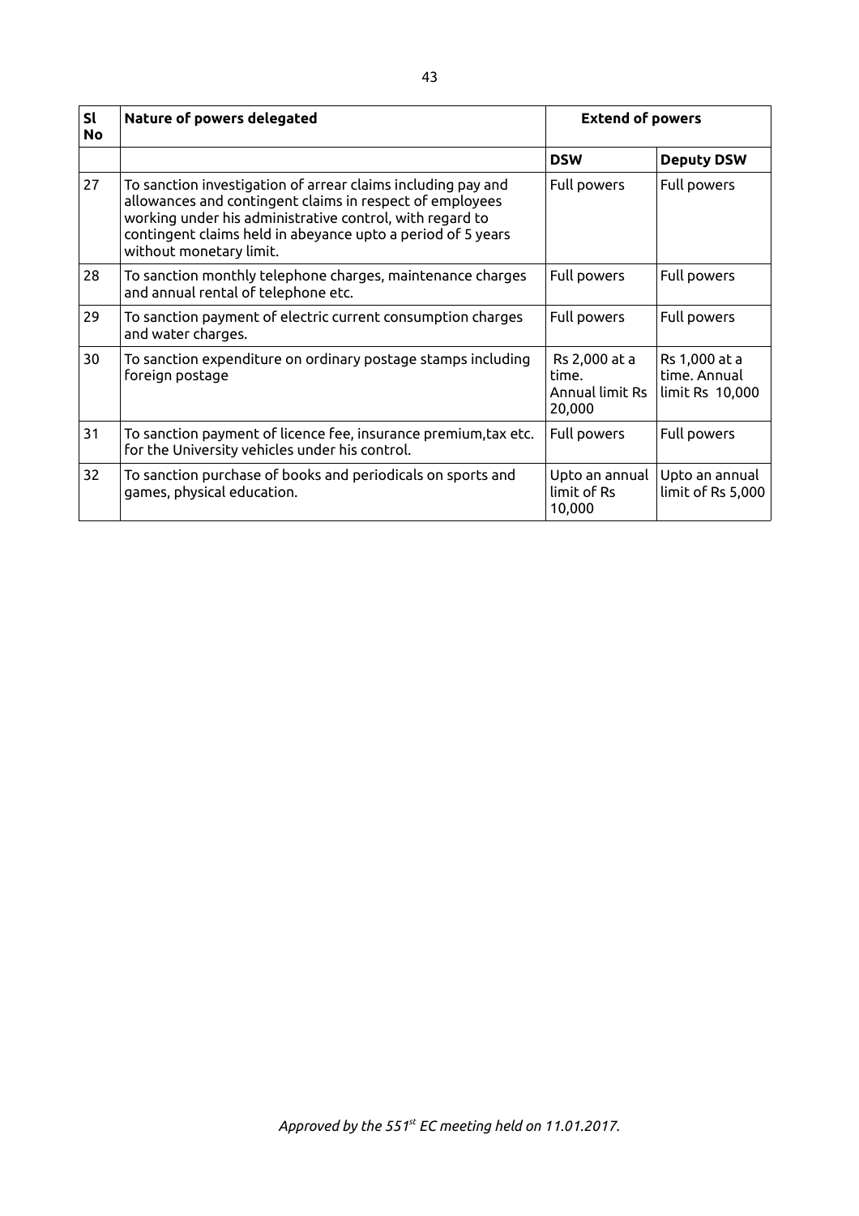| Sl No | Nature of powers delegated | Extend of powers | |
|---|---|---|---|
| | | **DSW** | **Deputy DSW** |
| 27 | To sanction investigation of arrear claims including pay and allowances and contingent claims in respect of employees working under his administrative control, with regard to contingent claims held in abeyance upto a period of 5 years without monetary limit. | Full powers | Full powers |
| 28 | To sanction monthly telephone charges, maintenance charges and annual rental of telephone etc. | Full powers | Full powers |
| 29 | To sanction payment of electric current consumption charges and water charges. | Full powers | Full powers |
| 30 | To sanction expenditure on ordinary postage stamps including foreign postage | Rs 2,000 at a time. Annual limit Rs 20,000 | Rs 1,000 at a time. Annual limit Rs 10,000 |
| 31 | To sanction payment of licence fee, insurance premium,tax etc. for the University vehicles under his control. | Full powers | Full powers |
| 32 | To sanction purchase of books and periodicals on sports and games, physical education. | Upto an annual limit of Rs 10,000 | Upto an annual limit of Rs 5,000 |

*Approved by the 551st EC meeting held on 11.01.2017.*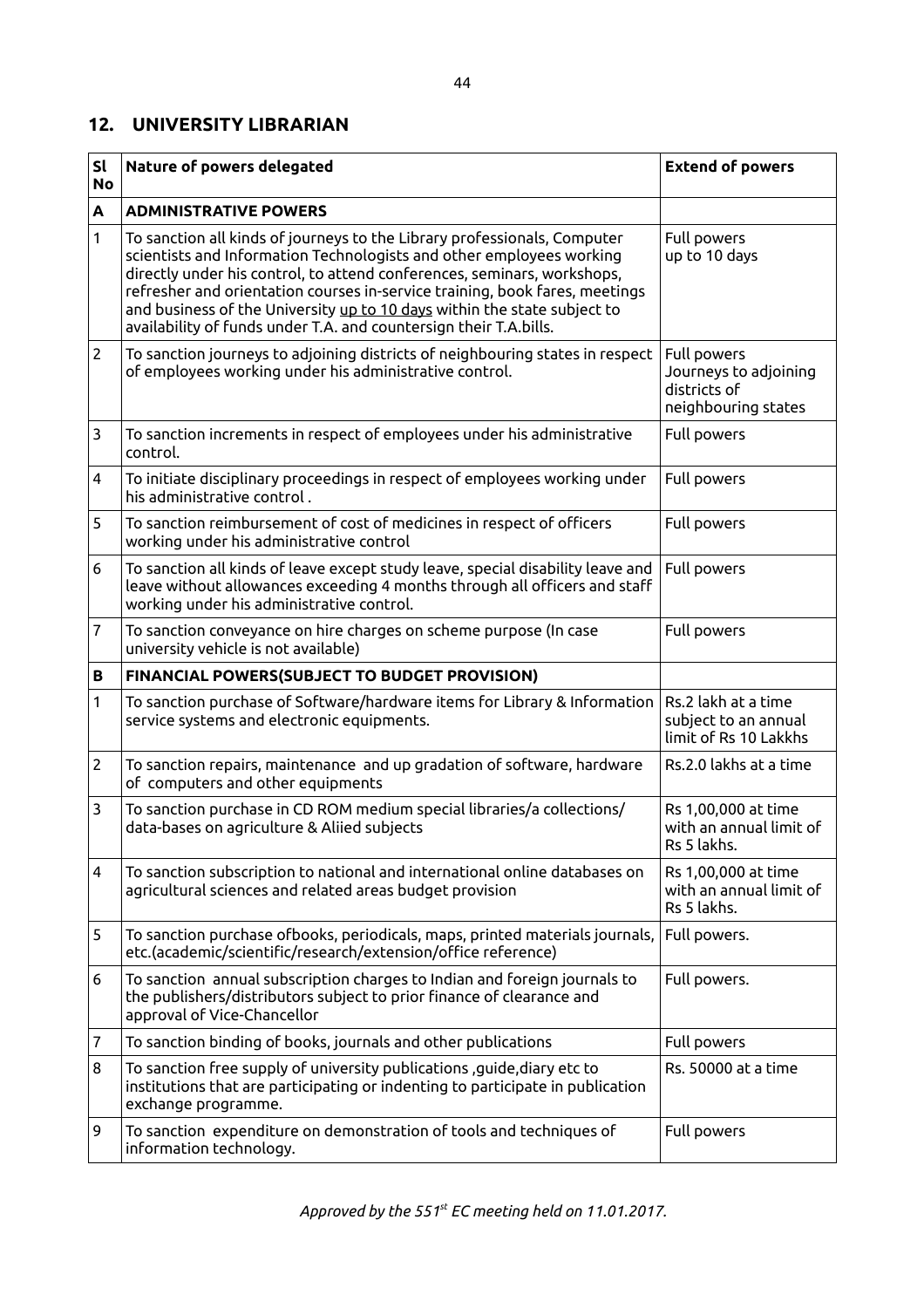## 12. UNIVERSITY LIBRARIAN

| Sl No | Nature of powers delegated | Extend of powers |
|---|---|---|
| **A** | **ADMINISTRATIVE POWERS** | |
| 1 | To sanction all kinds of journeys to the Library professionals, Computer scientists and Information Technologists and other employees working directly under his control, to attend conferences, seminars, workshops, refresher and orientation courses in-service training, book fares, meetings and business of the University up to 10 days within the state subject to availability of funds under T.A. and countersign their T.A.bills. | Full powers up to 10 days |
| 2 | To sanction journeys to adjoining districts of neighbouring states in respect of employees working under his administrative control. | Full powers Journeys to adjoining districts of neighbouring states |
| 3 | To sanction increments in respect of employees under his administrative control. | Full powers |
| 4 | To initiate disciplinary proceedings in respect of employees working under his administrative control . | Full powers |
| 5 | To sanction reimbursement of cost of medicines in respect of officers working under his administrative control | Full powers |
| 6 | To sanction all kinds of leave except study leave, special disability leave and leave without allowances exceeding 4 months through all officers and staff working under his administrative control. | Full powers |
| 7 | To sanction conveyance on hire charges on scheme purpose (In case university vehicle is not available) | Full powers |
| **B** | **FINANCIAL POWERS(SUBJECT TO BUDGET PROVISION)** | |
| 1 | To sanction purchase of Software/hardware items for Library & Information service systems and electronic equipments. | Rs.2 lakh at a time subject to an annual limit of Rs 10 Lakkhs |
| 2 | To sanction repairs, maintenance and up gradation of software, hardware of computers and other equipments | Rs.2.0 lakhs at a time |
| 3 | To sanction purchase in CD ROM medium special libraries/a collections/ data-bases on agriculture & Aliied subjects | Rs 1,00,000 at time with an annual limit of Rs 5 lakhs. |
| 4 | To sanction subscription to national and international online databases on agricultural sciences and related areas budget provision | Rs 1,00,000 at time with an annual limit of Rs 5 lakhs. |
| 5 | To sanction purchase ofbooks, periodicals, maps, printed materials journals, etc.(academic/scientific/research/extension/office reference) | Full powers. |
| 6 | To sanction annual subscription charges to Indian and foreign journals to the publishers/distributors subject to prior finance of clearance and approval of Vice-Chancellor | Full powers. |
| 7 | To sanction binding of books, journals and other publications | Full powers |
| 8 | To sanction free supply of university publications ,guide,diary etc to institutions that are participating or indenting to participate in publication exchange programme. | Rs. 50000 at a time |
| 9 | To sanction expenditure on demonstration of tools and techniques of information technology. | Full powers |

*Approved by the 551st EC meeting held on 11.01.2017.*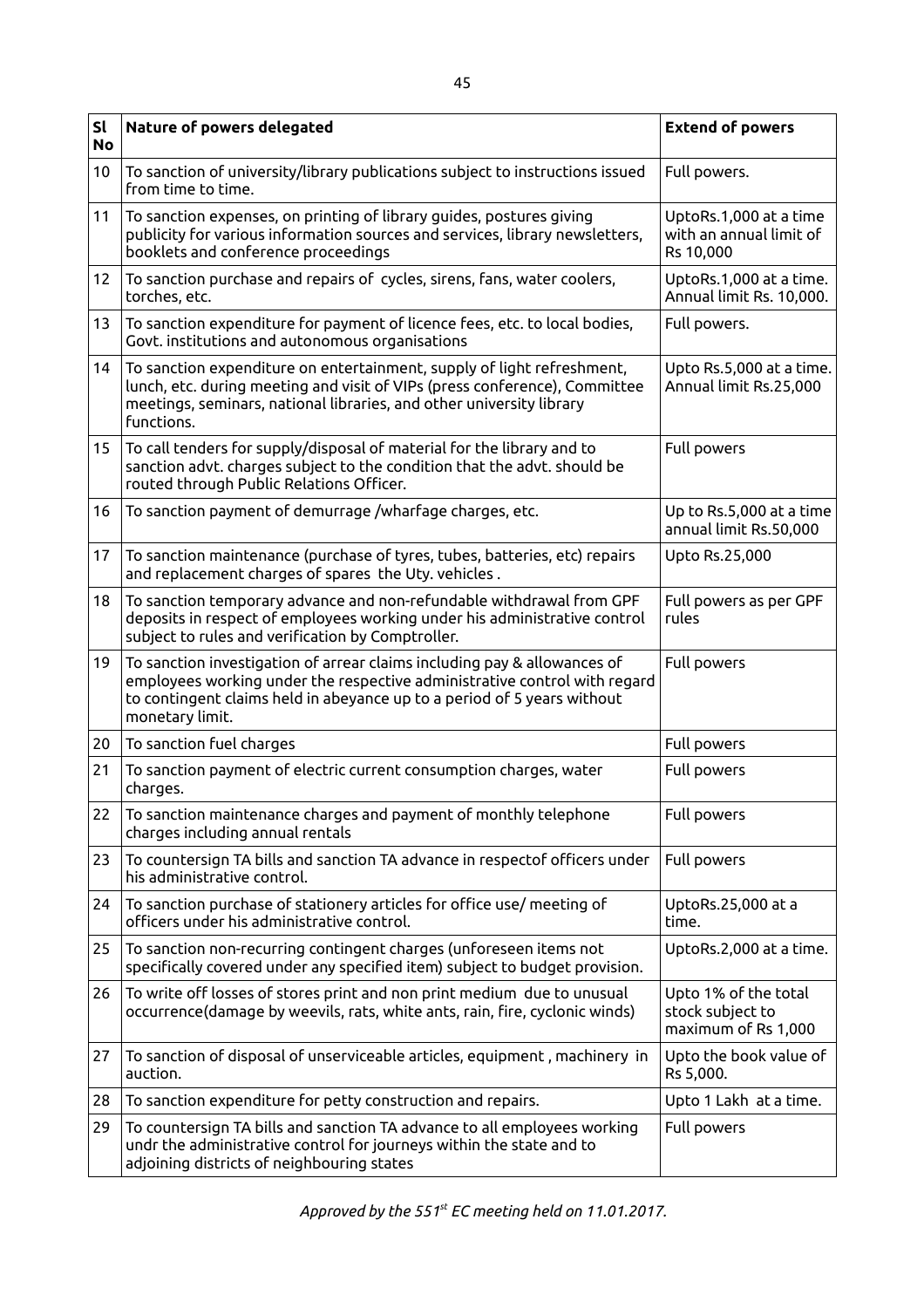| Sl No | Nature of powers delegated | Extend of powers |
|---|---|---|
| 10 | To sanction of university/library publications subject to instructions issued from time to time. | Full powers. |
| 11 | To sanction expenses, on printing of library guides, postures giving publicity for various information sources and services, library newsletters, booklets and conference proceedings | UptoRs.1,000 at a time with an annual limit of Rs 10,000 |
| 12 | To sanction purchase and repairs of cycles, sirens, fans, water coolers, torches, etc. | UptoRs.1,000 at a time. Annual limit Rs. 10,000. |
| 13 | To sanction expenditure for payment of licence fees, etc. to local bodies, Govt. institutions and autonomous organisations | Full powers. |
| 14 | To sanction expenditure on entertainment, supply of light refreshment, lunch, etc. during meeting and visit of VIPs (press conference), Committee meetings, seminars, national libraries, and other university library functions. | Upto Rs.5,000 at a time. Annual limit Rs.25,000 |
| 15 | To call tenders for supply/disposal of material for the library and to sanction advt. charges subject to the condition that the advt. should be routed through Public Relations Officer. | Full powers |
| 16 | To sanction payment of demurrage /wharfage charges, etc. | Up to Rs.5,000 at a time annual limit Rs.50,000 |
| 17 | To sanction maintenance (purchase of tyres, tubes, batteries, etc) repairs and replacement charges of spares the Uty. vehicles . | Upto Rs.25,000 |
| 18 | To sanction temporary advance and non-refundable withdrawal from GPF deposits in respect of employees working under his administrative control subject to rules and verification by Comptroller. | Full powers as per GPF rules |
| 19 | To sanction investigation of arrear claims including pay & allowances of employees working under the respective administrative control with regard to contingent claims held in abeyance up to a period of 5 years without monetary limit. | Full powers |
| 20 | To sanction fuel charges | Full powers |
| 21 | To sanction payment of electric current consumption charges, water charges. | Full powers |
| 22 | To sanction maintenance charges and payment of monthly telephone charges including annual rentals | Full powers |
| 23 | To countersign TA bills and sanction TA advance in respectof officers under his administrative control. | Full powers |
| 24 | To sanction purchase of stationery articles for office use/ meeting of officers under his administrative control. | UptoRs.25,000 at a time. |
| 25 | To sanction non-recurring contingent charges (unforeseen items not specifically covered under any specified item) subject to budget provision. | UptoRs.2,000 at a time. |
| 26 | To write off losses of stores print and non print medium due to unusual occurrence(damage by weevils, rats, white ants, rain, fire, cyclonic winds) | Upto 1% of the total stock subject to maximum of Rs 1,000 |
| 27 | To sanction of disposal of unserviceable articles, equipment , machinery in auction. | Upto the book value of Rs 5,000. |
| 28 | To sanction expenditure for petty construction and repairs. | Upto 1 Lakh at a time. |
| 29 | To countersign TA bills and sanction TA advance to all employees working undr the administrative control for journeys within the state and to adjoining districts of neighbouring states | Full powers |

*Approved by the 551st EC meeting held on 11.01.2017.*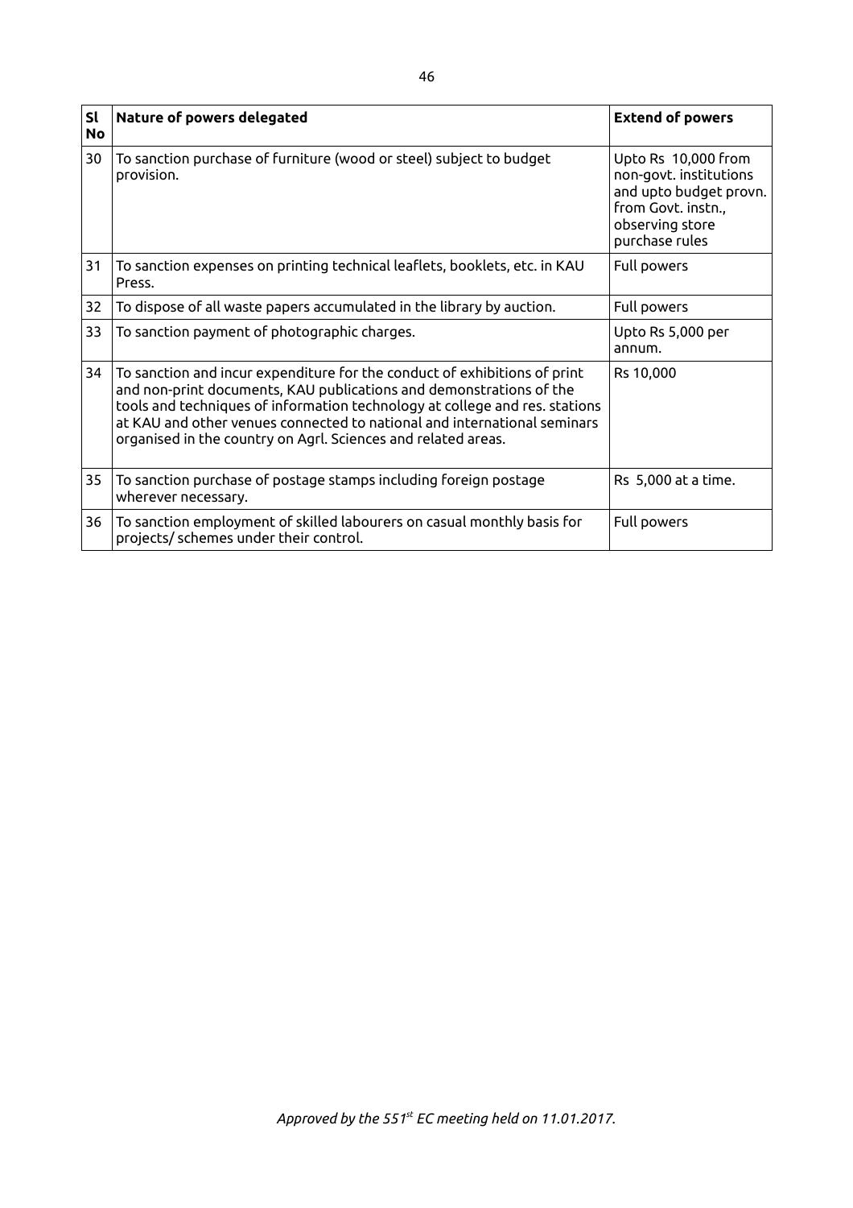| Sl No | Nature of powers delegated | Extend of powers |
|---|---|---|
| 30 | To sanction purchase of furniture (wood or steel) subject to budget provision. | Upto Rs 10,000 from non-govt. institutions and upto budget provn. from Govt. instn., observing store purchase rules |
| 31 | To sanction expenses on printing technical leaflets, booklets, etc. in KAU Press. | Full powers |
| 32 | To dispose of all waste papers accumulated in the library by auction. | Full powers |
| 33 | To sanction payment of photographic charges. | Upto Rs 5,000 per annum. |
| 34 | To sanction and incur expenditure for the conduct of exhibitions of print and non-print documents, KAU publications and demonstrations of the tools and techniques of information technology at college and res. stations at KAU and other venues connected to national and international seminars organised in the country on Agrl. Sciences and related areas. | Rs 10,000 |
| 35 | To sanction purchase of postage stamps including foreign postage wherever necessary. | Rs 5,000 at a time. |
| 36 | To sanction employment of skilled labourers on casual monthly basis for projects/ schemes under their control. | Full powers |

*Approved by the 551st EC meeting held on 11.01.2017.*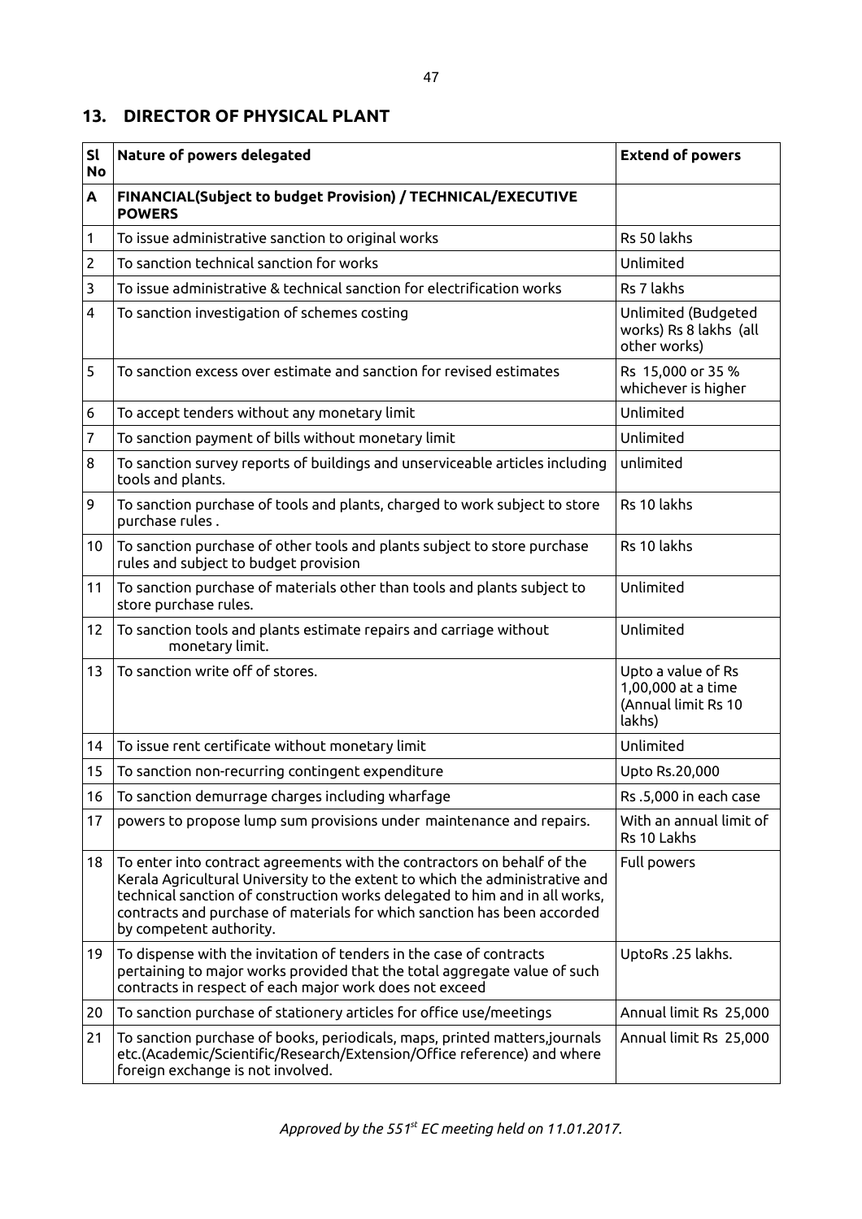## 13. DIRECTOR OF PHYSICAL PLANT

| Sl No | Nature of powers delegated | Extend of powers |
|---|---|---|
| **A** | **FINANCIAL(Subject to budget Provision) / TECHNICAL/EXECUTIVE POWERS** | |
| 1 | To issue administrative sanction to original works | Rs 50 lakhs |
| 2 | To sanction technical sanction for works | Unlimited |
| 3 | To issue administrative & technical sanction for electrification works | Rs 7 lakhs |
| 4 | To sanction investigation of schemes costing | Unlimited (Budgeted works) Rs 8 lakhs (all other works) |
| 5 | To sanction excess over estimate and sanction for revised estimates | Rs 15,000 or 35 % whichever is higher |
| 6 | To accept tenders without any monetary limit | Unlimited |
| 7 | To sanction payment of bills without monetary limit | Unlimited |
| 8 | To sanction survey reports of buildings and unserviceable articles including tools and plants. | unlimited |
| 9 | To sanction purchase of tools and plants, charged to work subject to store purchase rules . | Rs 10 lakhs |
| 10 | To sanction purchase of other tools and plants subject to store purchase rules and subject to budget provision | Rs 10 lakhs |
| 11 | To sanction purchase of materials other than tools and plants subject to store purchase rules. | Unlimited |
| 12 | To sanction tools and plants estimate repairs and carriage without monetary limit. | Unlimited |
| 13 | To sanction write off of stores. | Upto a value of Rs 1,00,000 at a time (Annual limit Rs 10 lakhs) |
| 14 | To issue rent certificate without monetary limit | Unlimited |
| 15 | To sanction non-recurring contingent expenditure | Upto Rs.20,000 |
| 16 | To sanction demurrage charges including wharfage | Rs .5,000 in each case |
| 17 | powers to propose lump sum provisions under maintenance and repairs. | With an annual limit of Rs 10 Lakhs |
| 18 | To enter into contract agreements with the contractors on behalf of the Kerala Agricultural University to the extent to which the administrative and technical sanction of construction works delegated to him and in all works, contracts and purchase of materials for which sanction has been accorded by competent authority. | Full powers |
| 19 | To dispense with the invitation of tenders in the case of contracts pertaining to major works provided that the total aggregate value of such contracts in respect of each major work does not exceed | UptoRs .25 lakhs. |
| 20 | To sanction purchase of stationery articles for office use/meetings | Annual limit Rs 25,000 |
| 21 | To sanction purchase of books, periodicals, maps, printed matters,journals etc.(Academic/Scientific/Research/Extension/Office reference) and where foreign exchange is not involved. | Annual limit Rs 25,000 |

*Approved by the 551st EC meeting held on 11.01.2017.*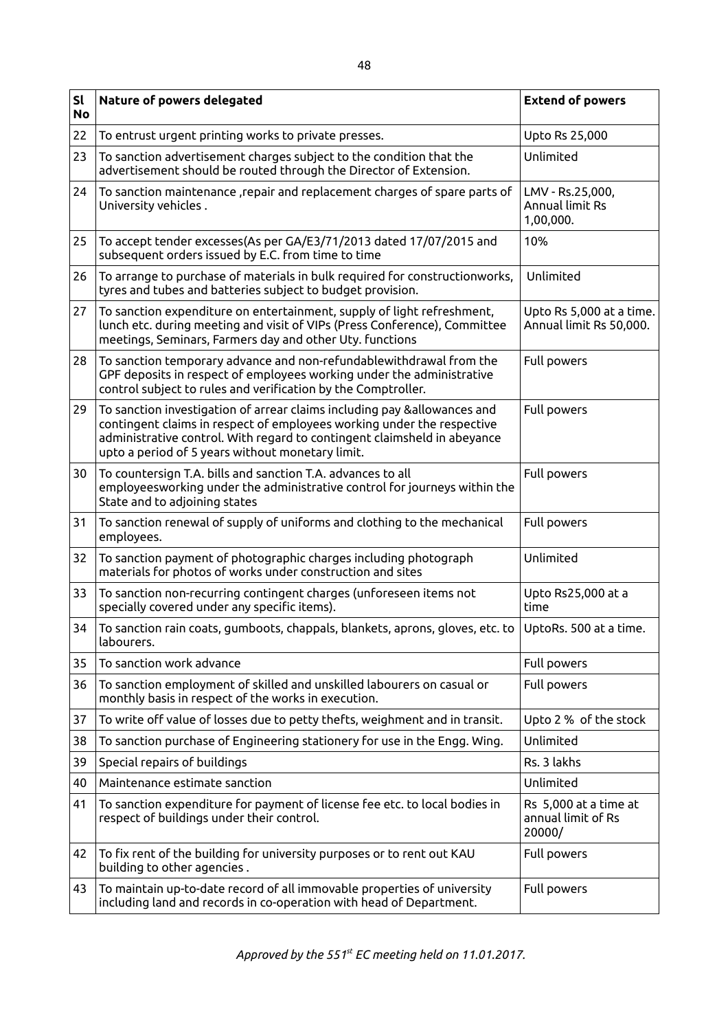| Sl No | Nature of powers delegated | Extend of powers |
|---|---|---|
| 22 | To entrust urgent printing works to private presses. | Upto Rs 25,000 |
| 23 | To sanction advertisement charges subject to the condition that the advertisement should be routed through the Director of Extension. | Unlimited |
| 24 | To sanction maintenance ,repair and replacement charges of spare parts of University vehicles . | LMV - Rs.25,000, Annual limit Rs 1,00,000. |
| 25 | To accept tender excesses(As per GA/E3/71/2013 dated 17/07/2015 and subsequent orders issued by E.C. from time to time | 10% |
| 26 | To arrange to purchase of materials in bulk required for constructionworks, tyres and tubes and batteries subject to budget provision. | Unlimited |
| 27 | To sanction expenditure on entertainment, supply of light refreshment, lunch etc. during meeting and visit of VIPs (Press Conference), Committee meetings, Seminars, Farmers day and other Uty. functions | Upto Rs 5,000 at a time. Annual limit Rs 50,000. |
| 28 | To sanction temporary advance and non-refundablewithdrawal from the GPF deposits in respect of employees working under the administrative control subject to rules and verification by the Comptroller. | Full powers |
| 29 | To sanction investigation of arrear claims including pay &allowances and contingent claims in respect of employees working under the respective administrative control. With regard to contingent claimsheld in abeyance upto a period of 5 years without monetary limit. | Full powers |
| 30 | To countersign T.A. bills and sanction T.A. advances to all employeesworking under the administrative control for journeys within the State and to adjoining states | Full powers |
| 31 | To sanction renewal of supply of uniforms and clothing to the mechanical employees. | Full powers |
| 32 | To sanction payment of photographic charges including photograph materials for photos of works under construction and sites | Unlimited |
| 33 | To sanction non-recurring contingent charges (unforeseen items not specially covered under any specific items). | Upto Rs25,000 at a time |
| 34 | To sanction rain coats, gumboots, chappals, blankets, aprons, gloves, etc. to labourers. | UptoRs. 500 at a time. |
| 35 | To sanction work advance | Full powers |
| 36 | To sanction employment of skilled and unskilled labourers on casual or monthly basis in respect of the works in execution. | Full powers |
| 37 | To write off value of losses due to petty thefts, weighment and in transit. | Upto 2 % of the stock |
| 38 | To sanction purchase of Engineering stationery for use in the Engg. Wing. | Unlimited |
| 39 | Special repairs of buildings | Rs. 3 lakhs |
| 40 | Maintenance estimate sanction | Unlimited |
| 41 | To sanction expenditure for payment of license fee etc. to local bodies in respect of buildings under their control. | Rs 5,000 at a time at annual limit of Rs 20000/ |
| 42 | To fix rent of the building for university purposes or to rent out KAU building to other agencies . | Full powers |
| 43 | To maintain up-to-date record of all immovable properties of university including land and records in co-operation with head of Department. | Full powers |

*Approved by the 551st EC meeting held on 11.01.2017.*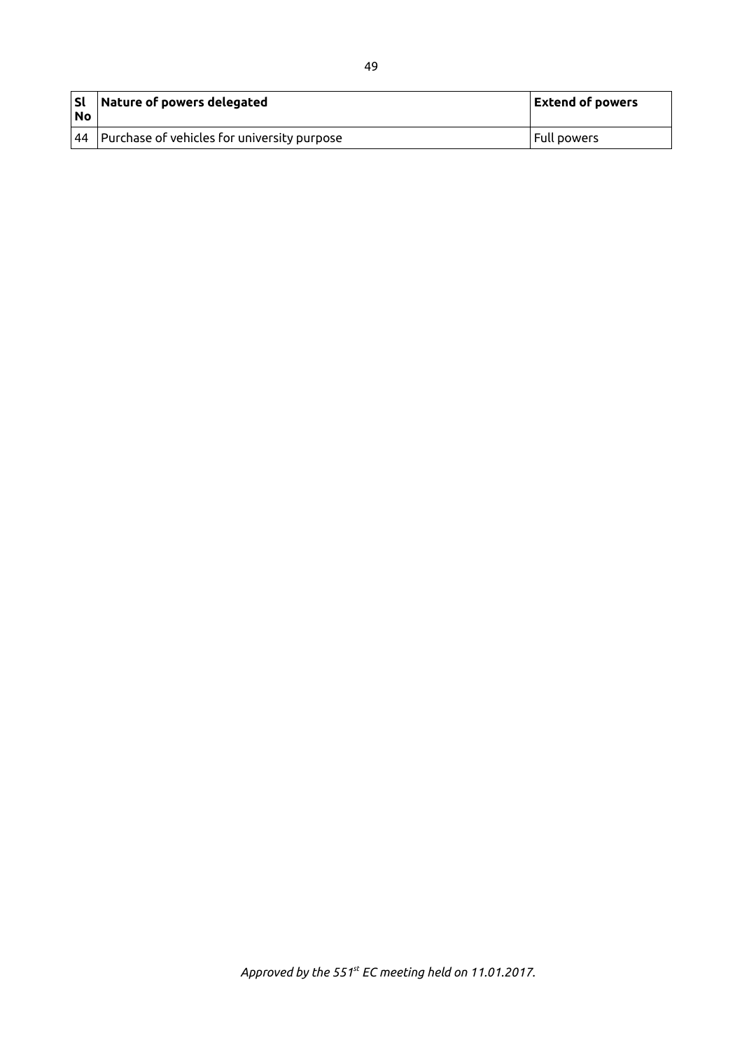| Sl No | Nature of powers delegated | Extend of powers |
|---|---|---|
| 44 | Purchase of vehicles for university purpose | Full powers |

*Approved by the 551st EC meeting held on 11.01.2017.*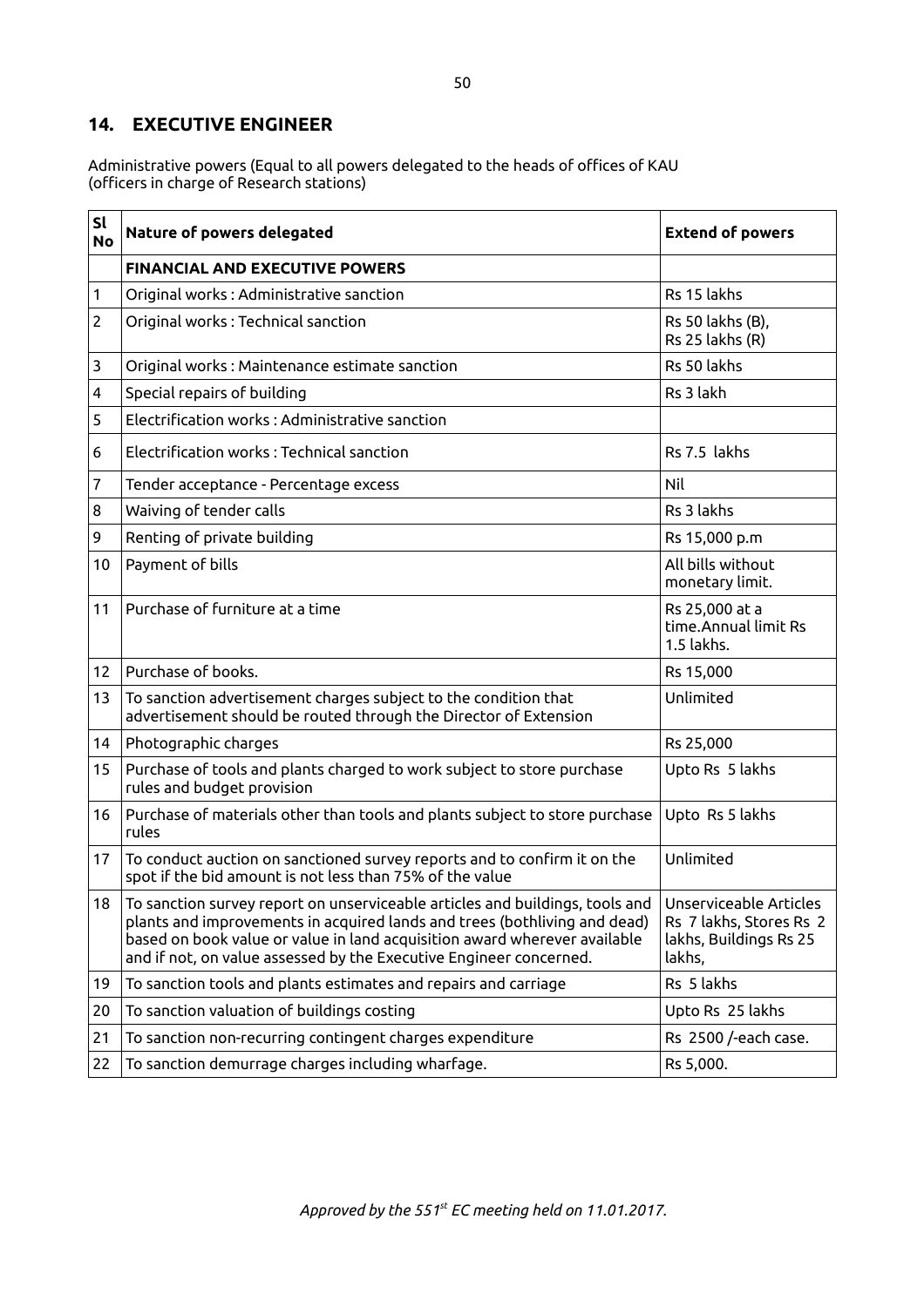## 14. EXECUTIVE ENGINEER

Administrative powers (Equal to all powers delegated to the heads of offices of KAU (officers in charge of Research stations)

| Sl No | Nature of powers delegated | Extend of powers |
|---|---|---|
| | **FINANCIAL AND EXECUTIVE POWERS** | |
| 1 | Original works : Administrative sanction | Rs 15 lakhs |
| 2 | Original works : Technical sanction | Rs 50 lakhs (B), Rs 25 lakhs (R) |
| 3 | Original works : Maintenance estimate sanction | Rs 50 lakhs |
| 4 | Special repairs of building | Rs 3 lakh |
| 5 | Electrification works : Administrative sanction | |
| 6 | Electrification works : Technical sanction | Rs 7.5 lakhs |
| 7 | Tender acceptance - Percentage excess | Nil |
| 8 | Waiving of tender calls | Rs 3 lakhs |
| 9 | Renting of private building | Rs 15,000 p.m |
| 10 | Payment of bills | All bills without monetary limit. |
| 11 | Purchase of furniture at a time | Rs 25,000 at a time.Annual limit Rs 1.5 lakhs. |
| 12 | Purchase of books. | Rs 15,000 |
| 13 | To sanction advertisement charges subject to the condition that advertisement should be routed through the Director of Extension | Unlimited |
| 14 | Photographic charges | Rs 25,000 |
| 15 | Purchase of tools and plants charged to work subject to store purchase rules and budget provision | Upto Rs 5 lakhs |
| 16 | Purchase of materials other than tools and plants subject to store purchase rules | Upto Rs 5 lakhs |
| 17 | To conduct auction on sanctioned survey reports and to confirm it on the spot if the bid amount is not less than 75% of the value | Unlimited |
| 18 | To sanction survey report on unserviceable articles and buildings, tools and plants and improvements in acquired lands and trees (bothliving and dead) based on book value or value in land acquisition award wherever available and if not, on value assessed by the Executive Engineer concerned. | Unserviceable Articles Rs 7 lakhs, Stores Rs 2 lakhs, Buildings Rs 25 lakhs, |
| 19 | To sanction tools and plants estimates and repairs and carriage | Rs 5 lakhs |
| 20 | To sanction valuation of buildings costing | Upto Rs 25 lakhs |
| 21 | To sanction non-recurring contingent charges expenditure | Rs 2500 /-each case. |
| 22 | To sanction demurrage charges including wharfage. | Rs 5,000. |

*Approved by the 551st EC meeting held on 11.01.2017.*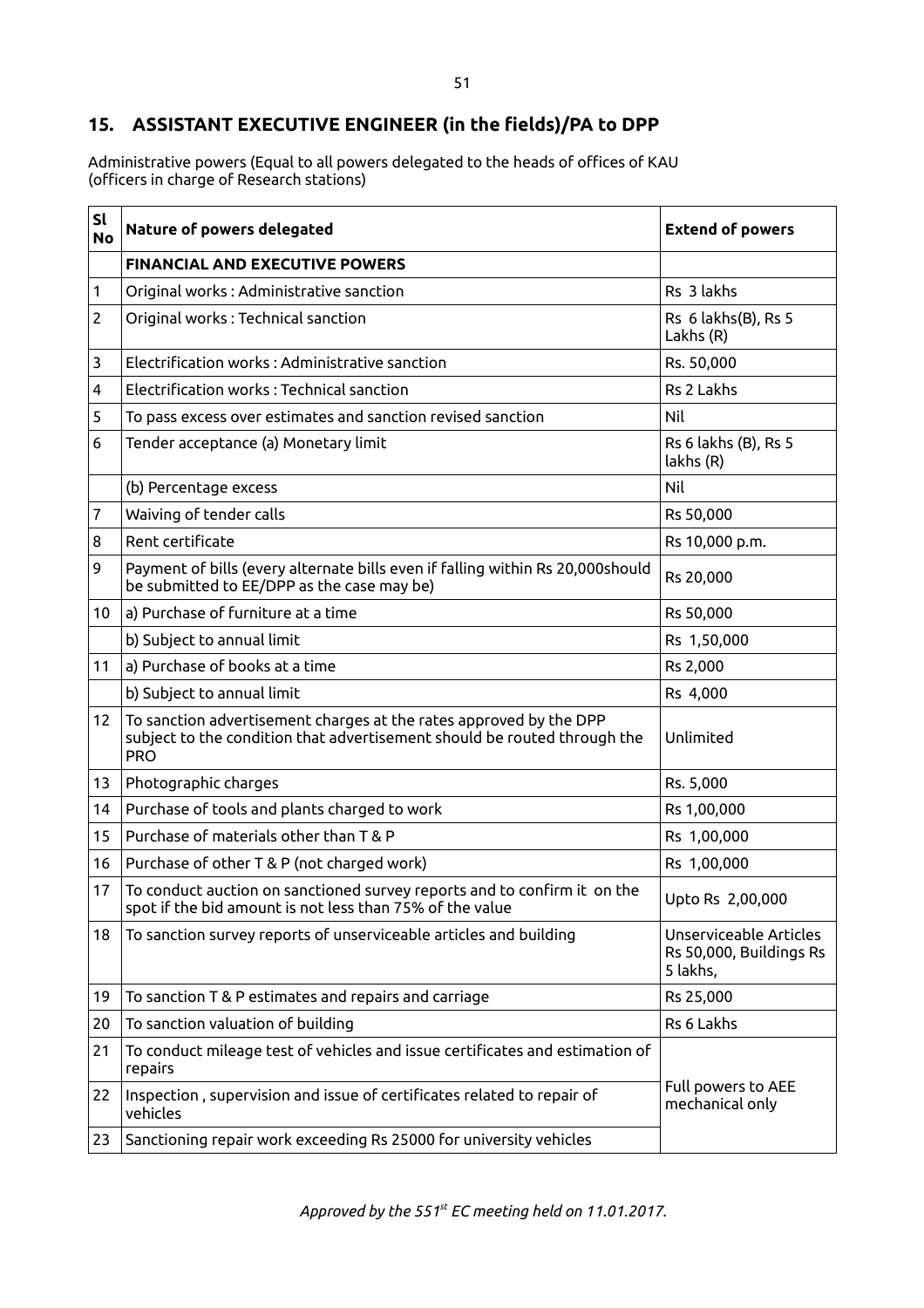## 15. ASSISTANT EXECUTIVE ENGINEER (in the fields)/PA to DPP

Administrative powers (Equal to all powers delegated to the heads of offices of KAU (officers in charge of Research stations)

| Sl No | Nature of powers delegated | Extend of powers |
|---|---|---|
| | **FINANCIAL AND EXECUTIVE POWERS** | |
| 1 | Original works : Administrative sanction | Rs 3 lakhs |
| 2 | Original works : Technical sanction | Rs 6 lakhs(B), Rs 5 Lakhs (R) |
| 3 | Electrification works : Administrative sanction | Rs. 50,000 |
| 4 | Electrification works : Technical sanction | Rs 2 Lakhs |
| 5 | To pass excess over estimates and sanction revised sanction | Nil |
| 6 | Tender acceptance (a) Monetary limit | Rs 6 lakhs (B), Rs 5 lakhs (R) |
| | (b) Percentage excess | Nil |
| 7 | Waiving of tender calls | Rs 50,000 |
| 8 | Rent certificate | Rs 10,000 p.m. |
| 9 | Payment of bills (every alternate bills even if falling within Rs 20,000should be submitted to EE/DPP as the case may be) | Rs 20,000 |
| 10 | a) Purchase of furniture at a time | Rs 50,000 |
| | b) Subject to annual limit | Rs 1,50,000 |
| 11 | a) Purchase of books at a time | Rs 2,000 |
| | b) Subject to annual limit | Rs 4,000 |
| 12 | To sanction advertisement charges at the rates approved by the DPP subject to the condition that advertisement should be routed through the PRO | Unlimited |
| 13 | Photographic charges | Rs. 5,000 |
| 14 | Purchase of tools and plants charged to work | Rs 1,00,000 |
| 15 | Purchase of materials other than T & P | Rs 1,00,000 |
| 16 | Purchase of other T & P (not charged work) | Rs 1,00,000 |
| 17 | To conduct auction on sanctioned survey reports and to confirm it on the spot if the bid amount is not less than 75% of the value | Upto Rs 2,00,000 |
| 18 | To sanction survey reports of unserviceable articles and building | Unserviceable Articles Rs 50,000, Buildings Rs 5 lakhs, |
| 19 | To sanction T & P estimates and repairs and carriage | Rs 25,000 |
| 20 | To sanction valuation of building | Rs 6 Lakhs |
| 21 | To conduct mileage test of vehicles and issue certificates and estimation of repairs | Full powers to AEE mechanical only |
| 22 | Inspection , supervision and issue of certificates related to repair of vehicles | |
| 23 | Sanctioning repair work exceeding Rs 25000 for university vehicles | |

*Approved by the 551st EC meeting held on 11.01.2017.*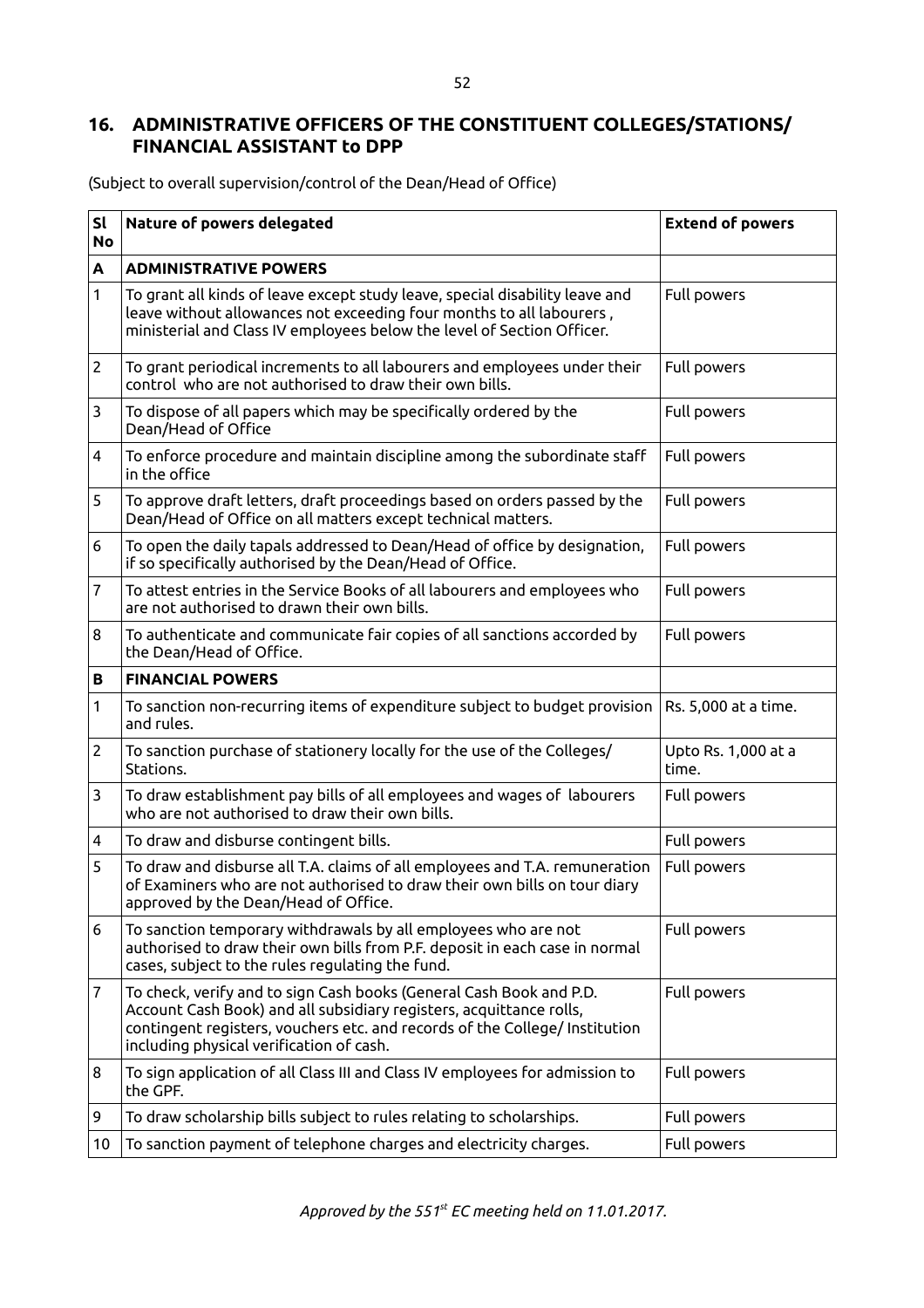## 16. ADMINISTRATIVE OFFICERS OF THE CONSTITUENT COLLEGES/STATIONS/ FINANCIAL ASSISTANT to DPP

(Subject to overall supervision/control of the Dean/Head of Office)

| Sl No | Nature of powers delegated | Extend of powers |
|---|---|---|
| **A** | **ADMINISTRATIVE POWERS** | |
| 1 | To grant all kinds of leave except study leave, special disability leave and leave without allowances not exceeding four months to all labourers , ministerial and Class IV employees below the level of Section Officer. | Full powers |
| 2 | To grant periodical increments to all labourers and employees under their control who are not authorised to draw their own bills. | Full powers |
| 3 | To dispose of all papers which may be specifically ordered by the Dean/Head of Office | Full powers |
| 4 | To enforce procedure and maintain discipline among the subordinate staff in the office | Full powers |
| 5 | To approve draft letters, draft proceedings based on orders passed by the Dean/Head of Office on all matters except technical matters. | Full powers |
| 6 | To open the daily tapals addressed to Dean/Head of office by designation, if so specifically authorised by the Dean/Head of Office. | Full powers |
| 7 | To attest entries in the Service Books of all labourers and employees who are not authorised to drawn their own bills. | Full powers |
| 8 | To authenticate and communicate fair copies of all sanctions accorded by the Dean/Head of Office. | Full powers |
| **B** | **FINANCIAL POWERS** | |
| 1 | To sanction non-recurring items of expenditure subject to budget provision and rules. | Rs. 5,000 at a time. |
| 2 | To sanction purchase of stationery locally for the use of the Colleges/ Stations. | Upto Rs. 1,000 at a time. |
| 3 | To draw establishment pay bills of all employees and wages of labourers who are not authorised to draw their own bills. | Full powers |
| 4 | To draw and disburse contingent bills. | Full powers |
| 5 | To draw and disburse all T.A. claims of all employees and T.A. remuneration of Examiners who are not authorised to draw their own bills on tour diary approved by the Dean/Head of Office. | Full powers |
| 6 | To sanction temporary withdrawals by all employees who are not authorised to draw their own bills from P.F. deposit in each case in normal cases, subject to the rules regulating the fund. | Full powers |
| 7 | To check, verify and to sign Cash books (General Cash Book and P.D. Account Cash Book) and all subsidiary registers, acquittance rolls, contingent registers, vouchers etc. and records of the College/ Institution including physical verification of cash. | Full powers |
| 8 | To sign application of all Class III and Class IV employees for admission to the GPF. | Full powers |
| 9 | To draw scholarship bills subject to rules relating to scholarships. | Full powers |
| 10 | To sanction payment of telephone charges and electricity charges. | Full powers |

*Approved by the 551st EC meeting held on 11.01.2017.*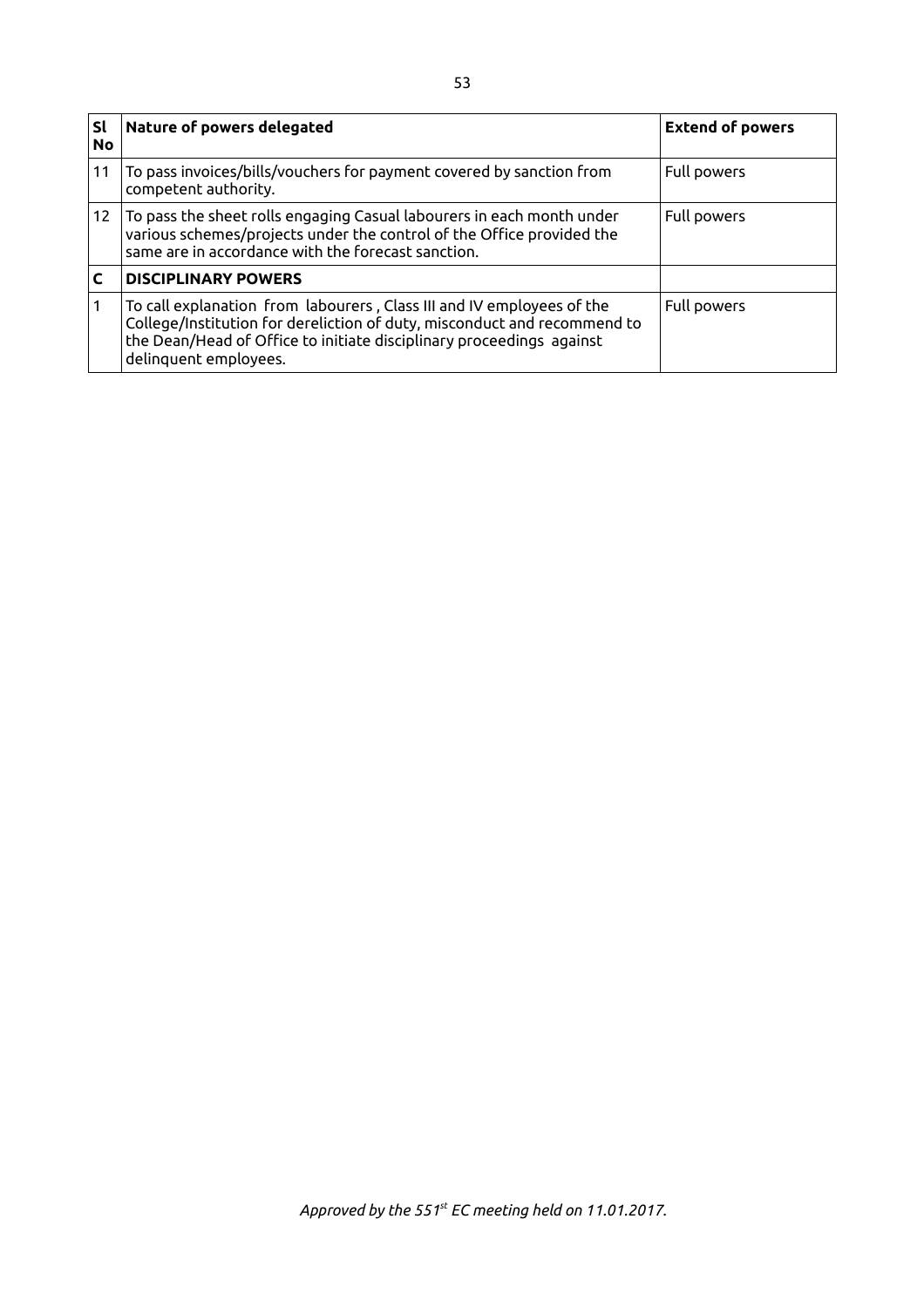| Sl No | Nature of powers delegated | Extend of powers |
|---|---|---|
| 11 | To pass invoices/bills/vouchers for payment covered by sanction from competent authority. | Full powers |
| 12 | To pass the sheet rolls engaging Casual labourers in each month under various schemes/projects under the control of the Office provided the same are in accordance with the forecast sanction. | Full powers |
| **C** | **DISCIPLINARY POWERS** | |
| 1 | To call explanation from labourers , Class III and IV employees of the College/Institution for dereliction of duty, misconduct and recommend to the Dean/Head of Office to initiate disciplinary proceedings against delinquent employees. | Full powers |

*Approved by the 551st EC meeting held on 11.01.2017.*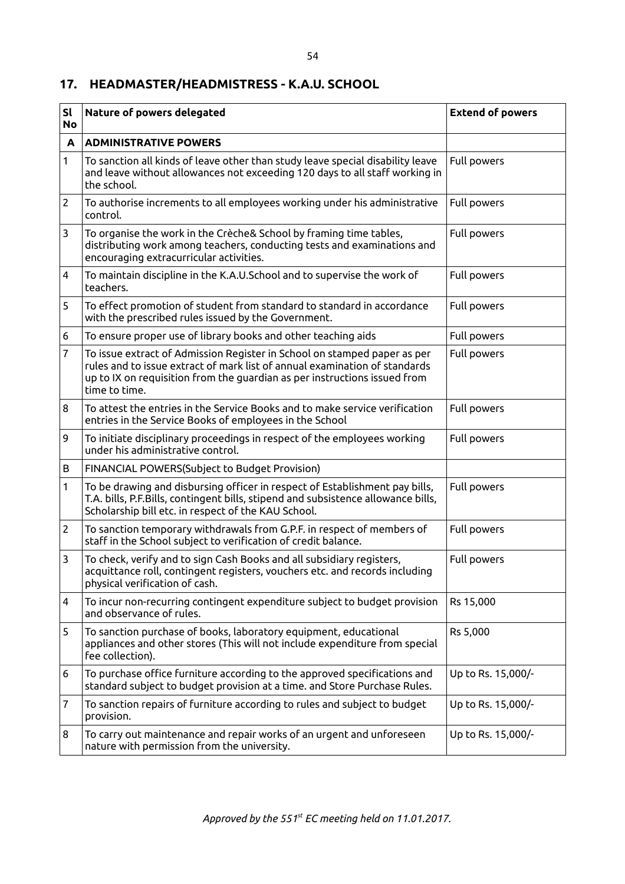## 17. HEADMASTER/HEADMISTRESS - K.A.U. SCHOOL

| Sl No | Nature of powers delegated | Extend of powers |
|---|---|---|
| **A** | **ADMINISTRATIVE POWERS** | |
| 1 | To sanction all kinds of leave other than study leave special disability leave and leave without allowances not exceeding 120 days to all staff working in the school. | Full powers |
| 2 | To authorise increments to all employees working under his administrative control. | Full powers |
| 3 | To organise the work in the Crèche& School by framing time tables, distributing work among teachers, conducting tests and examinations and encouraging extracurricular activities. | Full powers |
| 4 | To maintain discipline in the K.A.U.School and to supervise the work of teachers. | Full powers |
| 5 | To effect promotion of student from standard to standard in accordance with the prescribed rules issued by the Government. | Full powers |
| 6 | To ensure proper use of library books and other teaching aids | Full powers |
| 7 | To issue extract of Admission Register in School on stamped paper as per rules and to issue extract of mark list of annual examination of standards up to IX on requisition from the guardian as per instructions issued from time to time. | Full powers |
| 8 | To attest the entries in the Service Books and to make service verification entries in the Service Books of employees in the School | Full powers |
| 9 | To initiate disciplinary proceedings in respect of the employees working under his administrative control. | Full powers |
| B | FINANCIAL POWERS(Subject to Budget Provision) | |
| 1 | To be drawing and disbursing officer in respect of Establishment pay bills, T.A. bills, P.F.Bills, contingent bills, stipend and subsistence allowance bills, Scholarship bill etc. in respect of the KAU School. | Full powers |
| 2 | To sanction temporary withdrawals from G.P.F. in respect of members of staff in the School subject to verification of credit balance. | Full powers |
| 3 | To check, verify and to sign Cash Books and all subsidiary registers, acquittance roll, contingent registers, vouchers etc. and records including physical verification of cash. | Full powers |
| 4 | To incur non-recurring contingent expenditure subject to budget provision and observance of rules. | Rs 15,000 |
| 5 | To sanction purchase of books, laboratory equipment, educational appliances and other stores (This will not include expenditure from special fee collection). | Rs 5,000 |
| 6 | To purchase office furniture according to the approved specifications and standard subject to budget provision at a time. and Store Purchase Rules. | Up to Rs. 15,000/- |
| 7 | To sanction repairs of furniture according to rules and subject to budget provision. | Up to Rs. 15,000/- |
| 8 | To carry out maintenance and repair works of an urgent and unforeseen nature with permission from the university. | Up to Rs. 15,000/- |

*Approved by the 551st EC meeting held on 11.01.2017.*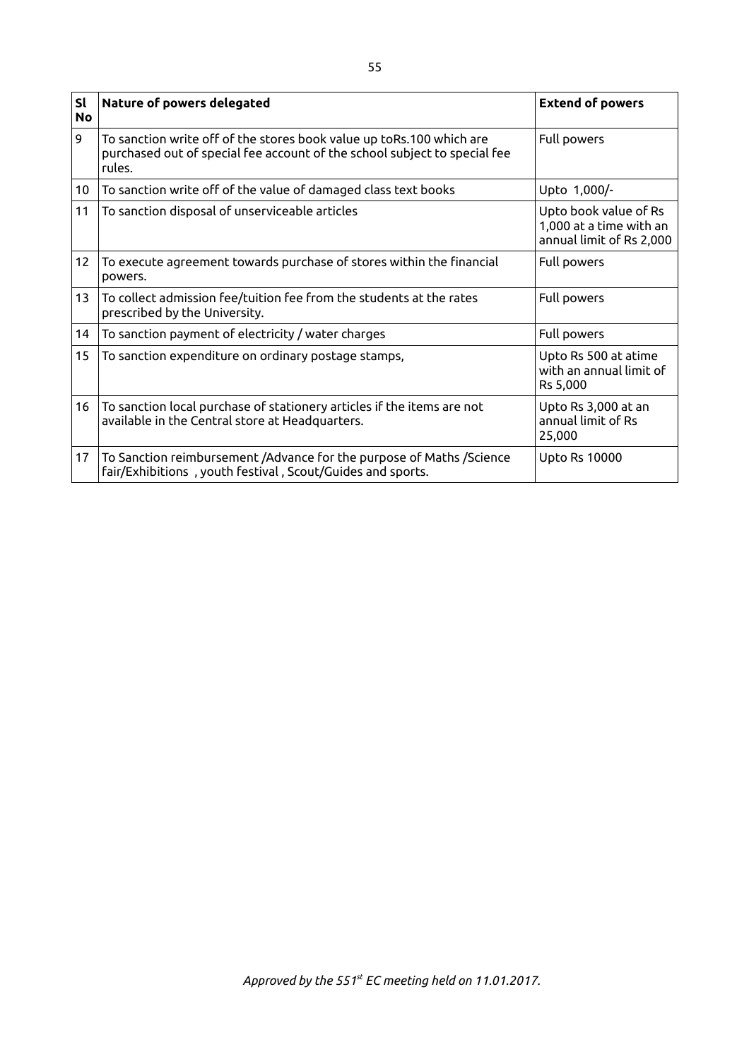| Sl No | Nature of powers delegated | Extend of powers |
|---|---|---|
| 9 | To sanction write off of the stores book value up toRs.100 which are purchased out of special fee account of the school subject to special fee rules. | Full powers |
| 10 | To sanction write off of the value of damaged class text books | Upto 1,000/- |
| 11 | To sanction disposal of unserviceable articles | Upto book value of Rs 1,000 at a time with an annual limit of Rs 2,000 |
| 12 | To execute agreement towards purchase of stores within the financial powers. | Full powers |
| 13 | To collect admission fee/tuition fee from the students at the rates prescribed by the University. | Full powers |
| 14 | To sanction payment of electricity / water charges | Full powers |
| 15 | To sanction expenditure on ordinary postage stamps, | Upto Rs 500 at atime with an annual limit of Rs 5,000 |
| 16 | To sanction local purchase of stationery articles if the items are not available in the Central store at Headquarters. | Upto Rs 3,000 at an annual limit of Rs 25,000 |
| 17 | To Sanction reimbursement /Advance for the purpose of Maths /Science fair/Exhibitions , youth festival , Scout/Guides and sports. | Upto Rs 10000 |

*Approved by the 551st EC meeting held on 11.01.2017.*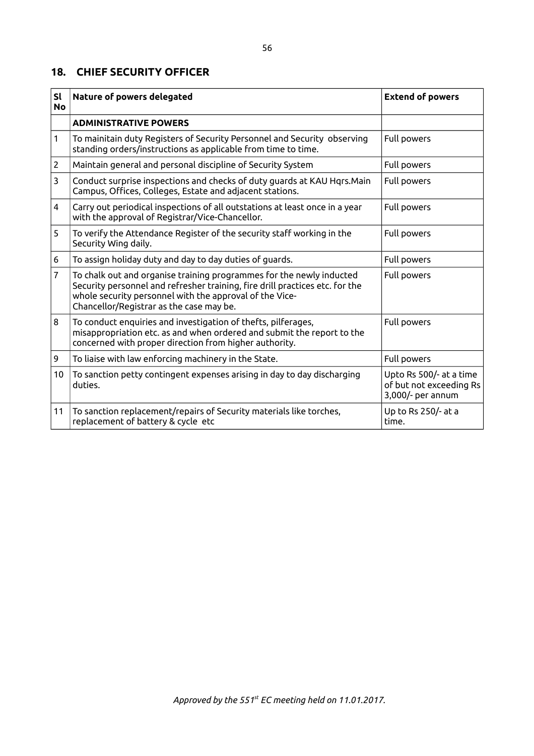## 18. CHIEF SECURITY OFFICER

| Sl No | Nature of powers delegated | Extend of powers |
|---|---|---|
| | **ADMINISTRATIVE POWERS** | |
| 1 | To mainitain duty Registers of Security Personnel and Security observing standing orders/instructions as applicable from time to time. | Full powers |
| 2 | Maintain general and personal discipline of Security System | Full powers |
| 3 | Conduct surprise inspections and checks of duty guards at KAU Hqrs.Main Campus, Offices, Colleges, Estate and adjacent stations. | Full powers |
| 4 | Carry out periodical inspections of all outstations at least once in a year with the approval of Registrar/Vice-Chancellor. | Full powers |
| 5 | To verify the Attendance Register of the security staff working in the Security Wing daily. | Full powers |
| 6 | To assign holiday duty and day to day duties of guards. | Full powers |
| 7 | To chalk out and organise training programmes for the newly inducted Security personnel and refresher training, fire drill practices etc. for the whole security personnel with the approval of the Vice-Chancellor/Registrar as the case may be. | Full powers |
| 8 | To conduct enquiries and investigation of thefts, pilferages, misappropriation etc. as and when ordered and submit the report to the concerned with proper direction from higher authority. | Full powers |
| 9 | To liaise with law enforcing machinery in the State. | Full powers |
| 10 | To sanction petty contingent expenses arising in day to day discharging duties. | Upto Rs 500/- at a time of but not exceeding Rs 3,000/- per annum |
| 11 | To sanction replacement/repairs of Security materials like torches, replacement of battery & cycle etc | Up to Rs 250/- at a time. |

*Approved by the 551st EC meeting held on 11.01.2017.*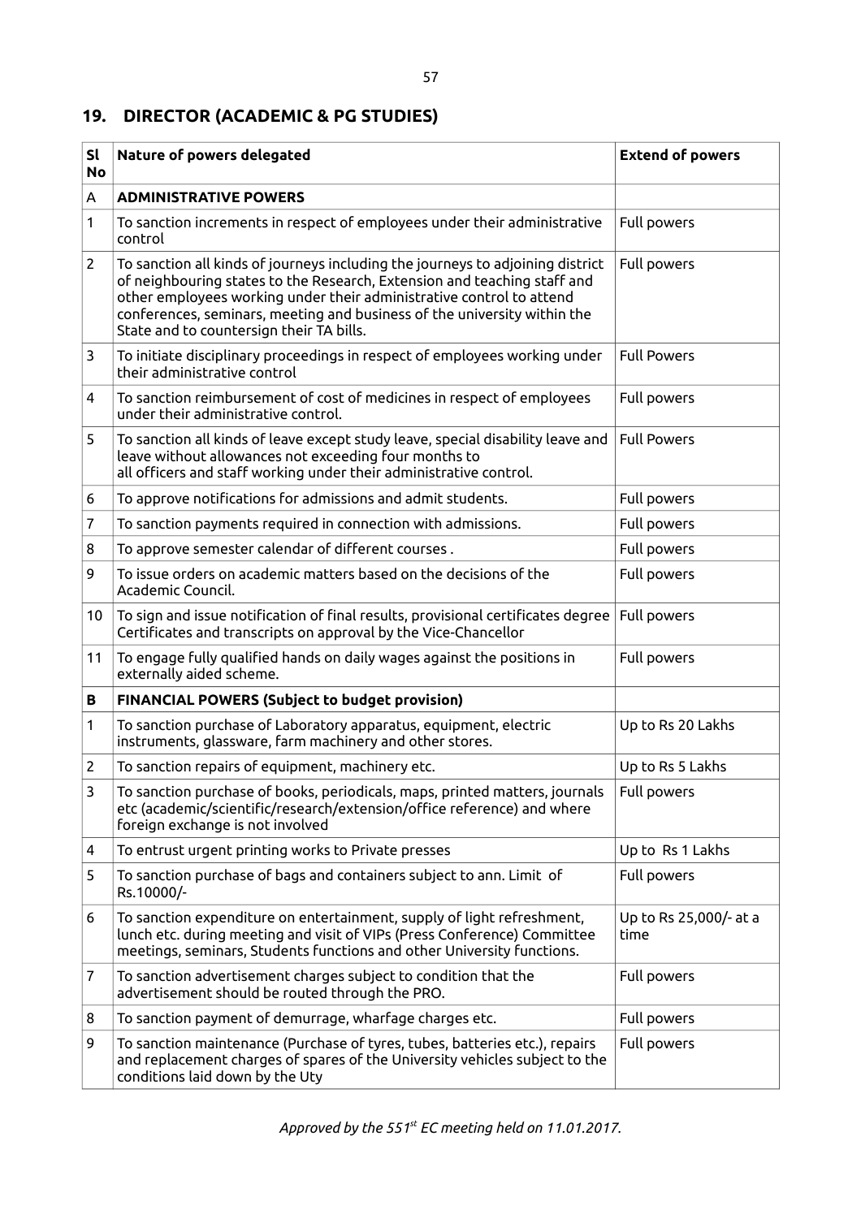## 19. DIRECTOR (ACADEMIC & PG STUDIES)

| Sl No | Nature of powers delegated | Extend of powers |
|---|---|---|
| A | **ADMINISTRATIVE POWERS** | |
| 1 | To sanction increments in respect of employees under their administrative control | Full powers |
| 2 | To sanction all kinds of journeys including the journeys to adjoining district of neighbouring states to the Research, Extension and teaching staff and other employees working under their administrative control to attend conferences, seminars, meeting and business of the university within the State and to countersign their TA bills. | Full powers |
| 3 | To initiate disciplinary proceedings in respect of employees working under their administrative control | Full Powers |
| 4 | To sanction reimbursement of cost of medicines in respect of employees under their administrative control. | Full powers |
| 5 | To sanction all kinds of leave except study leave, special disability leave and leave without allowances not exceeding four months to all officers and staff working under their administrative control. | Full Powers |
| 6 | To approve notifications for admissions and admit students. | Full powers |
| 7 | To sanction payments required in connection with admissions. | Full powers |
| 8 | To approve semester calendar of different courses . | Full powers |
| 9 | To issue orders on academic matters based on the decisions of the Academic Council. | Full powers |
| 10 | To sign and issue notification of final results, provisional certificates degree Certificates and transcripts on approval by the Vice-Chancellor | Full powers |
| 11 | To engage fully qualified hands on daily wages against the positions in externally aided scheme. | Full powers |
| **B** | **FINANCIAL POWERS (Subject to budget provision)** | |
| 1 | To sanction purchase of Laboratory apparatus, equipment, electric instruments, glassware, farm machinery and other stores. | Up to Rs 20 Lakhs |
| 2 | To sanction repairs of equipment, machinery etc. | Up to Rs 5 Lakhs |
| 3 | To sanction purchase of books, periodicals, maps, printed matters, journals etc (academic/scientific/research/extension/office reference) and where foreign exchange is not involved | Full powers |
| 4 | To entrust urgent printing works to Private presses | Up to Rs 1 Lakhs |
| 5 | To sanction purchase of bags and containers subject to ann. Limit of Rs.10000/- | Full powers |
| 6 | To sanction expenditure on entertainment, supply of light refreshment, lunch etc. during meeting and visit of VIPs (Press Conference) Committee meetings, seminars, Students functions and other University functions. | Up to Rs 25,000/- at a time |
| 7 | To sanction advertisement charges subject to condition that the advertisement should be routed through the PRO. | Full powers |
| 8 | To sanction payment of demurrage, wharfage charges etc. | Full powers |
| 9 | To sanction maintenance (Purchase of tyres, tubes, batteries etc.), repairs and replacement charges of spares of the University vehicles subject to the conditions laid down by the Uty | Full powers |

*Approved by the 551st EC meeting held on 11.01.2017.*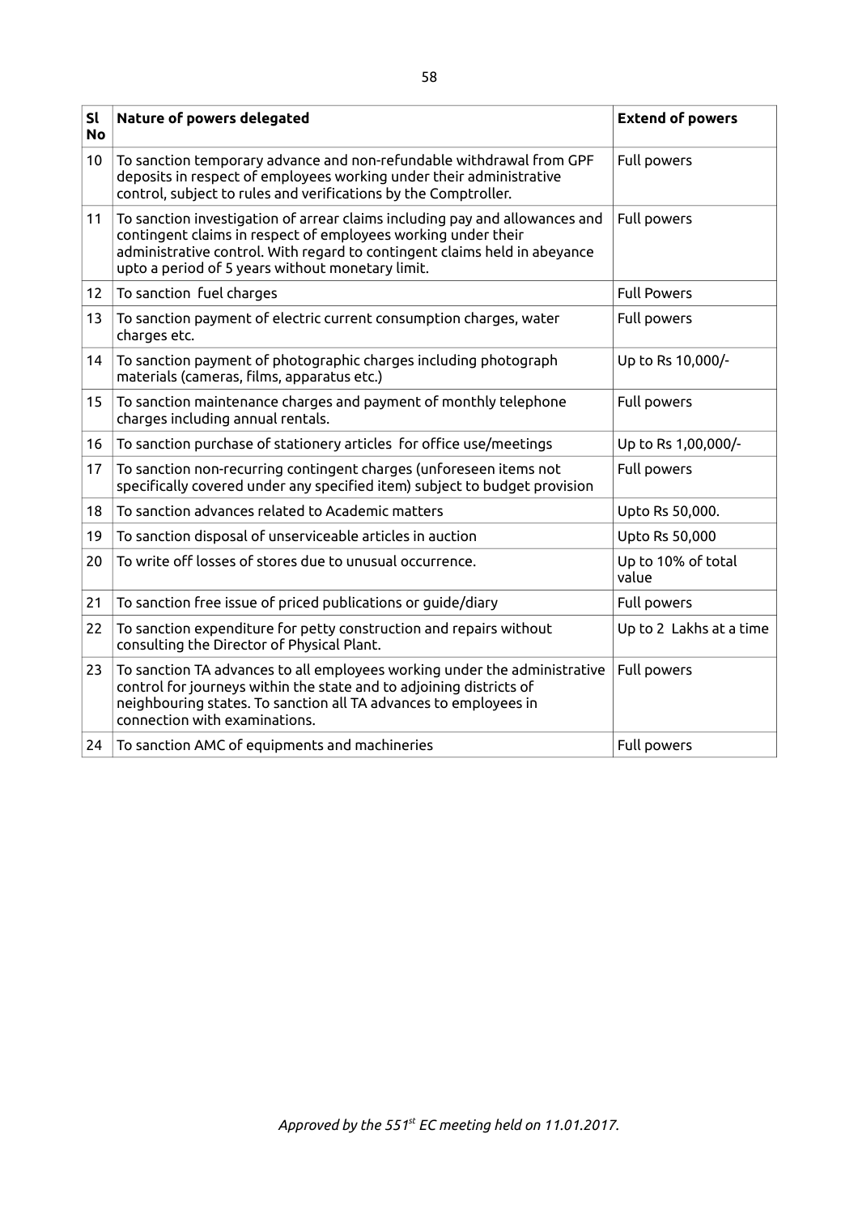| Sl No | Nature of powers delegated | Extend of powers |
|---|---|---|
| 10 | To sanction temporary advance and non-refundable withdrawal from GPF deposits in respect of employees working under their administrative control, subject to rules and verifications by the Comptroller. | Full powers |
| 11 | To sanction investigation of arrear claims including pay and allowances and contingent claims in respect of employees working under their administrative control. With regard to contingent claims held in abeyance upto a period of 5 years without monetary limit. | Full powers |
| 12 | To sanction fuel charges | Full Powers |
| 13 | To sanction payment of electric current consumption charges, water charges etc. | Full powers |
| 14 | To sanction payment of photographic charges including photograph materials (cameras, films, apparatus etc.) | Up to Rs 10,000/- |
| 15 | To sanction maintenance charges and payment of monthly telephone charges including annual rentals. | Full powers |
| 16 | To sanction purchase of stationery articles for office use/meetings | Up to Rs 1,00,000/- |
| 17 | To sanction non-recurring contingent charges (unforeseen items not specifically covered under any specified item) subject to budget provision | Full powers |
| 18 | To sanction advances related to Academic matters | Upto Rs 50,000. |
| 19 | To sanction disposal of unserviceable articles in auction | Upto Rs 50,000 |
| 20 | To write off losses of stores due to unusual occurrence. | Up to 10% of total value |
| 21 | To sanction free issue of priced publications or guide/diary | Full powers |
| 22 | To sanction expenditure for petty construction and repairs without consulting the Director of Physical Plant. | Up to 2 Lakhs at a time |
| 23 | To sanction TA advances to all employees working under the administrative control for journeys within the state and to adjoining districts of neighbouring states. To sanction all TA advances to employees in connection with examinations. | Full powers |
| 24 | To sanction AMC of equipments and machineries | Full powers |

*Approved by the 551st EC meeting held on 11.01.2017.*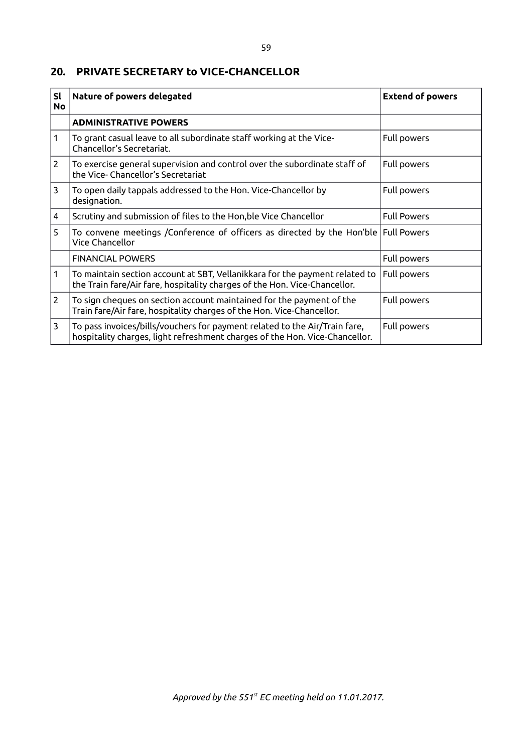## 20. PRIVATE SECRETARY to VICE-CHANCELLOR

| Sl No | Nature of powers delegated | Extend of powers |
|---|---|---|
| | **ADMINISTRATIVE POWERS** | |
| 1 | To grant casual leave to all subordinate staff working at the Vice-Chancellor's Secretariat. | Full powers |
| 2 | To exercise general supervision and control over the subordinate staff of the Vice- Chancellor's Secretariat | Full powers |
| 3 | To open daily tappals addressed to the Hon. Vice-Chancellor by designation. | Full powers |
| 4 | Scrutiny and submission of files to the Hon,ble Vice Chancellor | Full Powers |
| 5 | To convene meetings /Conference of officers as directed by the Hon'ble Vice Chancellor | Full Powers |
| | FINANCIAL POWERS | Full powers |
| 1 | To maintain section account at SBT, Vellanikkara for the payment related to the Train fare/Air fare, hospitality charges of the Hon. Vice-Chancellor. | Full powers |
| 2 | To sign cheques on section account maintained for the payment of the Train fare/Air fare, hospitality charges of the Hon. Vice-Chancellor. | Full powers |
| 3 | To pass invoices/bills/vouchers for payment related to the Air/Train fare, hospitality charges, light refreshment charges of the Hon. Vice-Chancellor. | Full powers |

*Approved by the 551st EC meeting held on 11.01.2017.*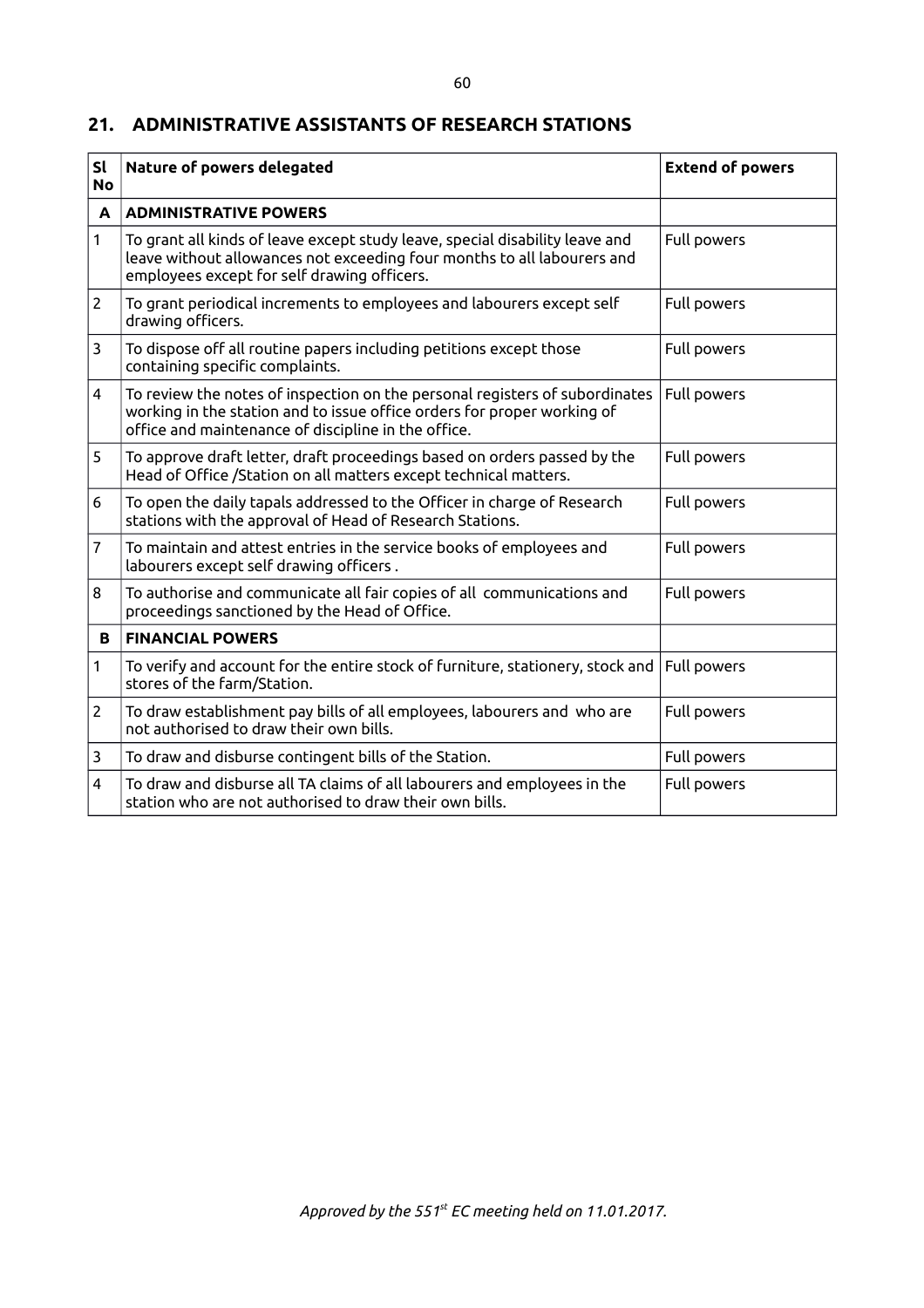## 21. ADMINISTRATIVE ASSISTANTS OF RESEARCH STATIONS

| Sl No | Nature of powers delegated | Extend of powers |
|---|---|---|
| **A** | **ADMINISTRATIVE POWERS** | |
| 1 | To grant all kinds of leave except study leave, special disability leave and leave without allowances not exceeding four months to all labourers and employees except for self drawing officers. | Full powers |
| 2 | To grant periodical increments to employees and labourers except self drawing officers. | Full powers |
| 3 | To dispose off all routine papers including petitions except those containing specific complaints. | Full powers |
| 4 | To review the notes of inspection on the personal registers of subordinates working in the station and to issue office orders for proper working of office and maintenance of discipline in the office. | Full powers |
| 5 | To approve draft letter, draft proceedings based on orders passed by the Head of Office /Station on all matters except technical matters. | Full powers |
| 6 | To open the daily tapals addressed to the Officer in charge of Research stations with the approval of Head of Research Stations. | Full powers |
| 7 | To maintain and attest entries in the service books of employees and labourers except self drawing officers . | Full powers |
| 8 | To authorise and communicate all fair copies of all communications and proceedings sanctioned by the Head of Office. | Full powers |
| **B** | **FINANCIAL POWERS** | |
| 1 | To verify and account for the entire stock of furniture, stationery, stock and stores of the farm/Station. | Full powers |
| 2 | To draw establishment pay bills of all employees, labourers and who are not authorised to draw their own bills. | Full powers |
| 3 | To draw and disburse contingent bills of the Station. | Full powers |
| 4 | To draw and disburse all TA claims of all labourers and employees in the station who are not authorised to draw their own bills. | Full powers |

*Approved by the 551st EC meeting held on 11.01.2017.*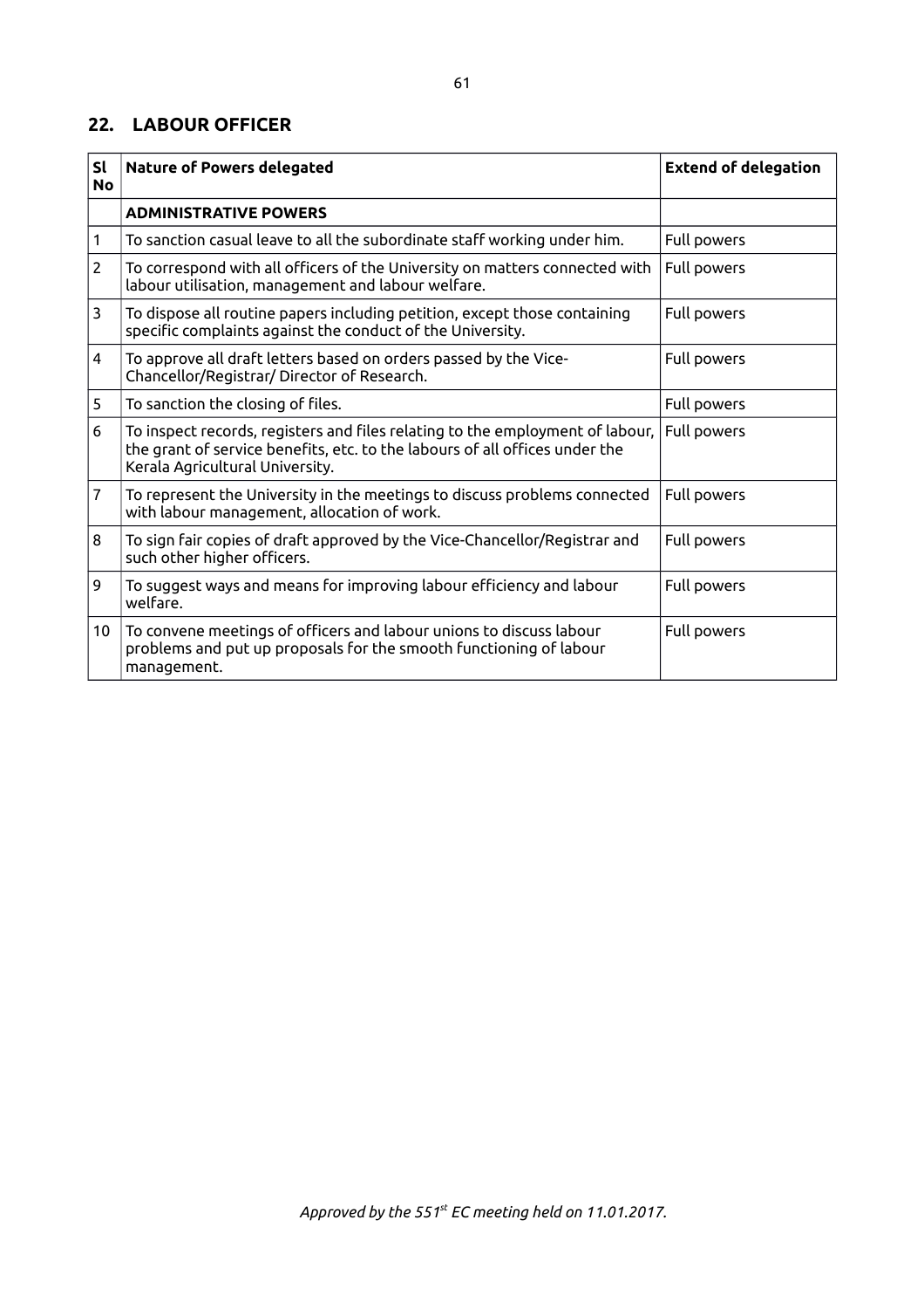## 22. LABOUR OFFICER

| Sl No | Nature of Powers delegated | Extend of delegation |
|---|---|---|
| | **ADMINISTRATIVE POWERS** | |
| 1 | To sanction casual leave to all the subordinate staff working under him. | Full powers |
| 2 | To correspond with all officers of the University on matters connected with labour utilisation, management and labour welfare. | Full powers |
| 3 | To dispose all routine papers including petition, except those containing specific complaints against the conduct of the University. | Full powers |
| 4 | To approve all draft letters based on orders passed by the Vice-Chancellor/Registrar/ Director of Research. | Full powers |
| 5 | To sanction the closing of files. | Full powers |
| 6 | To inspect records, registers and files relating to the employment of labour, the grant of service benefits, etc. to the labours of all offices under the Kerala Agricultural University. | Full powers |
| 7 | To represent the University in the meetings to discuss problems connected with labour management, allocation of work. | Full powers |
| 8 | To sign fair copies of draft approved by the Vice-Chancellor/Registrar and such other higher officers. | Full powers |
| 9 | To suggest ways and means for improving labour efficiency and labour welfare. | Full powers |
| 10 | To convene meetings of officers and labour unions to discuss labour problems and put up proposals for the smooth functioning of labour management. | Full powers |

*Approved by the 551st EC meeting held on 11.01.2017.*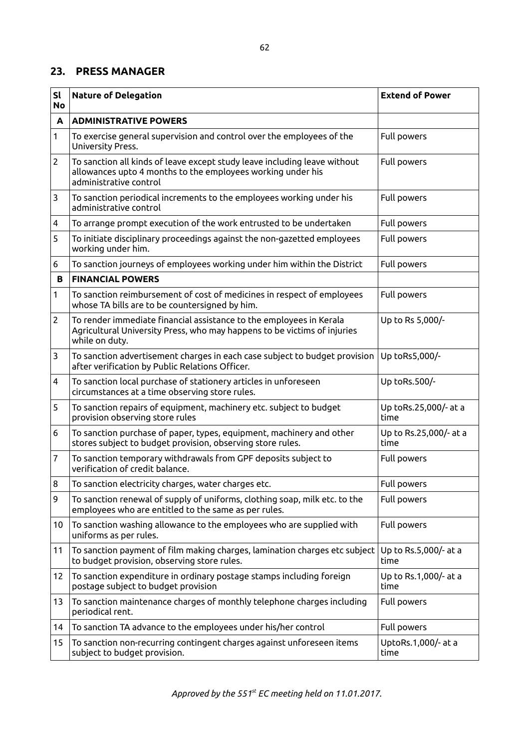## 23. PRESS MANAGER

| Sl No | Nature of Delegation | Extend of Power |
|---|---|---|
| **A** | **ADMINISTRATIVE POWERS** | |
| 1 | To exercise general supervision and control over the employees of the University Press. | Full powers |
| 2 | To sanction all kinds of leave except study leave including leave without allowances upto 4 months to the employees working under his administrative control | Full powers |
| 3 | To sanction periodical increments to the employees working under his administrative control | Full powers |
| 4 | To arrange prompt execution of the work entrusted to be undertaken | Full powers |
| 5 | To initiate disciplinary proceedings against the non-gazetted employees working under him. | Full powers |
| 6 | To sanction journeys of employees working under him within the District | Full powers |
| **B** | **FINANCIAL POWERS** | |
| 1 | To sanction reimbursement of cost of medicines in respect of employees whose TA bills are to be countersigned by him. | Full powers |
| 2 | To render immediate financial assistance to the employees in Kerala Agricultural University Press, who may happens to be victims of injuries while on duty. | Up to Rs 5,000/- |
| 3 | To sanction advertisement charges in each case subject to budget provision after verification by Public Relations Officer. | Up toRs5,000/- |
| 4 | To sanction local purchase of stationery articles in unforeseen circumstances at a time observing store rules. | Up toRs.500/- |
| 5 | To sanction repairs of equipment, machinery etc. subject to budget provision observing store rules | Up toRs.25,000/- at a time |
| 6 | To sanction purchase of paper, types, equipment, machinery and other stores subject to budget provision, observing store rules. | Up to Rs.25,000/- at a time |
| 7 | To sanction temporary withdrawals from GPF deposits subject to verification of credit balance. | Full powers |
| 8 | To sanction electricity charges, water charges etc. | Full powers |
| 9 | To sanction renewal of supply of uniforms, clothing soap, milk etc. to the employees who are entitled to the same as per rules. | Full powers |
| 10 | To sanction washing allowance to the employees who are supplied with uniforms as per rules. | Full powers |
| 11 | To sanction payment of film making charges, lamination charges etc subject to budget provision, observing store rules. | Up to Rs.5,000/- at a time |
| 12 | To sanction expenditure in ordinary postage stamps including foreign postage subject to budget provision | Up to Rs.1,000/- at a time |
| 13 | To sanction maintenance charges of monthly telephone charges including periodical rent. | Full powers |
| 14 | To sanction TA advance to the employees under his/her control | Full powers |
| 15 | To sanction non-recurring contingent charges against unforeseen items subject to budget provision. | UptoRs.1,000/- at a time |

*Approved by the 551st EC meeting held on 11.01.2017.*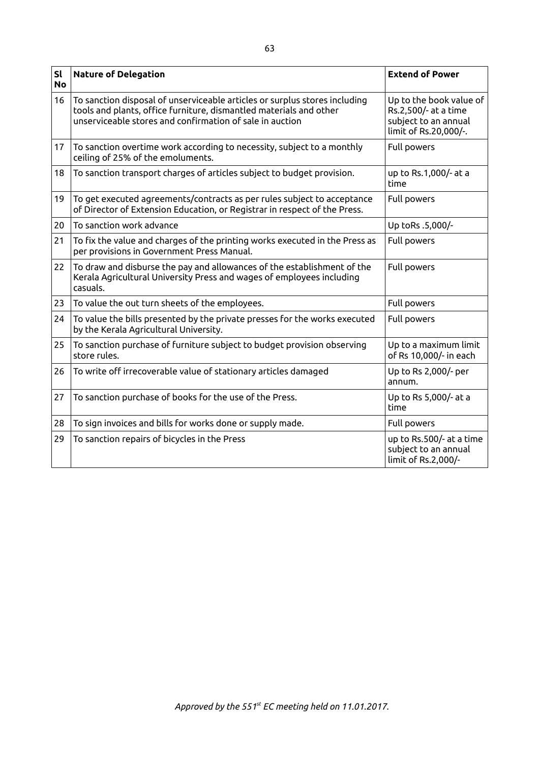| Sl No | Nature of Delegation | Extend of Power |
|---|---|---|
| 16 | To sanction disposal of unserviceable articles or surplus stores including tools and plants, office furniture, dismantled materials and other unserviceable stores and confirmation of sale in auction | Up to the book value of Rs.2,500/- at a time subject to an annual limit of Rs.20,000/-. |
| 17 | To sanction overtime work according to necessity, subject to a monthly ceiling of 25% of the emoluments. | Full powers |
| 18 | To sanction transport charges of articles subject to budget provision. | up to Rs.1,000/- at a time |
| 19 | To get executed agreements/contracts as per rules subject to acceptance of Director of Extension Education, or Registrar in respect of the Press. | Full powers |
| 20 | To sanction work advance | Up toRs .5,000/- |
| 21 | To fix the value and charges of the printing works executed in the Press as per provisions in Government Press Manual. | Full powers |
| 22 | To draw and disburse the pay and allowances of the establishment of the Kerala Agricultural University Press and wages of employees including casuals. | Full powers |
| 23 | To value the out turn sheets of the employees. | Full powers |
| 24 | To value the bills presented by the private presses for the works executed by the Kerala Agricultural University. | Full powers |
| 25 | To sanction purchase of furniture subject to budget provision observing store rules. | Up to a maximum limit of Rs 10,000/- in each |
| 26 | To write off irrecoverable value of stationary articles damaged | Up to Rs 2,000/- per annum. |
| 27 | To sanction purchase of books for the use of the Press. | Up to Rs 5,000/- at a time |
| 28 | To sign invoices and bills for works done or supply made. | Full powers |
| 29 | To sanction repairs of bicycles in the Press | up to Rs.500/- at a time subject to an annual limit of Rs.2,000/- |

*Approved by the 551st EC meeting held on 11.01.2017.*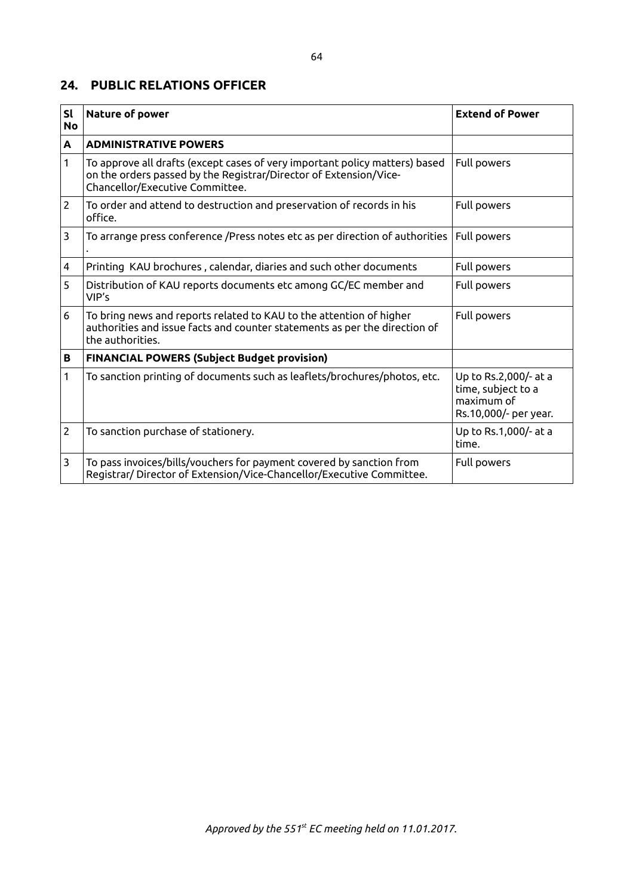## 24. PUBLIC RELATIONS OFFICER

| Sl No | Nature of power | Extend of Power |
|---|---|---|
| **A** | **ADMINISTRATIVE POWERS** | |
| 1 | To approve all drafts (except cases of very important policy matters) based on the orders passed by the Registrar/Director of Extension/Vice-Chancellor/Executive Committee. | Full powers |
| 2 | To order and attend to destruction and preservation of records in his office. | Full powers |
| 3 | To arrange press conference /Press notes etc as per direction of authorities . | Full powers |
| 4 | Printing KAU brochures , calendar, diaries and such other documents | Full powers |
| 5 | Distribution of KAU reports documents etc among GC/EC member and VIP's | Full powers |
| 6 | To bring news and reports related to KAU to the attention of higher authorities and issue facts and counter statements as per the direction of the authorities. | Full powers |
| **B** | **FINANCIAL POWERS (Subject Budget provision)** | |
| 1 | To sanction printing of documents such as leaflets/brochures/photos, etc. | Up to Rs.2,000/- at a time, subject to a maximum of Rs.10,000/- per year. |
| 2 | To sanction purchase of stationery. | Up to Rs.1,000/- at a time. |
| 3 | To pass invoices/bills/vouchers for payment covered by sanction from Registrar/ Director of Extension/Vice-Chancellor/Executive Committee. | Full powers |

*Approved by the 551st EC meeting held on 11.01.2017.*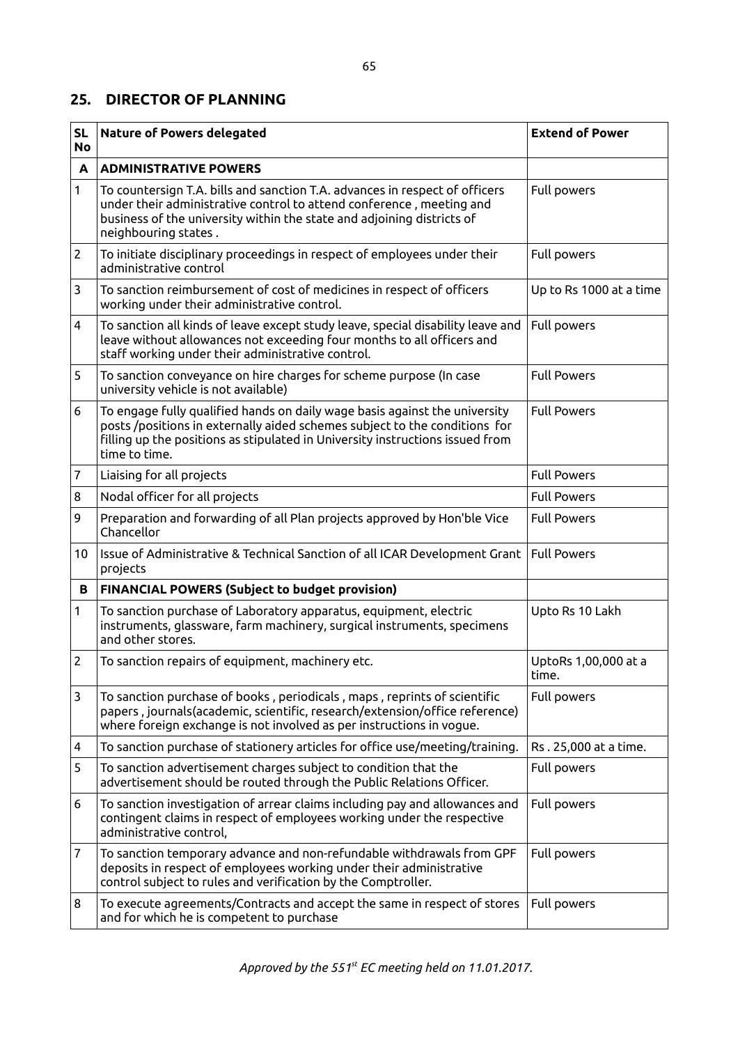## 25. DIRECTOR OF PLANNING

| SL No | Nature of Powers delegated | Extend of Power |
|---|---|---|
| **A** | **ADMINISTRATIVE POWERS** | |
| 1 | To countersign T.A. bills and sanction T.A. advances in respect of officers under their administrative control to attend conference , meeting and business of the university within the state and adjoining districts of neighbouring states . | Full powers |
| 2 | To initiate disciplinary proceedings in respect of employees under their administrative control | Full powers |
| 3 | To sanction reimbursement of cost of medicines in respect of officers working under their administrative control. | Up to Rs 1000 at a time |
| 4 | To sanction all kinds of leave except study leave, special disability leave and leave without allowances not exceeding four months to all officers and staff working under their administrative control. | Full powers |
| 5 | To sanction conveyance on hire charges for scheme purpose (In case university vehicle is not available) | Full Powers |
| 6 | To engage fully qualified hands on daily wage basis against the university posts /positions in externally aided schemes subject to the conditions for filling up the positions as stipulated in University instructions issued from time to time. | Full Powers |
| 7 | Liaising for all projects | Full Powers |
| 8 | Nodal officer for all projects | Full Powers |
| 9 | Preparation and forwarding of all Plan projects approved by Hon'ble Vice Chancellor | Full Powers |
| 10 | Issue of Administrative & Technical Sanction of all ICAR Development Grant projects | Full Powers |
| **B** | **FINANCIAL POWERS (Subject to budget provision)** | |
| 1 | To sanction purchase of Laboratory apparatus, equipment, electric instruments, glassware, farm machinery, surgical instruments, specimens and other stores. | Upto Rs 10 Lakh |
| 2 | To sanction repairs of equipment, machinery etc. | UptoRs 1,00,000 at a time. |
| 3 | To sanction purchase of books , periodicals , maps , reprints of scientific papers , journals(academic, scientific, research/extension/office reference) where foreign exchange is not involved as per instructions in vogue. | Full powers |
| 4 | To sanction purchase of stationery articles for office use/meeting/training. | Rs . 25,000 at a time. |
| 5 | To sanction advertisement charges subject to condition that the advertisement should be routed through the Public Relations Officer. | Full powers |
| 6 | To sanction investigation of arrear claims including pay and allowances and contingent claims in respect of employees working under the respective administrative control, | Full powers |
| 7 | To sanction temporary advance and non-refundable withdrawals from GPF deposits in respect of employees working under their administrative control subject to rules and verification by the Comptroller. | Full powers |
| 8 | To execute agreements/Contracts and accept the same in respect of stores and for which he is competent to purchase | Full powers |

*Approved by the 551st EC meeting held on 11.01.2017.*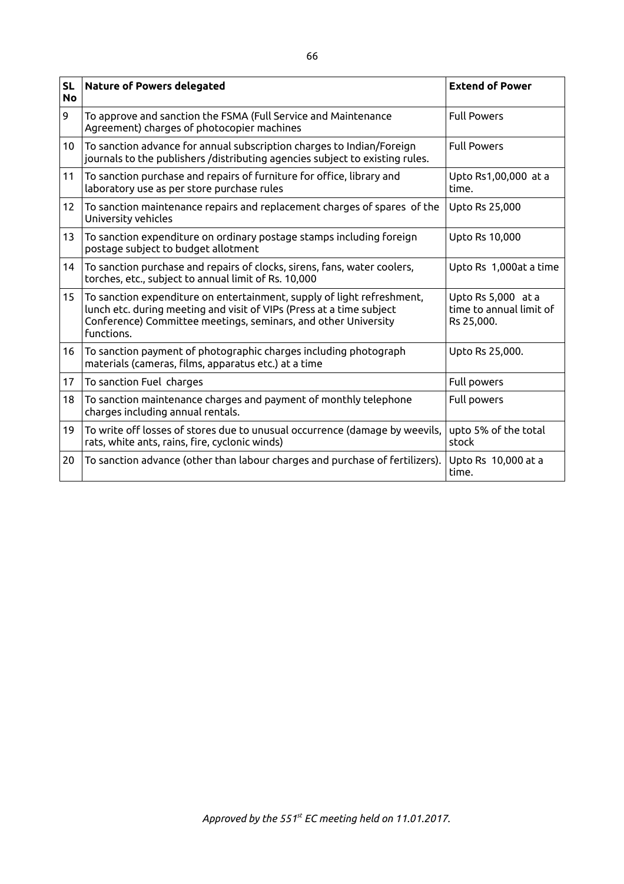| SL No | Nature of Powers delegated | Extend of Power |
|---|---|---|
| 9 | To approve and sanction the FSMA (Full Service and Maintenance Agreement) charges of photocopier machines | Full Powers |
| 10 | To sanction advance for annual subscription charges to Indian/Foreign journals to the publishers /distributing agencies subject to existing rules. | Full Powers |
| 11 | To sanction purchase and repairs of furniture for office, library and laboratory use as per store purchase rules | Upto Rs1,00,000 at a time. |
| 12 | To sanction maintenance repairs and replacement charges of spares of the University vehicles | Upto Rs 25,000 |
| 13 | To sanction expenditure on ordinary postage stamps including foreign postage subject to budget allotment | Upto Rs 10,000 |
| 14 | To sanction purchase and repairs of clocks, sirens, fans, water coolers, torches, etc., subject to annual limit of Rs. 10,000 | Upto Rs 1,000at a time |
| 15 | To sanction expenditure on entertainment, supply of light refreshment, lunch etc. during meeting and visit of VIPs (Press at a time subject Conference) Committee meetings, seminars, and other University functions. | Upto Rs 5,000 at a time to annual limit of Rs 25,000. |
| 16 | To sanction payment of photographic charges including photograph materials (cameras, films, apparatus etc.) at a time | Upto Rs 25,000. |
| 17 | To sanction Fuel charges | Full powers |
| 18 | To sanction maintenance charges and payment of monthly telephone charges including annual rentals. | Full powers |
| 19 | To write off losses of stores due to unusual occurrence (damage by weevils, rats, white ants, rains, fire, cyclonic winds) | upto 5% of the total stock |
| 20 | To sanction advance (other than labour charges and purchase of fertilizers). | Upto Rs 10,000 at a time. |

*Approved by the 551st EC meeting held on 11.01.2017.*